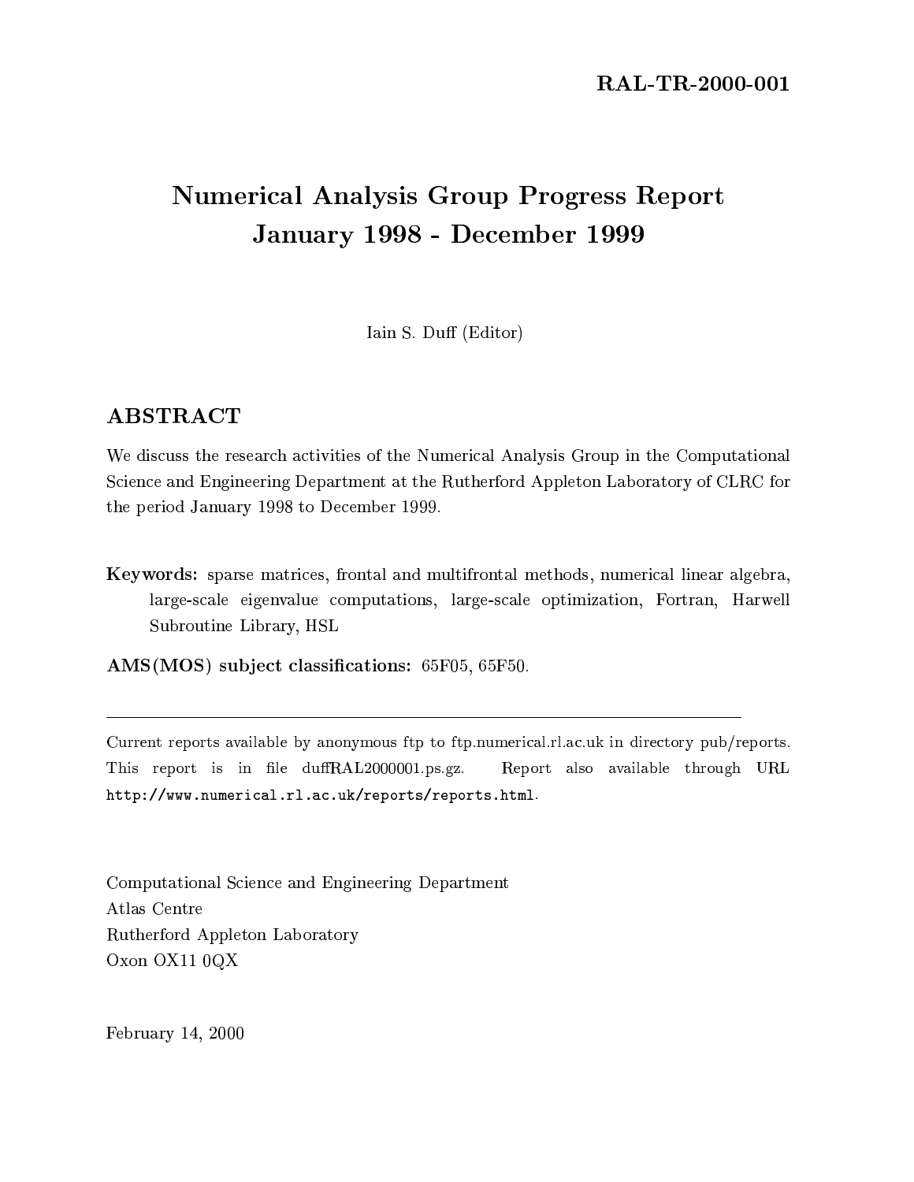**RAL-TR-2000-001**

# Numerical Analysis Group Progress Report
# January 1998 - December 1999

Iain S. Duff (Editor)

## ABSTRACT

We discuss the research activities of the Numerical Analysis Group in the Computational Science and Engineering Department at the Rutherford Appleton Laboratory of CLRC for the period January 1998 to December 1999.

**Keywords:** sparse matrices, frontal and multifrontal methods, numerical linear algebra, large-scale eigenvalue computations, large-scale optimization, Fortran, Harwell Subroutine Library, HSL

**AMS(MOS) subject classifications:** 65F05, 65F50.

---

Current reports available by anonymous ftp to ftp.numerical.rl.ac.uk in directory pub/reports. This report is in file duffRAL2000001.ps.gz. Report also available through URL `http://www.numerical.rl.ac.uk/reports/reports.html`.

Computational Science and Engineering Department
Atlas Centre
Rutherford Appleton Laboratory
Oxon OX11 0QX

February 14, 2000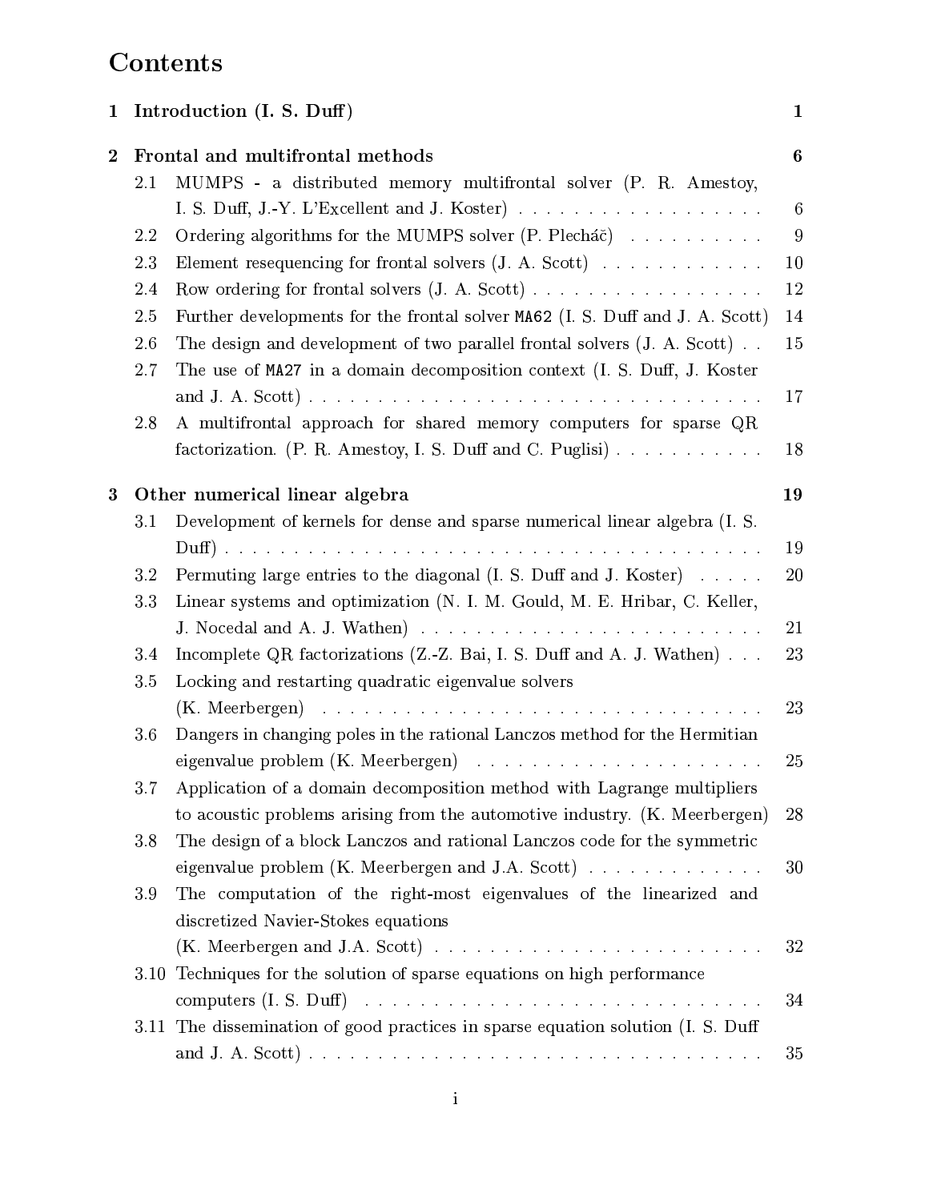# Contents

| | | |
|---|---|---|
| **1** | **Introduction (I. S. Duff)** | **1** |
| **2** | **Frontal and multifrontal methods** | **6** |
| 2.1 | MUMPS - a distributed memory multifrontal solver (P. R. Amestoy, I. S. Duff, J.-Y. L'Excellent and J. Koster) | 6 |
| 2.2 | Ordering algorithms for the MUMPS solver (P. Plecháč) | 9 |
| 2.3 | Element resequencing for frontal solvers (J. A. Scott) | 10 |
| 2.4 | Row ordering for frontal solvers (J. A. Scott) | 12 |
| 2.5 | Further developments for the frontal solver `MA62` (I. S. Duff and J. A. Scott) | 14 |
| 2.6 | The design and development of two parallel frontal solvers (J. A. Scott) | 15 |
| 2.7 | The use of `MA27` in a domain decomposition context (I. S. Duff, J. Koster and J. A. Scott) | 17 |
| 2.8 | A multifrontal approach for shared memory computers for sparse QR factorization. (P. R. Amestoy, I. S. Duff and C. Puglisi) | 18 |
| **3** | **Other numerical linear algebra** | **19** |
| 3.1 | Development of kernels for dense and sparse numerical linear algebra (I. S. Duff) | 19 |
| 3.2 | Permuting large entries to the diagonal (I. S. Duff and J. Koster) | 20 |
| 3.3 | Linear systems and optimization (N. I. M. Gould, M. E. Hribar, C. Keller, J. Nocedal and A. J. Wathen) | 21 |
| 3.4 | Incomplete QR factorizations (Z.-Z. Bai, I. S. Duff and A. J. Wathen) | 23 |
| 3.5 | Locking and restarting quadratic eigenvalue solvers (K. Meerbergen) | 23 |
| 3.6 | Dangers in changing poles in the rational Lanczos method for the Hermitian eigenvalue problem (K. Meerbergen) | 25 |
| 3.7 | Application of a domain decomposition method with Lagrange multipliers to acoustic problems arising from the automotive industry. (K. Meerbergen) | 28 |
| 3.8 | The design of a block Lanczos and rational Lanczos code for the symmetric eigenvalue problem (K. Meerbergen and J.A. Scott) | 30 |
| 3.9 | The computation of the right-most eigenvalues of the linearized and discretized Navier-Stokes equations (K. Meerbergen and J.A. Scott) | 32 |
| 3.10 | Techniques for the solution of sparse equations on high performance computers (I. S. Duff) | 34 |
| 3.11 | The dissemination of good practices in sparse equation solution (I. S. Duff and J. A. Scott) | 35 |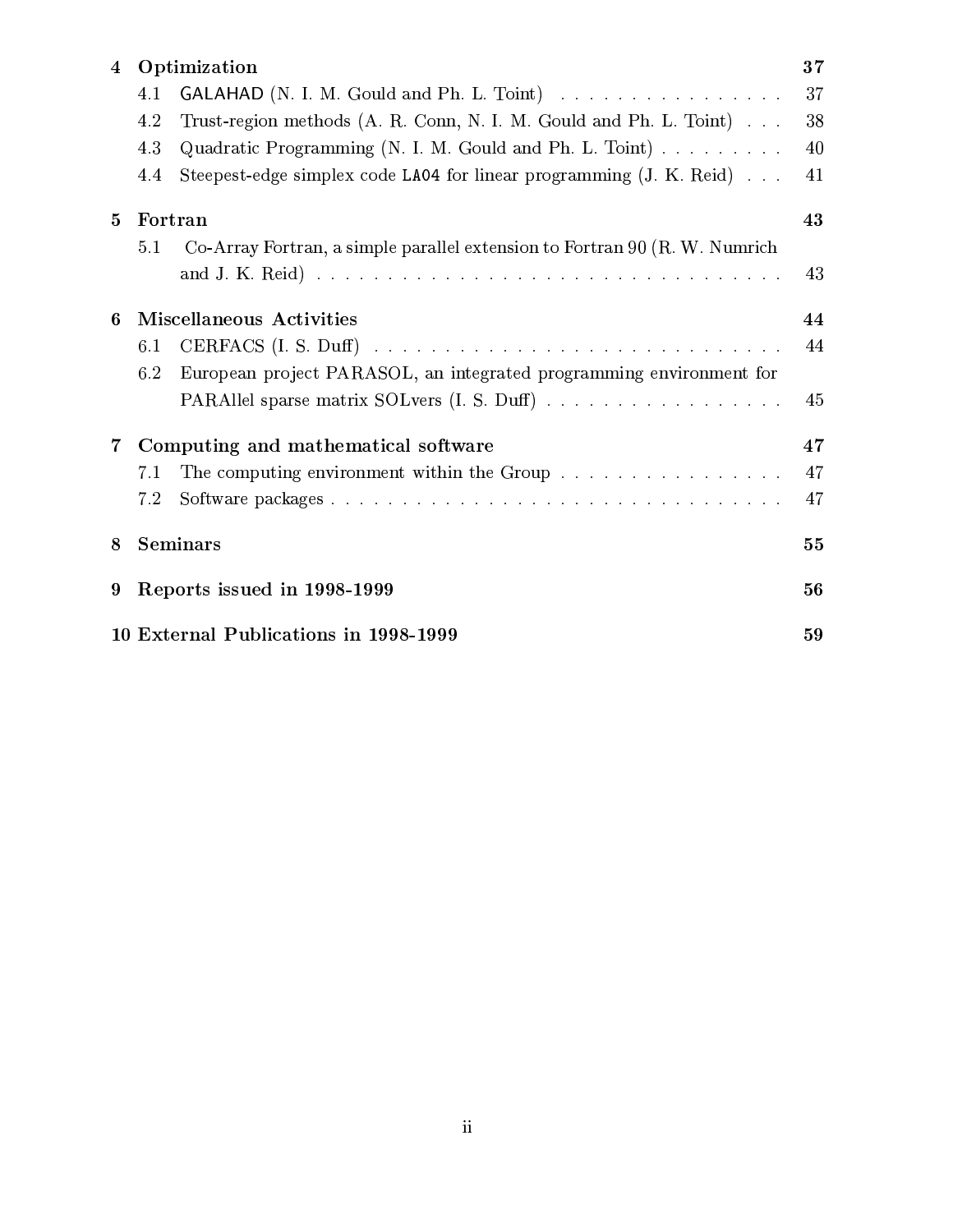| | | |
|---|---|---|
| **4** | **Optimization** | **37** |
| 4.1 | GALAHAD (N. I. M. Gould and Ph. L. Toint) | 37 |
| 4.2 | Trust-region methods (A. R. Conn, N. I. M. Gould and Ph. L. Toint) | 38 |
| 4.3 | Quadratic Programming (N. I. M. Gould and Ph. L. Toint) | 40 |
| 4.4 | Steepest-edge simplex code LA04 for linear programming (J. K. Reid) | 41 |
| **5** | **Fortran** | **43** |
| 5.1 | Co-Array Fortran, a simple parallel extension to Fortran 90 (R. W. Numrich and J. K. Reid) | 43 |
| **6** | **Miscellaneous Activities** | **44** |
| 6.1 | CERFACS (I. S. Duff) | 44 |
| 6.2 | European project PARASOL, an integrated programming environment for PARAllel sparse matrix SOLvers (I. S. Duff) | 45 |
| **7** | **Computing and mathematical software** | **47** |
| 7.1 | The computing environment within the Group | 47 |
| 7.2 | Software packages | 47 |
| **8** | **Seminars** | **55** |
| **9** | **Reports issued in 1998-1999** | **56** |
| **10** | **External Publications in 1998-1999** | **59** |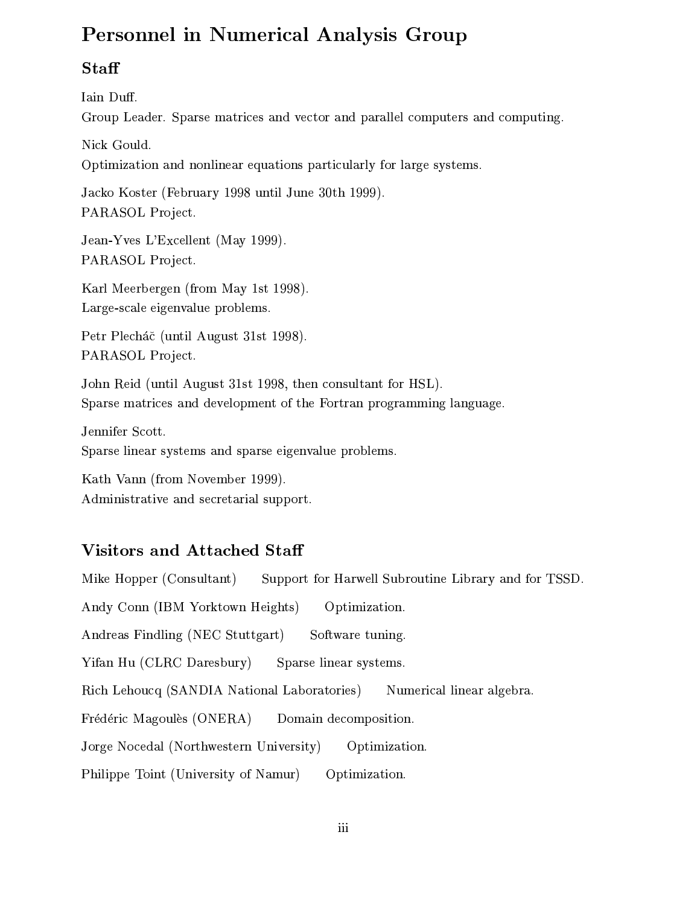# Personnel in Numerical Analysis Group

## Staff

Iain Duff.
Group Leader. Sparse matrices and vector and parallel computers and computing.

Nick Gould.
Optimization and nonlinear equations particularly for large systems.

Jacko Koster (February 1998 until June 30th 1999).
PARASOL Project.

Jean-Yves L'Excellent (May 1999).
PARASOL Project.

Karl Meerbergen (from May 1st 1998).
Large-scale eigenvalue problems.

Petr Plecháč (until August 31st 1998).
PARASOL Project.

John Reid (until August 31st 1998, then consultant for HSL).
Sparse matrices and development of the Fortran programming language.

Jennifer Scott.
Sparse linear systems and sparse eigenvalue problems.

Kath Vann (from November 1999).
Administrative and secretarial support.

## Visitors and Attached Staff

Mike Hopper (Consultant) Support for Harwell Subroutine Library and for TSSD.

Andy Conn (IBM Yorktown Heights) Optimization.

Andreas Findling (NEC Stuttgart) Software tuning.

Yifan Hu (CLRC Daresbury) Sparse linear systems.

Rich Lehoucq (SANDIA National Laboratories) Numerical linear algebra.

Frédéric Magoulès (ONERA) Domain decomposition.

Jorge Nocedal (Northwestern University) Optimization.

Philippe Toint (University of Namur) Optimization.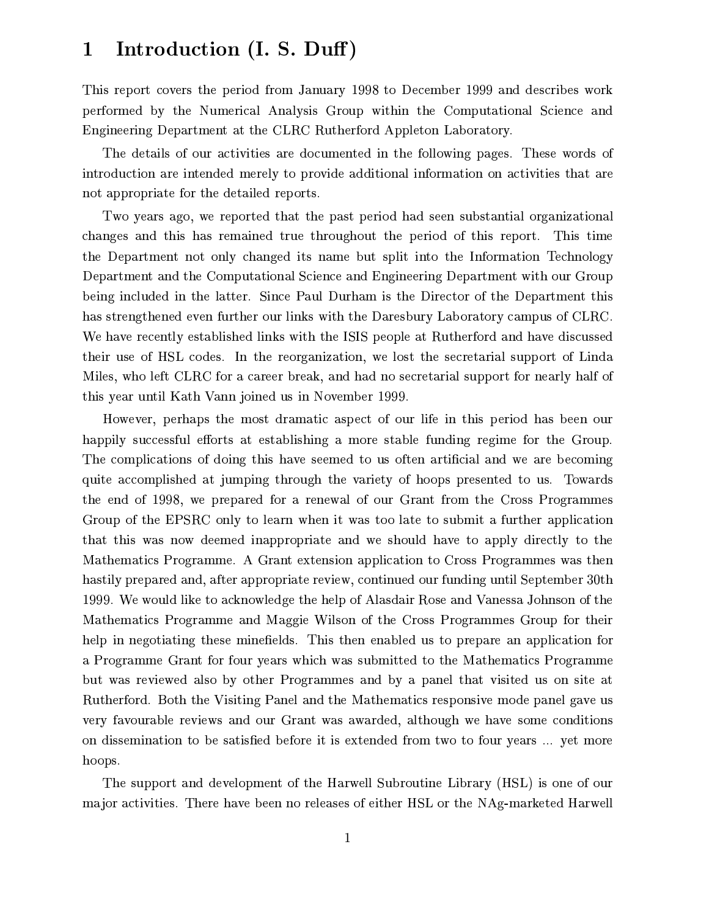# 1 Introduction (I. S. Duff)

This report covers the period from January 1998 to December 1999 and describes work performed by the Numerical Analysis Group within the Computational Science and Engineering Department at the CLRC Rutherford Appleton Laboratory.

The details of our activities are documented in the following pages. These words of introduction are intended merely to provide additional information on activities that are not appropriate for the detailed reports.

Two years ago, we reported that the past period had seen substantial organizational changes and this has remained true throughout the period of this report. This time the Department not only changed its name but split into the Information Technology Department and the Computational Science and Engineering Department with our Group being included in the latter. Since Paul Durham is the Director of the Department this has strengthened even further our links with the Daresbury Laboratory campus of CLRC. We have recently established links with the ISIS people at Rutherford and have discussed their use of HSL codes. In the reorganization, we lost the secretarial support of Linda Miles, who left CLRC for a career break, and had no secretarial support for nearly half of this year until Kath Vann joined us in November 1999.

However, perhaps the most dramatic aspect of our life in this period has been our happily successful efforts at establishing a more stable funding regime for the Group. The complications of doing this have seemed to us often artificial and we are becoming quite accomplished at jumping through the variety of hoops presented to us. Towards the end of 1998, we prepared for a renewal of our Grant from the Cross Programmes Group of the EPSRC only to learn when it was too late to submit a further application that this was now deemed inappropriate and we should have to apply directly to the Mathematics Programme. A Grant extension application to Cross Programmes was then hastily prepared and, after appropriate review, continued our funding until September 30th 1999. We would like to acknowledge the help of Alasdair Rose and Vanessa Johnson of the Mathematics Programme and Maggie Wilson of the Cross Programmes Group for their help in negotiating these minefields. This then enabled us to prepare an application for a Programme Grant for four years which was submitted to the Mathematics Programme but was reviewed also by other Programmes and by a panel that visited us on site at Rutherford. Both the Visiting Panel and the Mathematics responsive mode panel gave us very favourable reviews and our Grant was awarded, although we have some conditions on dissemination to be satisfied before it is extended from two to four years ... yet more hoops.

The support and development of the Harwell Subroutine Library (HSL) is one of our major activities. There have been no releases of either HSL or the NAg-marketed Harwell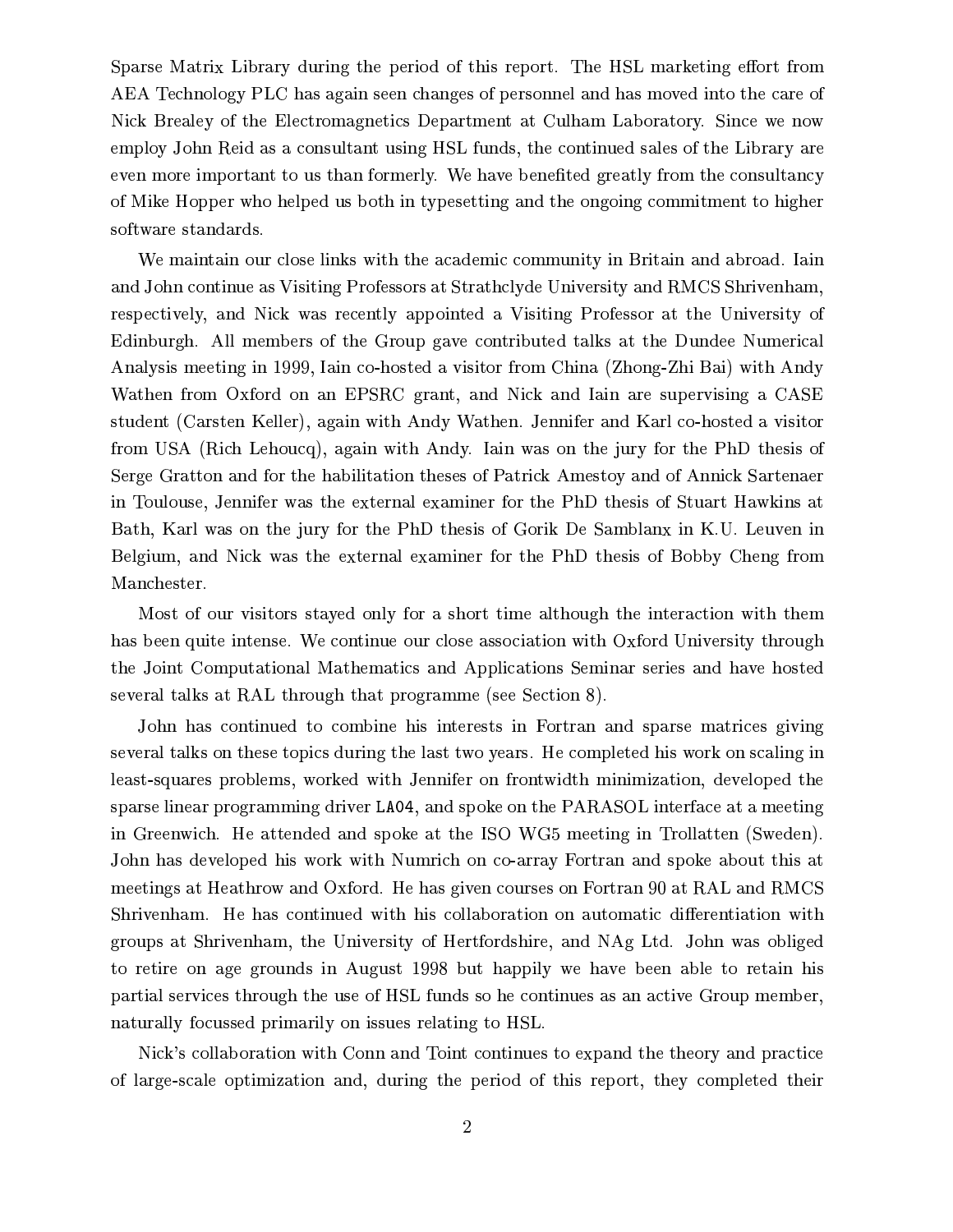Sparse Matrix Library during the period of this report. The HSL marketing effort from AEA Technology PLC has again seen changes of personnel and has moved into the care of Nick Brealey of the Electromagnetics Department at Culham Laboratory. Since we now employ John Reid as a consultant using HSL funds, the continued sales of the Library are even more important to us than formerly. We have benefited greatly from the consultancy of Mike Hopper who helped us both in typesetting and the ongoing commitment to higher software standards.

We maintain our close links with the academic community in Britain and abroad. Iain and John continue as Visiting Professors at Strathclyde University and RMCS Shrivenham, respectively, and Nick was recently appointed a Visiting Professor at the University of Edinburgh. All members of the Group gave contributed talks at the Dundee Numerical Analysis meeting in 1999, Iain co-hosted a visitor from China (Zhong-Zhi Bai) with Andy Wathen from Oxford on an EPSRC grant, and Nick and Iain are supervising a CASE student (Carsten Keller), again with Andy Wathen. Jennifer and Karl co-hosted a visitor from USA (Rich Lehoucq), again with Andy. Iain was on the jury for the PhD thesis of Serge Gratton and for the habilitation theses of Patrick Amestoy and of Annick Sartenaer in Toulouse, Jennifer was the external examiner for the PhD thesis of Stuart Hawkins at Bath, Karl was on the jury for the PhD thesis of Gorik De Samblanx in K.U. Leuven in Belgium, and Nick was the external examiner for the PhD thesis of Bobby Cheng from Manchester.

Most of our visitors stayed only for a short time although the interaction with them has been quite intense. We continue our close association with Oxford University through the Joint Computational Mathematics and Applications Seminar series and have hosted several talks at RAL through that programme (see Section 8).

John has continued to combine his interests in Fortran and sparse matrices giving several talks on these topics during the last two years. He completed his work on scaling in least-squares problems, worked with Jennifer on frontwidth minimization, developed the sparse linear programming driver `LA04`, and spoke on the PARASOL interface at a meeting in Greenwich. He attended and spoke at the ISO WG5 meeting in Trollatten (Sweden). John has developed his work with Numrich on co-array Fortran and spoke about this at meetings at Heathrow and Oxford. He has given courses on Fortran 90 at RAL and RMCS Shrivenham. He has continued with his collaboration on automatic differentiation with groups at Shrivenham, the University of Hertfordshire, and NAg Ltd. John was obliged to retire on age grounds in August 1998 but happily we have been able to retain his partial services through the use of HSL funds so he continues as an active Group member, naturally focussed primarily on issues relating to HSL.

Nick's collaboration with Conn and Toint continues to expand the theory and practice of large-scale optimization and, during the period of this report, they completed their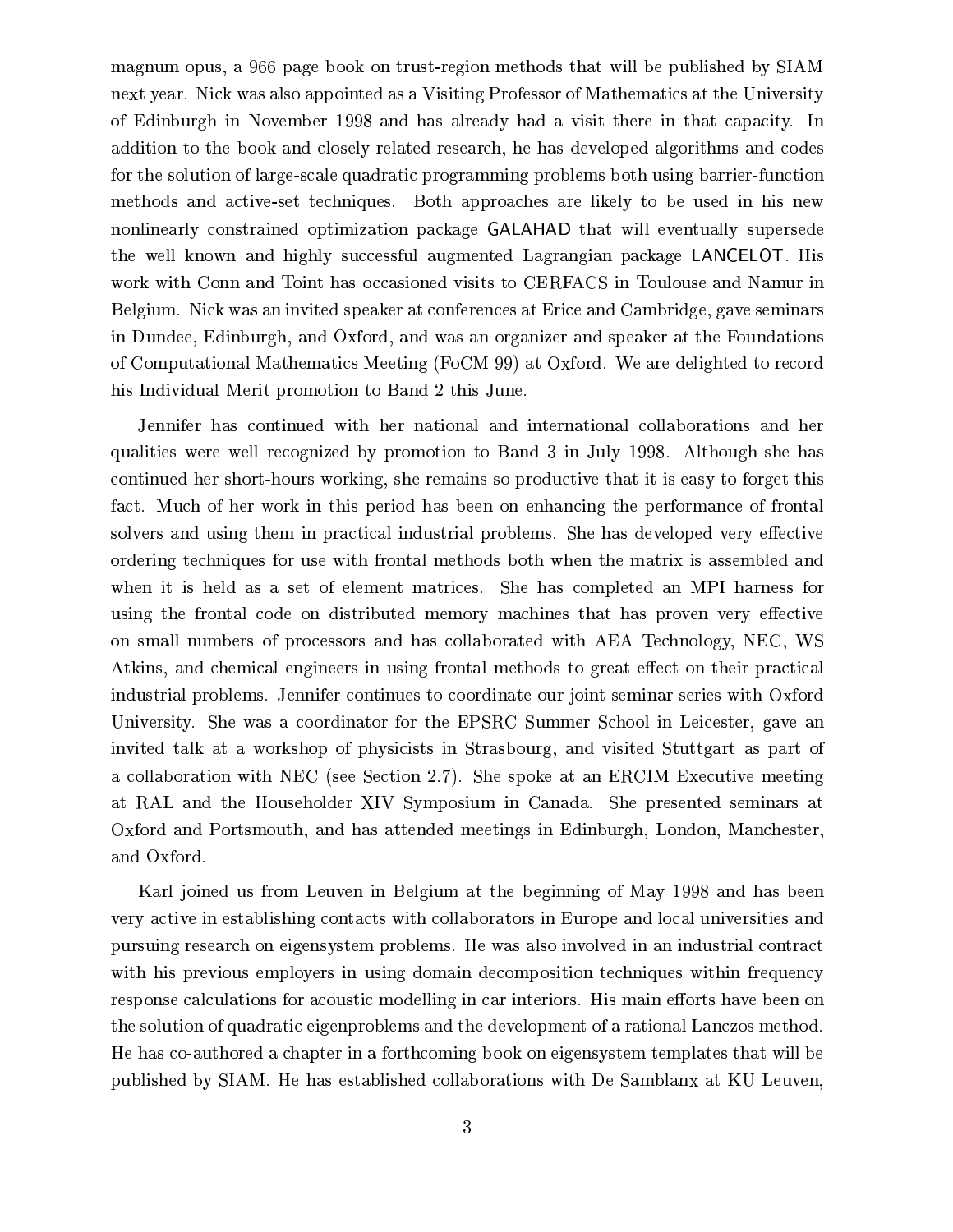magnum opus, a 966 page book on trust-region methods that will be published by SIAM next year. Nick was also appointed as a Visiting Professor of Mathematics at the University of Edinburgh in November 1998 and has already had a visit there in that capacity. In addition to the book and closely related research, he has developed algorithms and codes for the solution of large-scale quadratic programming problems both using barrier-function methods and active-set techniques. Both approaches are likely to be used in his new nonlinearly constrained optimization package GALAHAD that will eventually supersede the well known and highly successful augmented Lagrangian package LANCELOT. His work with Conn and Toint has occasioned visits to CERFACS in Toulouse and Namur in Belgium. Nick was an invited speaker at conferences at Erice and Cambridge, gave seminars in Dundee, Edinburgh, and Oxford, and was an organizer and speaker at the Foundations of Computational Mathematics Meeting (FoCM 99) at Oxford. We are delighted to record his Individual Merit promotion to Band 2 this June.

Jennifer has continued with her national and international collaborations and her qualities were well recognized by promotion to Band 3 in July 1998. Although she has continued her short-hours working, she remains so productive that it is easy to forget this fact. Much of her work in this period has been on enhancing the performance of frontal solvers and using them in practical industrial problems. She has developed very effective ordering techniques for use with frontal methods both when the matrix is assembled and when it is held as a set of element matrices. She has completed an MPI harness for using the frontal code on distributed memory machines that has proven very effective on small numbers of processors and has collaborated with AEA Technology, NEC, WS Atkins, and chemical engineers in using frontal methods to great effect on their practical industrial problems. Jennifer continues to coordinate our joint seminar series with Oxford University. She was a coordinator for the EPSRC Summer School in Leicester, gave an invited talk at a workshop of physicists in Strasbourg, and visited Stuttgart as part of a collaboration with NEC (see Section 2.7). She spoke at an ERCIM Executive meeting at RAL and the Householder XIV Symposium in Canada. She presented seminars at Oxford and Portsmouth, and has attended meetings in Edinburgh, London, Manchester, and Oxford.

Karl joined us from Leuven in Belgium at the beginning of May 1998 and has been very active in establishing contacts with collaborators in Europe and local universities and pursuing research on eigensystem problems. He was also involved in an industrial contract with his previous employers in using domain decomposition techniques within frequency response calculations for acoustic modelling in car interiors. His main efforts have been on the solution of quadratic eigenproblems and the development of a rational Lanczos method. He has co-authored a chapter in a forthcoming book on eigensystem templates that will be published by SIAM. He has established collaborations with De Samblanx at KU Leuven,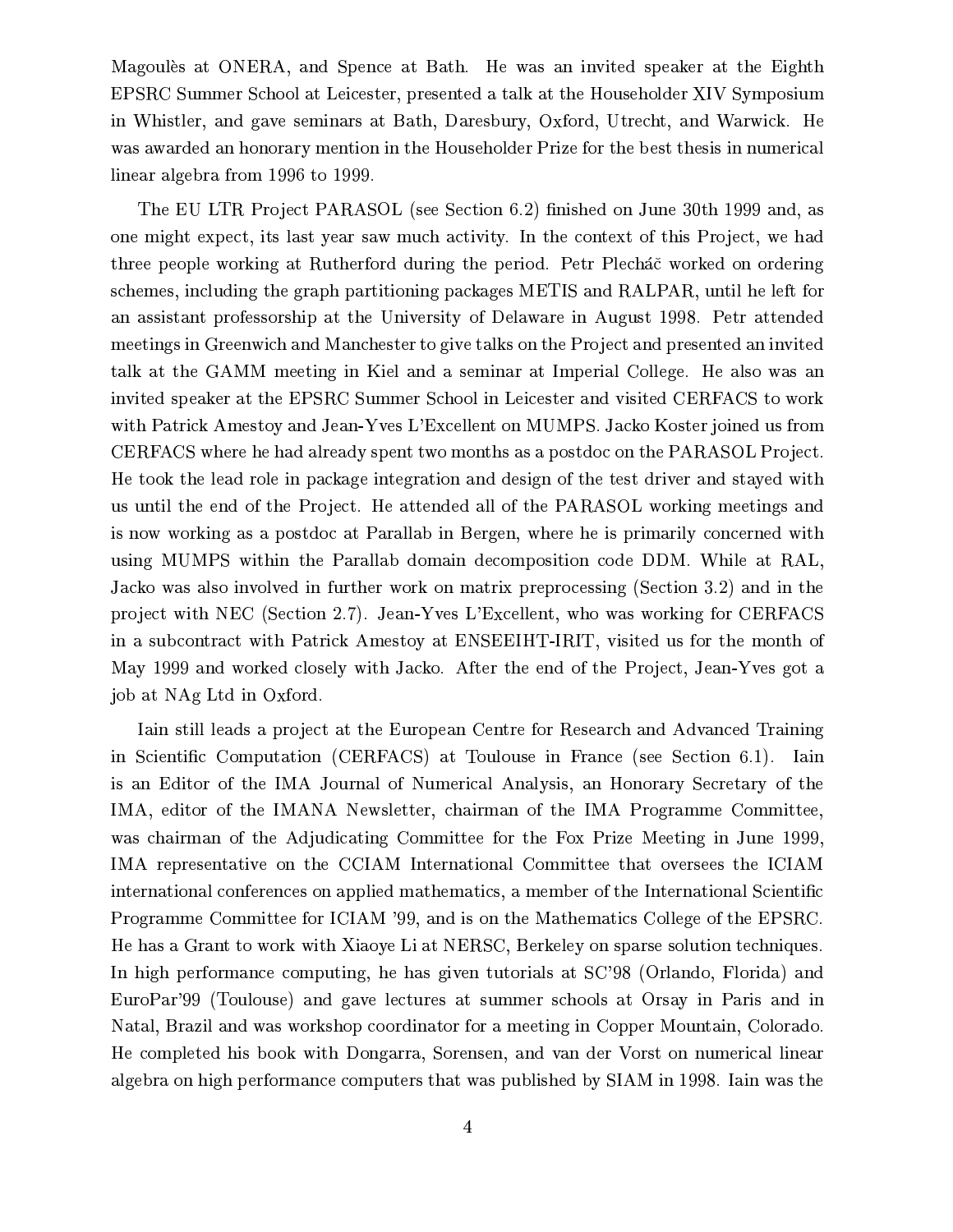Magoulès at ONERA, and Spence at Bath. He was an invited speaker at the Eighth EPSRC Summer School at Leicester, presented a talk at the Householder XIV Symposium in Whistler, and gave seminars at Bath, Daresbury, Oxford, Utrecht, and Warwick. He was awarded an honorary mention in the Householder Prize for the best thesis in numerical linear algebra from 1996 to 1999.

The EU LTR Project PARASOL (see Section 6.2) finished on June 30th 1999 and, as one might expect, its last year saw much activity. In the context of this Project, we had three people working at Rutherford during the period. Petr Plecháč worked on ordering schemes, including the graph partitioning packages METIS and RALPAR, until he left for an assistant professorship at the University of Delaware in August 1998. Petr attended meetings in Greenwich and Manchester to give talks on the Project and presented an invited talk at the GAMM meeting in Kiel and a seminar at Imperial College. He also was an invited speaker at the EPSRC Summer School in Leicester and visited CERFACS to work with Patrick Amestoy and Jean-Yves L'Excellent on MUMPS. Jacko Koster joined us from CERFACS where he had already spent two months as a postdoc on the PARASOL Project. He took the lead role in package integration and design of the test driver and stayed with us until the end of the Project. He attended all of the PARASOL working meetings and is now working as a postdoc at Parallab in Bergen, where he is primarily concerned with using MUMPS within the Parallab domain decomposition code DDM. While at RAL, Jacko was also involved in further work on matrix preprocessing (Section 3.2) and in the project with NEC (Section 2.7). Jean-Yves L'Excellent, who was working for CERFACS in a subcontract with Patrick Amestoy at ENSEEIHT-IRIT, visited us for the month of May 1999 and worked closely with Jacko. After the end of the Project, Jean-Yves got a job at NAg Ltd in Oxford.

Iain still leads a project at the European Centre for Research and Advanced Training in Scientific Computation (CERFACS) at Toulouse in France (see Section 6.1). Iain is an Editor of the IMA Journal of Numerical Analysis, an Honorary Secretary of the IMA, editor of the IMANA Newsletter, chairman of the IMA Programme Committee, was chairman of the Adjudicating Committee for the Fox Prize Meeting in June 1999, IMA representative on the CCIAM International Committee that oversees the ICIAM international conferences on applied mathematics, a member of the International Scientific Programme Committee for ICIAM '99, and is on the Mathematics College of the EPSRC. He has a Grant to work with Xiaoye Li at NERSC, Berkeley on sparse solution techniques. In high performance computing, he has given tutorials at SC'98 (Orlando, Florida) and EuroPar'99 (Toulouse) and gave lectures at summer schools at Orsay in Paris and in Natal, Brazil and was workshop coordinator for a meeting in Copper Mountain, Colorado. He completed his book with Dongarra, Sorensen, and van der Vorst on numerical linear algebra on high performance computers that was published by SIAM in 1998. Iain was the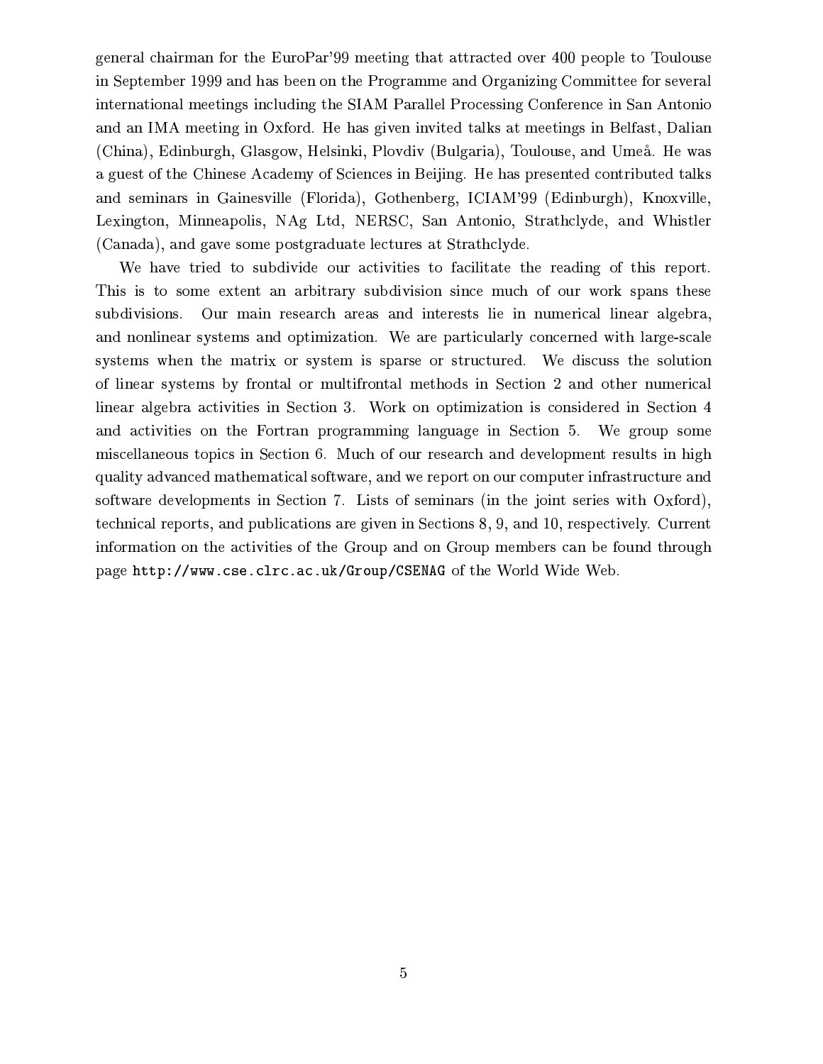general chairman for the EuroPar'99 meeting that attracted over 400 people to Toulouse in September 1999 and has been on the Programme and Organizing Committee for several international meetings including the SIAM Parallel Processing Conference in San Antonio and an IMA meeting in Oxford. He has given invited talks at meetings in Belfast, Dalian (China), Edinburgh, Glasgow, Helsinki, Plovdiv (Bulgaria), Toulouse, and Umeå. He was a guest of the Chinese Academy of Sciences in Beijing. He has presented contributed talks and seminars in Gainesville (Florida), Gothenberg, ICIAM'99 (Edinburgh), Knoxville, Lexington, Minneapolis, NAg Ltd, NERSC, San Antonio, Strathclyde, and Whistler (Canada), and gave some postgraduate lectures at Strathclyde.

We have tried to subdivide our activities to facilitate the reading of this report. This is to some extent an arbitrary subdivision since much of our work spans these subdivisions. Our main research areas and interests lie in numerical linear algebra, and nonlinear systems and optimization. We are particularly concerned with large-scale systems when the matrix or system is sparse or structured. We discuss the solution of linear systems by frontal or multifrontal methods in Section 2 and other numerical linear algebra activities in Section 3. Work on optimization is considered in Section 4 and activities on the Fortran programming language in Section 5. We group some miscellaneous topics in Section 6. Much of our research and development results in high quality advanced mathematical software, and we report on our computer infrastructure and software developments in Section 7. Lists of seminars (in the joint series with Oxford), technical reports, and publications are given in Sections 8, 9, and 10, respectively. Current information on the activities of the Group and on Group members can be found through page `http://www.cse.clrc.ac.uk/Group/CSENAG` of the World Wide Web.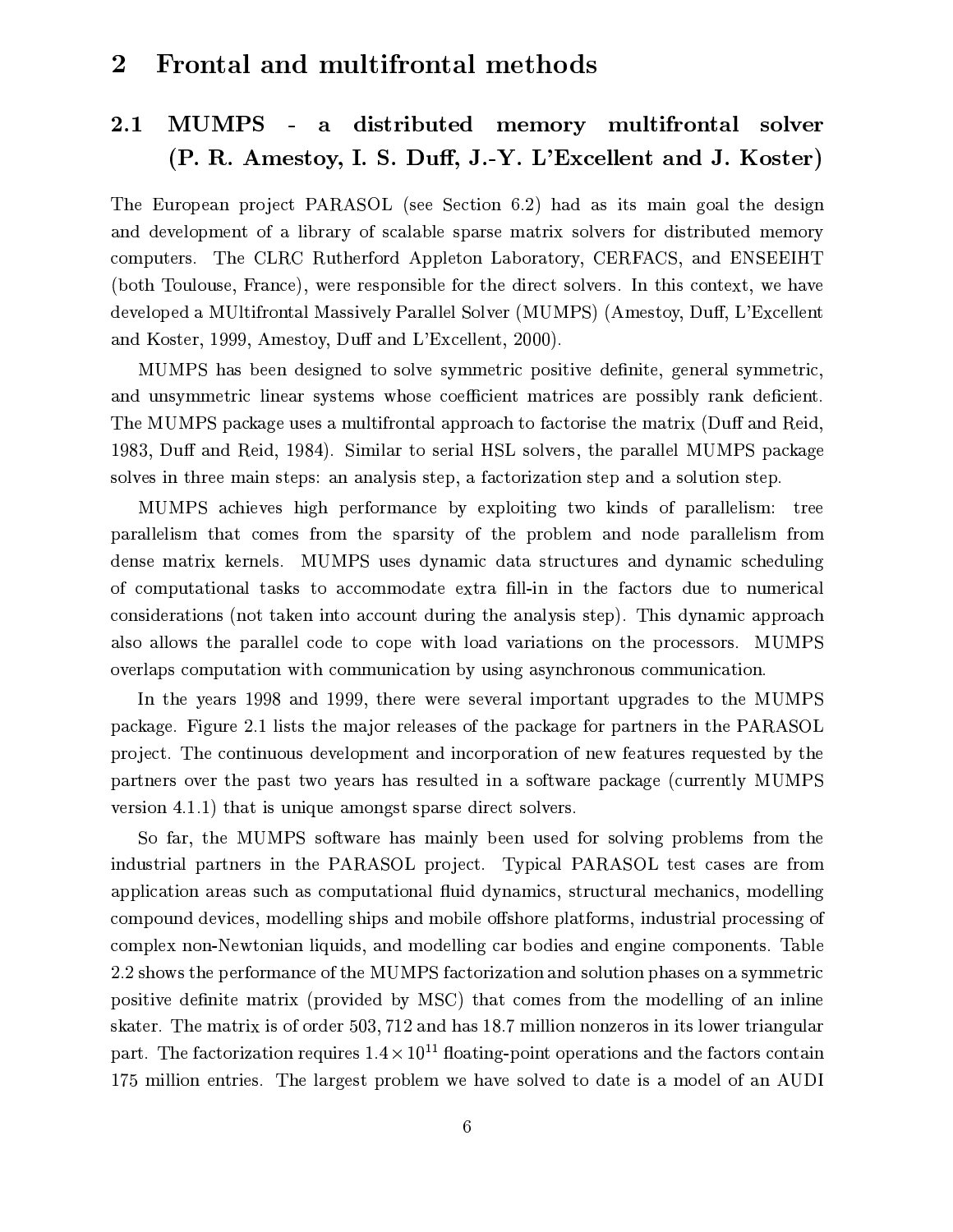# 2 Frontal and multifrontal methods

## 2.1 MUMPS - a distributed memory multifrontal solver (P. R. Amestoy, I. S. Duff, J.-Y. L'Excellent and J. Koster)

The European project PARASOL (see Section 6.2) had as its main goal the design and development of a library of scalable sparse matrix solvers for distributed memory computers. The CLRC Rutherford Appleton Laboratory, CERFACS, and ENSEEIHT (both Toulouse, France), were responsible for the direct solvers. In this context, we have developed a MUltifrontal Massively Parallel Solver (MUMPS) (Amestoy, Duff, L'Excellent and Koster, 1999, Amestoy, Duff and L'Excellent, 2000).

MUMPS has been designed to solve symmetric positive definite, general symmetric, and unsymmetric linear systems whose coefficient matrices are possibly rank deficient. The MUMPS package uses a multifrontal approach to factorise the matrix (Duff and Reid, 1983, Duff and Reid, 1984). Similar to serial HSL solvers, the parallel MUMPS package solves in three main steps: an analysis step, a factorization step and a solution step.

MUMPS achieves high performance by exploiting two kinds of parallelism: tree parallelism that comes from the sparsity of the problem and node parallelism from dense matrix kernels. MUMPS uses dynamic data structures and dynamic scheduling of computational tasks to accommodate extra fill-in in the factors due to numerical considerations (not taken into account during the analysis step). This dynamic approach also allows the parallel code to cope with load variations on the processors. MUMPS overlaps computation with communication by using asynchronous communication.

In the years 1998 and 1999, there were several important upgrades to the MUMPS package. Figure 2.1 lists the major releases of the package for partners in the PARASOL project. The continuous development and incorporation of new features requested by the partners over the past two years has resulted in a software package (currently MUMPS version 4.1.1) that is unique amongst sparse direct solvers.

So far, the MUMPS software has mainly been used for solving problems from the industrial partners in the PARASOL project. Typical PARASOL test cases are from application areas such as computational fluid dynamics, structural mechanics, modelling compound devices, modelling ships and mobile offshore platforms, industrial processing of complex non-Newtonian liquids, and modelling car bodies and engine components. Table 2.2 shows the performance of the MUMPS factorization and solution phases on a symmetric positive definite matrix (provided by MSC) that comes from the modelling of an inline skater. The matrix is of order 503,712 and has 18.7 million nonzeros in its lower triangular part. The factorization requires $1.4 \times 10^{11}$ floating-point operations and the factors contain 175 million entries. The largest problem we have solved to date is a model of an AUDI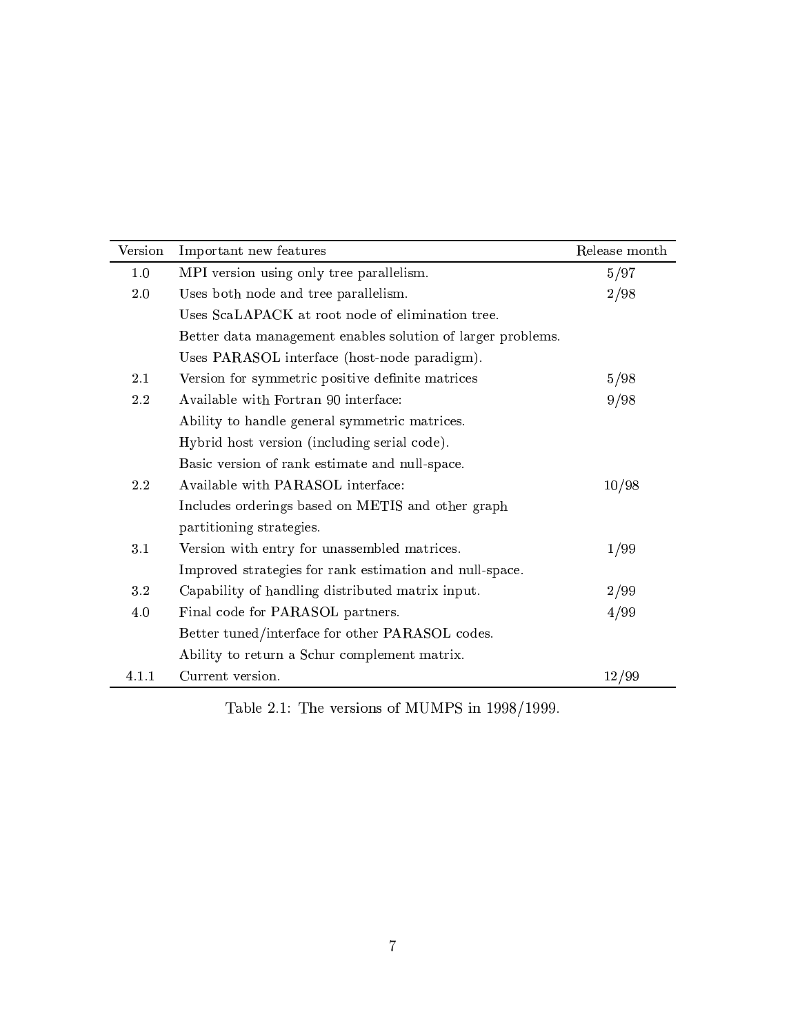| Version | Important new features | Release month |
|---|---|---|
| 1.0 | MPI version using only tree parallelism. | 5/97 |
| 2.0 | Uses both node and tree parallelism. | 2/98 |
| | Uses ScaLAPACK at root node of elimination tree. | |
| | Better data management enables solution of larger problems. | |
| | Uses PARASOL interface (host-node paradigm). | |
| 2.1 | Version for symmetric positive definite matrices | 5/98 |
| 2.2 | Available with Fortran 90 interface: | 9/98 |
| | Ability to handle general symmetric matrices. | |
| | Hybrid host version (including serial code). | |
| | Basic version of rank estimate and null-space. | |
| 2.2 | Available with PARASOL interface: | 10/98 |
| | Includes orderings based on METIS and other graph partitioning strategies. | |
| 3.1 | Version with entry for unassembled matrices. | 1/99 |
| | Improved strategies for rank estimation and null-space. | |
| 3.2 | Capability of handling distributed matrix input. | 2/99 |
| 4.0 | Final code for PARASOL partners. | 4/99 |
| | Better tuned/interface for other PARASOL codes. | |
| | Ability to return a Schur complement matrix. | |
| 4.1.1 | Current version. | 12/99 |

Table 2.1: The versions of MUMPS in 1998/1999.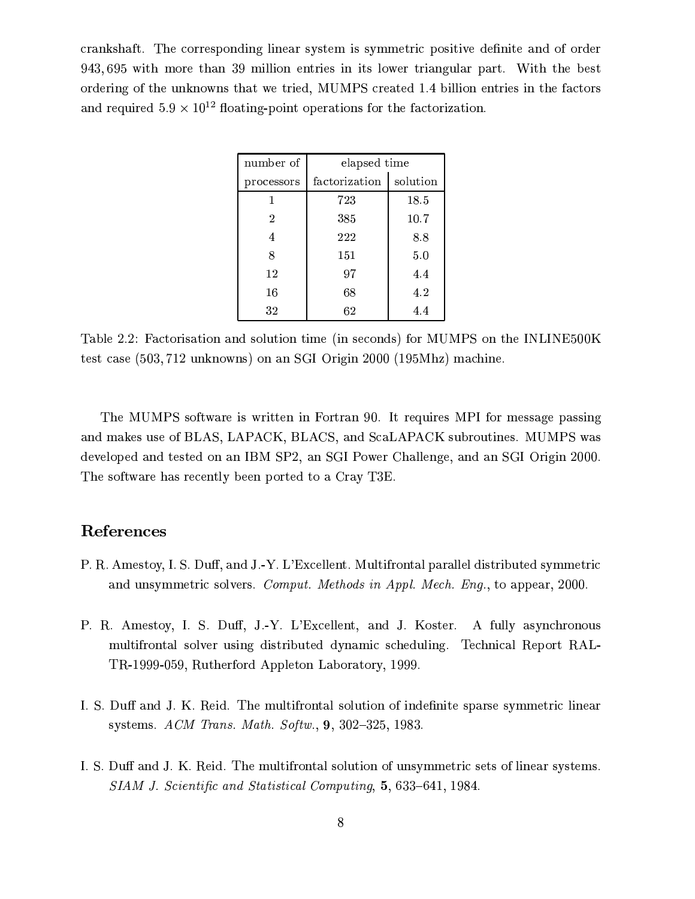crankshaft. The corresponding linear system is symmetric positive definite and of order 943,695 with more than 39 million entries in its lower triangular part. With the best ordering of the unknowns that we tried, MUMPS created 1.4 billion entries in the factors and required $5.9 \times 10^{12}$ floating-point operations for the factorization.

| number of | elapsed time | |
|---|---|---|
| processors | factorization | solution |
| 1 | 723 | 18.5 |
| 2 | 385 | 10.7 |
| 4 | 222 | 8.8 |
| 8 | 151 | 5.0 |
| 12 | 97 | 4.4 |
| 16 | 68 | 4.2 |
| 32 | 62 | 4.4 |

Table 2.2: Factorisation and solution time (in seconds) for MUMPS on the INLINE500K test case (503,712 unknowns) on an SGI Origin 2000 (195Mhz) machine.

The MUMPS software is written in Fortran 90. It requires MPI for message passing and makes use of BLAS, LAPACK, BLACS, and ScaLAPACK subroutines. MUMPS was developed and tested on an IBM SP2, an SGI Power Challenge, and an SGI Origin 2000. The software has recently been ported to a Cray T3E.

## References

P. R. Amestoy, I. S. Duff, and J.-Y. L'Excellent. Multifrontal parallel distributed symmetric and unsymmetric solvers. *Comput. Methods in Appl. Mech. Eng.*, to appear, 2000.

P. R. Amestoy, I. S. Duff, J.-Y. L'Excellent, and J. Koster. A fully asynchronous multifrontal solver using distributed dynamic scheduling. Technical Report RAL-TR-1999-059, Rutherford Appleton Laboratory, 1999.

I. S. Duff and J. K. Reid. The multifrontal solution of indefinite sparse symmetric linear systems. *ACM Trans. Math. Softw.*, **9**, 302–325, 1983.

I. S. Duff and J. K. Reid. The multifrontal solution of unsymmetric sets of linear systems. *SIAM J. Scientific and Statistical Computing*, **5**, 633–641, 1984.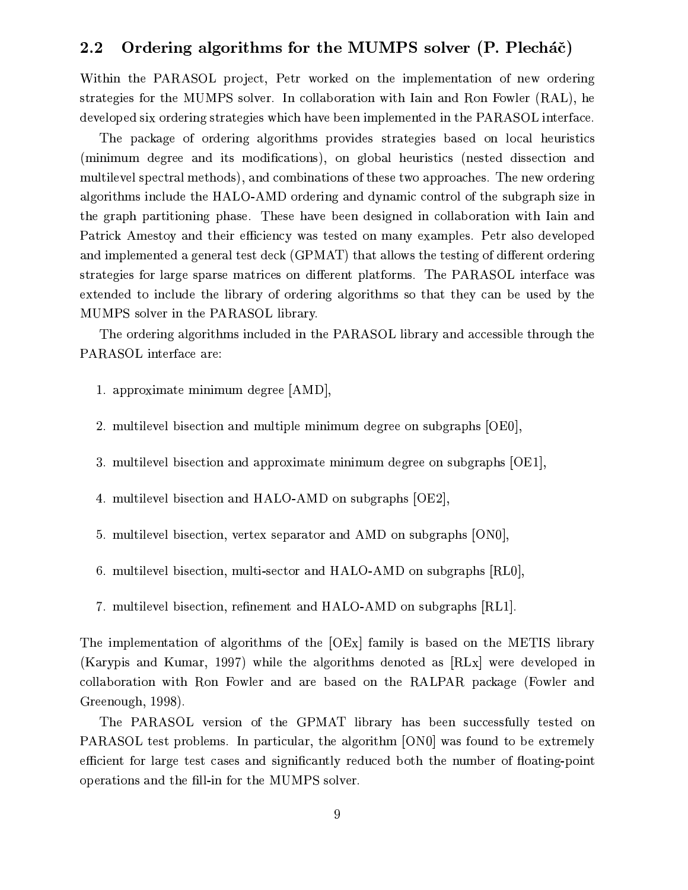## 2.2 Ordering algorithms for the MUMPS solver (P. Plecháč)

Within the PARASOL project, Petr worked on the implementation of new ordering strategies for the MUMPS solver. In collaboration with Iain and Ron Fowler (RAL), he developed six ordering strategies which have been implemented in the PARASOL interface.

The package of ordering algorithms provides strategies based on local heuristics (minimum degree and its modifications), on global heuristics (nested dissection and multilevel spectral methods), and combinations of these two approaches. The new ordering algorithms include the HALO-AMD ordering and dynamic control of the subgraph size in the graph partitioning phase. These have been designed in collaboration with Iain and Patrick Amestoy and their efficiency was tested on many examples. Petr also developed and implemented a general test deck (GPMAT) that allows the testing of different ordering strategies for large sparse matrices on different platforms. The PARASOL interface was extended to include the library of ordering algorithms so that they can be used by the MUMPS solver in the PARASOL library.

The ordering algorithms included in the PARASOL library and accessible through the PARASOL interface are:

1. approximate minimum degree [AMD],
2. multilevel bisection and multiple minimum degree on subgraphs [OE0],
3. multilevel bisection and approximate minimum degree on subgraphs [OE1],
4. multilevel bisection and HALO-AMD on subgraphs [OE2],
5. multilevel bisection, vertex separator and AMD on subgraphs [ON0],
6. multilevel bisection, multi-sector and HALO-AMD on subgraphs [RL0],
7. multilevel bisection, refinement and HALO-AMD on subgraphs [RL1].

The implementation of algorithms of the [OEx] family is based on the METIS library (Karypis and Kumar, 1997) while the algorithms denoted as [RLx] were developed in collaboration with Ron Fowler and are based on the RALPAR package (Fowler and Greenough, 1998).

The PARASOL version of the GPMAT library has been successfully tested on PARASOL test problems. In particular, the algorithm [ON0] was found to be extremely efficient for large test cases and significantly reduced both the number of floating-point operations and the fill-in for the MUMPS solver.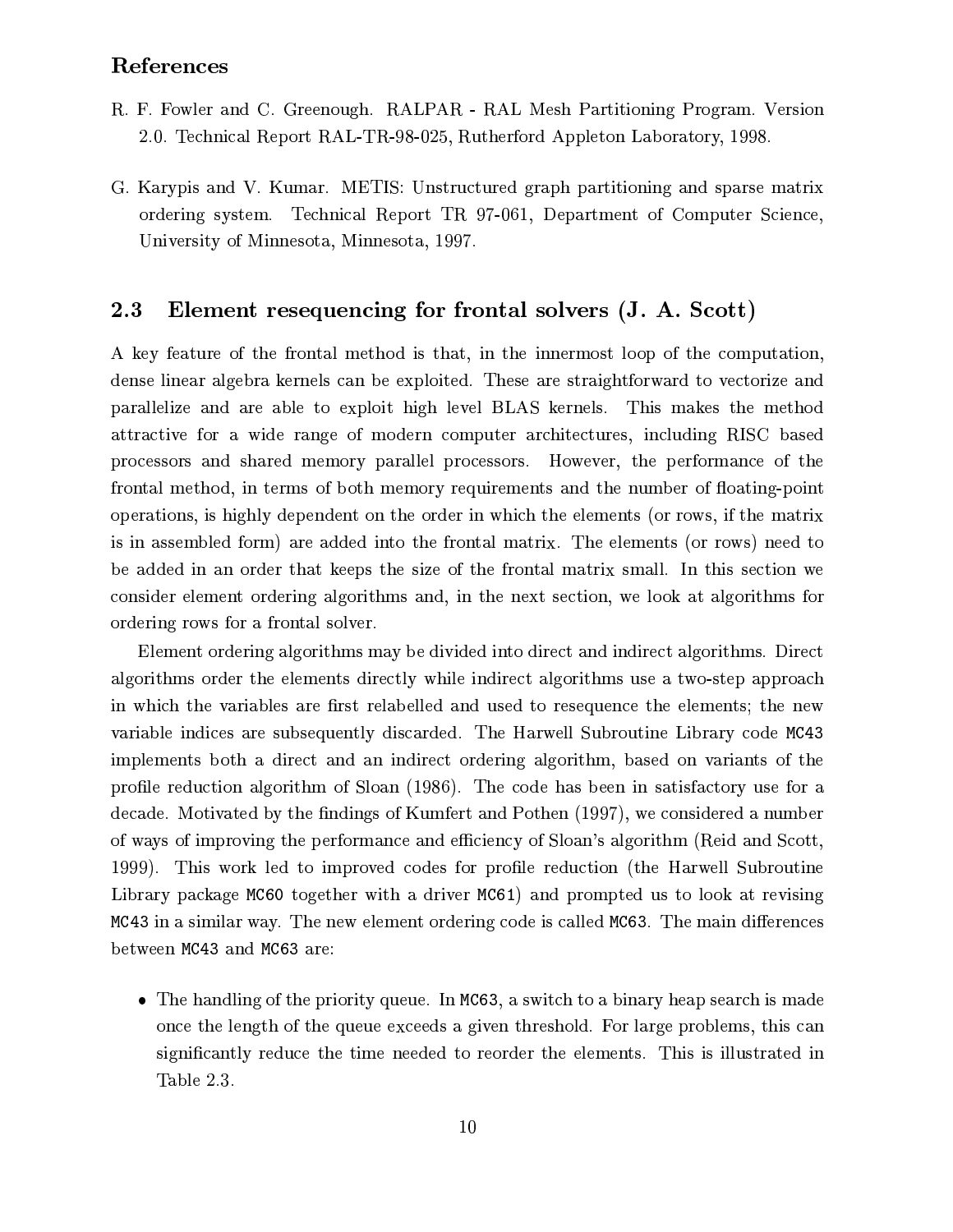## References

R. F. Fowler and C. Greenough. RALPAR - RAL Mesh Partitioning Program. Version 2.0. Technical Report RAL-TR-98-025, Rutherford Appleton Laboratory, 1998.

G. Karypis and V. Kumar. METIS: Unstructured graph partitioning and sparse matrix ordering system. Technical Report TR 97-061, Department of Computer Science, University of Minnesota, Minnesota, 1997.

## 2.3 Element resequencing for frontal solvers (J. A. Scott)

A key feature of the frontal method is that, in the innermost loop of the computation, dense linear algebra kernels can be exploited. These are straightforward to vectorize and parallelize and are able to exploit high level BLAS kernels. This makes the method attractive for a wide range of modern computer architectures, including RISC based processors and shared memory parallel processors. However, the performance of the frontal method, in terms of both memory requirements and the number of floating-point operations, is highly dependent on the order in which the elements (or rows, if the matrix is in assembled form) are added into the frontal matrix. The elements (or rows) need to be added in an order that keeps the size of the frontal matrix small. In this section we consider element ordering algorithms and, in the next section, we look at algorithms for ordering rows for a frontal solver.

Element ordering algorithms may be divided into direct and indirect algorithms. Direct algorithms order the elements directly while indirect algorithms use a two-step approach in which the variables are first relabelled and used to resequence the elements; the new variable indices are subsequently discarded. The Harwell Subroutine Library code `MC43` implements both a direct and an indirect ordering algorithm, based on variants of the profile reduction algorithm of Sloan (1986). The code has been in satisfactory use for a decade. Motivated by the findings of Kumfert and Pothen (1997), we considered a number of ways of improving the performance and efficiency of Sloan's algorithm (Reid and Scott, 1999). This work led to improved codes for profile reduction (the Harwell Subroutine Library package `MC60` together with a driver `MC61`) and prompted us to look at revising `MC43` in a similar way. The new element ordering code is called `MC63`. The main differences between `MC43` and `MC63` are:

- The handling of the priority queue. In `MC63`, a switch to a binary heap search is made once the length of the queue exceeds a given threshold. For large problems, this can significantly reduce the time needed to reorder the elements. This is illustrated in Table 2.3.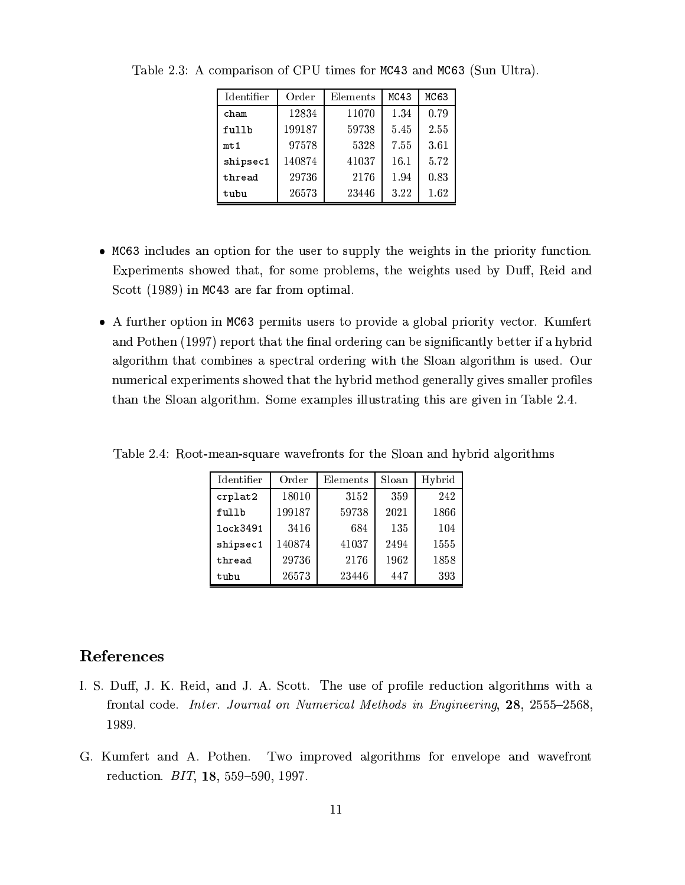Table 2.3: A comparison of CPU times for `MC43` and `MC63` (Sun Ultra).

| Identifier | Order | Elements | `MC43` | `MC63` |
|---|---|---|---|---|
| `cham` | 12834 | 11070 | 1.34 | 0.79 |
| `fullb` | 199187 | 59738 | 5.45 | 2.55 |
| `mt1` | 97578 | 5328 | 7.55 | 3.61 |
| `shipsec1` | 140874 | 41037 | 16.1 | 5.72 |
| `thread` | 29736 | 2176 | 1.94 | 0.83 |
| `tubu` | 26573 | 23446 | 3.22 | 1.62 |

- `MC63` includes an option for the user to supply the weights in the priority function. Experiments showed that, for some problems, the weights used by Duff, Reid and Scott (1989) in `MC43` are far from optimal.

- A further option in `MC63` permits users to provide a global priority vector. Kumfert and Pothen (1997) report that the final ordering can be significantly better if a hybrid algorithm that combines a spectral ordering with the Sloan algorithm is used. Our numerical experiments showed that the hybrid method generally gives smaller profiles than the Sloan algorithm. Some examples illustrating this are given in Table 2.4.

Table 2.4: Root-mean-square wavefronts for the Sloan and hybrid algorithms

| Identifier | Order | Elements | Sloan | Hybrid |
|---|---|---|---|---|
| `crplat2` | 18010 | 3152 | 359 | 242 |
| `fullb` | 199187 | 59738 | 2021 | 1866 |
| `lock3491` | 3416 | 684 | 135 | 104 |
| `shipsec1` | 140874 | 41037 | 2494 | 1555 |
| `thread` | 29736 | 2176 | 1962 | 1858 |
| `tubu` | 26573 | 23446 | 447 | 393 |

## References

I. S. Duff, J. K. Reid, and J. A. Scott. The use of profile reduction algorithms with a frontal code. *Inter. Journal on Numerical Methods in Engineering*, **28**, 2555–2568, 1989.

G. Kumfert and A. Pothen. Two improved algorithms for envelope and wavefront reduction. *BIT*, **18**, 559–590, 1997.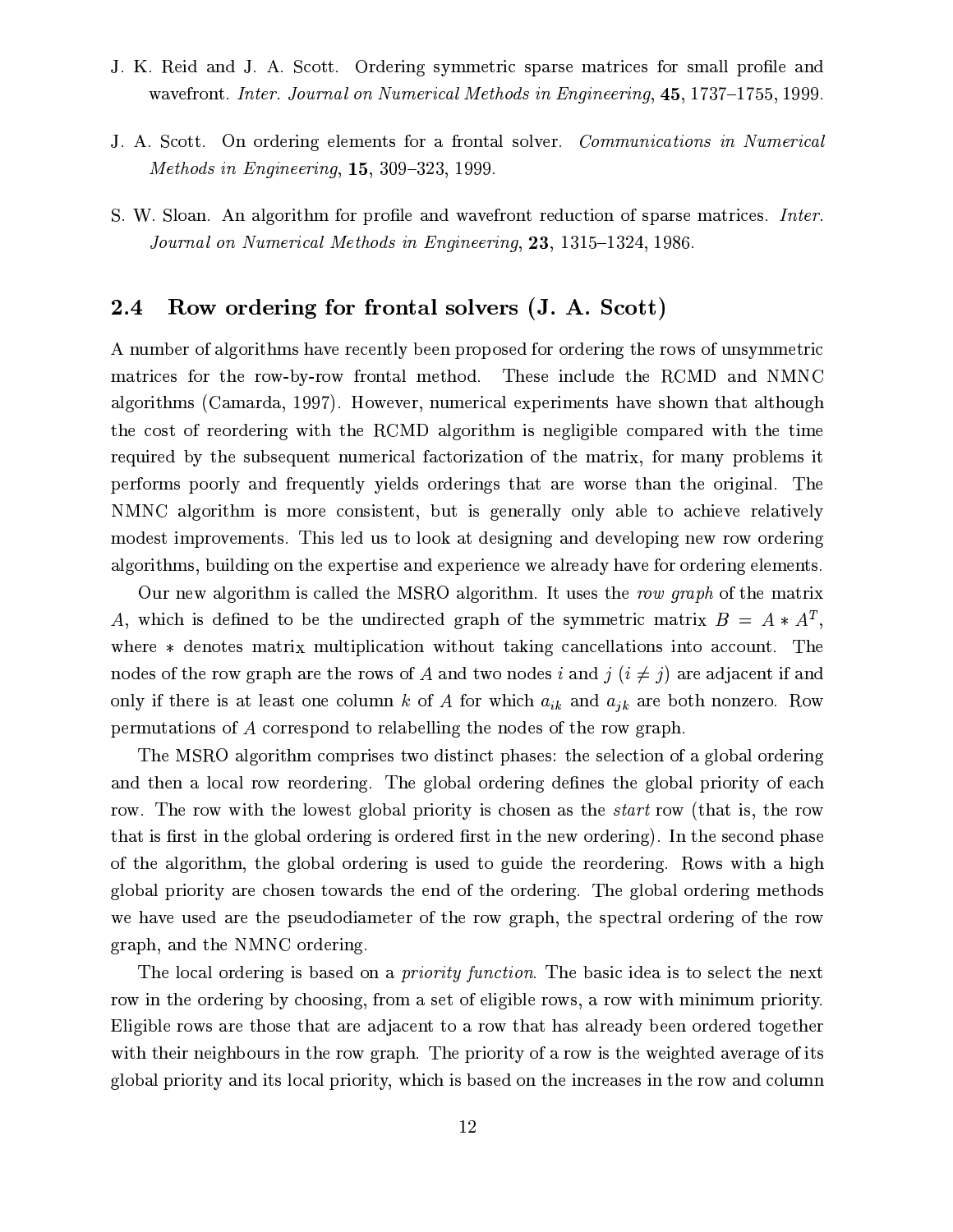J. K. Reid and J. A. Scott. Ordering symmetric sparse matrices for small profile and wavefront. *Inter. Journal on Numerical Methods in Engineering*, **45**, 1737–1755, 1999.

J. A. Scott. On ordering elements for a frontal solver. *Communications in Numerical Methods in Engineering*, **15**, 309–323, 1999.

S. W. Sloan. An algorithm for profile and wavefront reduction of sparse matrices. *Inter. Journal on Numerical Methods in Engineering*, **23**, 1315–1324, 1986.

## 2.4 Row ordering for frontal solvers (J. A. Scott)

A number of algorithms have recently been proposed for ordering the rows of unsymmetric matrices for the row-by-row frontal method. These include the RCMD and NMNC algorithms (Camarda, 1997). However, numerical experiments have shown that although the cost of reordering with the RCMD algorithm is negligible compared with the time required by the subsequent numerical factorization of the matrix, for many problems it performs poorly and frequently yields orderings that are worse than the original. The NMNC algorithm is more consistent, but is generally only able to achieve relatively modest improvements. This led us to look at designing and developing new row ordering algorithms, building on the expertise and experience we already have for ordering elements.

Our new algorithm is called the MSRO algorithm. It uses the *row graph* of the matrix $A$, which is defined to be the undirected graph of the symmetric matrix $B = A * A^T$, where $*$ denotes matrix multiplication without taking cancellations into account. The nodes of the row graph are the rows of $A$ and two nodes $i$ and $j$ ($i \neq j$) are adjacent if and only if there is at least one column $k$ of $A$ for which $a_{ik}$ and $a_{jk}$ are both nonzero. Row permutations of $A$ correspond to relabelling the nodes of the row graph.

The MSRO algorithm comprises two distinct phases: the selection of a global ordering and then a local row reordering. The global ordering defines the global priority of each row. The row with the lowest global priority is chosen as the *start* row (that is, the row that is first in the global ordering is ordered first in the new ordering). In the second phase of the algorithm, the global ordering is used to guide the reordering. Rows with a high global priority are chosen towards the end of the ordering. The global ordering methods we have used are the pseudodiameter of the row graph, the spectral ordering of the row graph, and the NMNC ordering.

The local ordering is based on a *priority function*. The basic idea is to select the next row in the ordering by choosing, from a set of eligible rows, a row with minimum priority. Eligible rows are those that are adjacent to a row that has already been ordered together with their neighbours in the row graph. The priority of a row is the weighted average of its global priority and its local priority, which is based on the increases in the row and column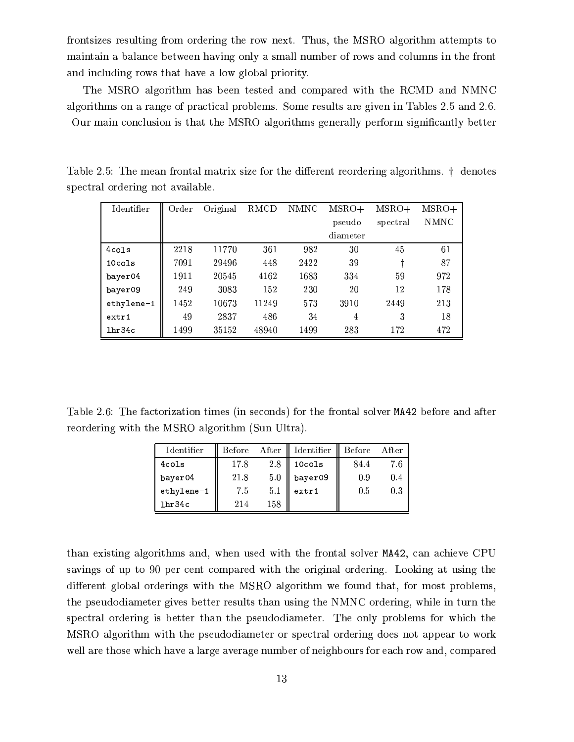frontsizes resulting from ordering the row next. Thus, the MSRO algorithm attempts to maintain a balance between having only a small number of rows and columns in the front and including rows that have a low global priority.

The MSRO algorithm has been tested and compared with the RCMD and NMNC algorithms on a range of practical problems. Some results are given in Tables 2.5 and 2.6. Our main conclusion is that the MSRO algorithms generally perform significantly better

Table 2.5: The mean frontal matrix size for the different reordering algorithms. † denotes spectral ordering not available.

| Identifier | Order | Original | RMCD | NMNC | MSRO+ pseudo diameter | MSRO+ spectral | MSRO+ NMNC |
|---|---|---|---|---|---|---|---|
| 4cols | 2218 | 11770 | 361 | 982 | 30 | 45 | 61 |
| 10cols | 7091 | 29496 | 448 | 2422 | 39 | † | 87 |
| bayer04 | 1911 | 20545 | 4162 | 1683 | 334 | 59 | 972 |
| bayer09 | 249 | 3083 | 152 | 230 | 20 | 12 | 178 |
| ethylene-1 | 1452 | 10673 | 11249 | 573 | 3910 | 2449 | 213 |
| extr1 | 49 | 2837 | 486 | 34 | 4 | 3 | 18 |
| lhr34c | 1499 | 35152 | 48940 | 1499 | 283 | 172 | 472 |

Table 2.6: The factorization times (in seconds) for the frontal solver MA42 before and after reordering with the MSRO algorithm (Sun Ultra).

| Identifier | Before | After | Identifier | Before | After |
|---|---|---|---|---|---|
| 4cols | 17.8 | 2.8 | 10cols | 84.4 | 7.6 |
| bayer04 | 21.8 | 5.0 | bayer09 | 0.9 | 0.4 |
| ethylene-1 | 7.5 | 5.1 | extr1 | 0.5 | 0.3 |
| lhr34c | 214 | 158 | | | |

than existing algorithms and, when used with the frontal solver MA42, can achieve CPU savings of up to 90 per cent compared with the original ordering. Looking at using the different global orderings with the MSRO algorithm we found that, for most problems, the pseudodiameter gives better results than using the NMNC ordering, while in turn the spectral ordering is better than the pseudodiameter. The only problems for which the MSRO algorithm with the pseudodiameter or spectral ordering does not appear to work well are those which have a large average number of neighbours for each row and, compared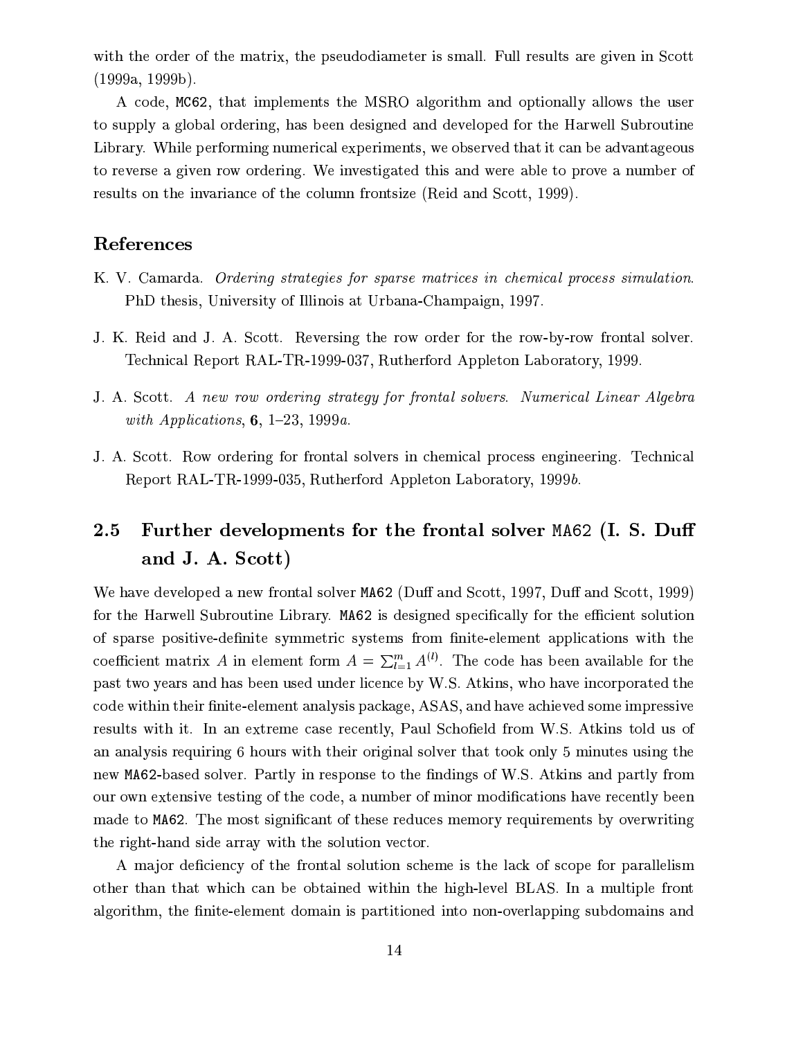with the order of the matrix, the pseudodiameter is small. Full results are given in Scott (1999a, 1999b).

A code, `MC62`, that implements the MSRO algorithm and optionally allows the user to supply a global ordering, has been designed and developed for the Harwell Subroutine Library. While performing numerical experiments, we observed that it can be advantageous to reverse a given row ordering. We investigated this and were able to prove a number of results on the invariance of the column frontsize (Reid and Scott, 1999).

## References

K. V. Camarda. *Ordering strategies for sparse matrices in chemical process simulation.* PhD thesis, University of Illinois at Urbana-Champaign, 1997.

J. K. Reid and J. A. Scott. Reversing the row order for the row-by-row frontal solver. Technical Report RAL-TR-1999-037, Rutherford Appleton Laboratory, 1999.

J. A. Scott. *A new row ordering strategy for frontal solvers. Numerical Linear Algebra with Applications*, **6**, 1–23, 1999*a*.

J. A. Scott. Row ordering for frontal solvers in chemical process engineering. Technical Report RAL-TR-1999-035, Rutherford Appleton Laboratory, 1999*b*.

## 2.5 Further developments for the frontal solver `MA62` (I. S. Duff and J. A. Scott)

We have developed a new frontal solver `MA62` (Duff and Scott, 1997, Duff and Scott, 1999) for the Harwell Subroutine Library. `MA62` is designed specifically for the efficient solution of sparse positive-definite symmetric systems from finite-element applications with the coefficient matrix $A$ in element form $A = \sum_{l=1}^{m} A^{(l)}$. The code has been available for the past two years and has been used under licence by W.S. Atkins, who have incorporated the code within their finite-element analysis package, ASAS, and have achieved some impressive results with it. In an extreme case recently, Paul Schofield from W.S. Atkins told us of an analysis requiring 6 hours with their original solver that took only 5 minutes using the new `MA62`-based solver. Partly in response to the findings of W.S. Atkins and partly from our own extensive testing of the code, a number of minor modifications have recently been made to `MA62`. The most significant of these reduces memory requirements by overwriting the right-hand side array with the solution vector.

A major deficiency of the frontal solution scheme is the lack of scope for parallelism other than that which can be obtained within the high-level BLAS. In a multiple front algorithm, the finite-element domain is partitioned into non-overlapping subdomains and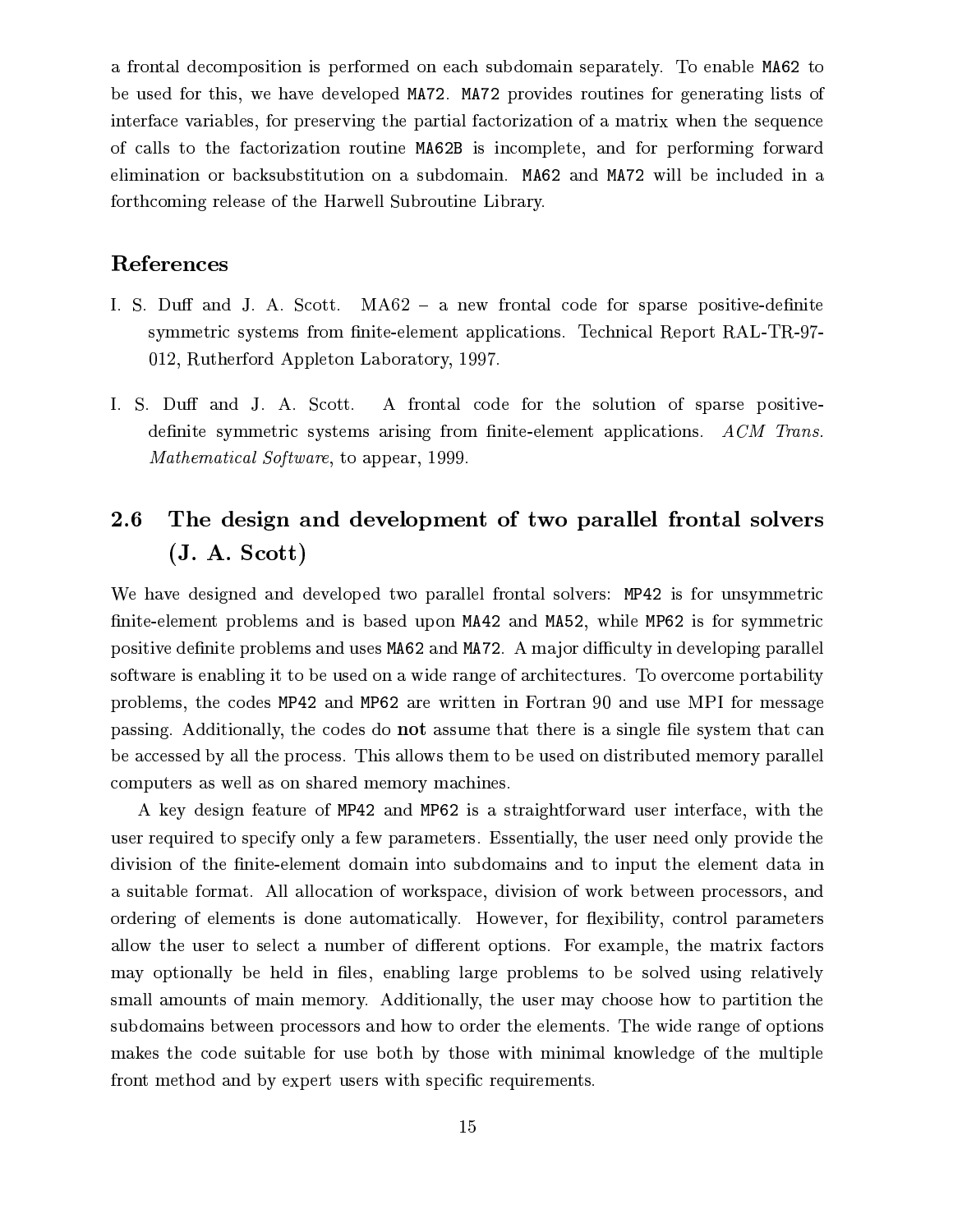a frontal decomposition is performed on each subdomain separately. To enable `MA62` to be used for this, we have developed `MA72`. `MA72` provides routines for generating lists of interface variables, for preserving the partial factorization of a matrix when the sequence of calls to the factorization routine `MA62B` is incomplete, and for performing forward elimination or backsubstitution on a subdomain. `MA62` and `MA72` will be included in a forthcoming release of the Harwell Subroutine Library.

### References

I. S. Duff and J. A. Scott. MA62 – a new frontal code for sparse positive-definite symmetric systems from finite-element applications. Technical Report RAL-TR-97-012, Rutherford Appleton Laboratory, 1997.

I. S. Duff and J. A. Scott. A frontal code for the solution of sparse positive-definite symmetric systems arising from finite-element applications. *ACM Trans. Mathematical Software*, to appear, 1999.

## 2.6 The design and development of two parallel frontal solvers (J. A. Scott)

We have designed and developed two parallel frontal solvers: `MP42` is for unsymmetric finite-element problems and is based upon `MA42` and `MA52`, while `MP62` is for symmetric positive definite problems and uses `MA62` and `MA72`. A major difficulty in developing parallel software is enabling it to be used on a wide range of architectures. To overcome portability problems, the codes `MP42` and `MP62` are written in Fortran 90 and use MPI for message passing. Additionally, the codes do **not** assume that there is a single file system that can be accessed by all the process. This allows them to be used on distributed memory parallel computers as well as on shared memory machines.

A key design feature of `MP42` and `MP62` is a straightforward user interface, with the user required to specify only a few parameters. Essentially, the user need only provide the division of the finite-element domain into subdomains and to input the element data in a suitable format. All allocation of workspace, division of work between processors, and ordering of elements is done automatically. However, for flexibility, control parameters allow the user to select a number of different options. For example, the matrix factors may optionally be held in files, enabling large problems to be solved using relatively small amounts of main memory. Additionally, the user may choose how to partition the subdomains between processors and how to order the elements. The wide range of options makes the code suitable for use both by those with minimal knowledge of the multiple front method and by expert users with specific requirements.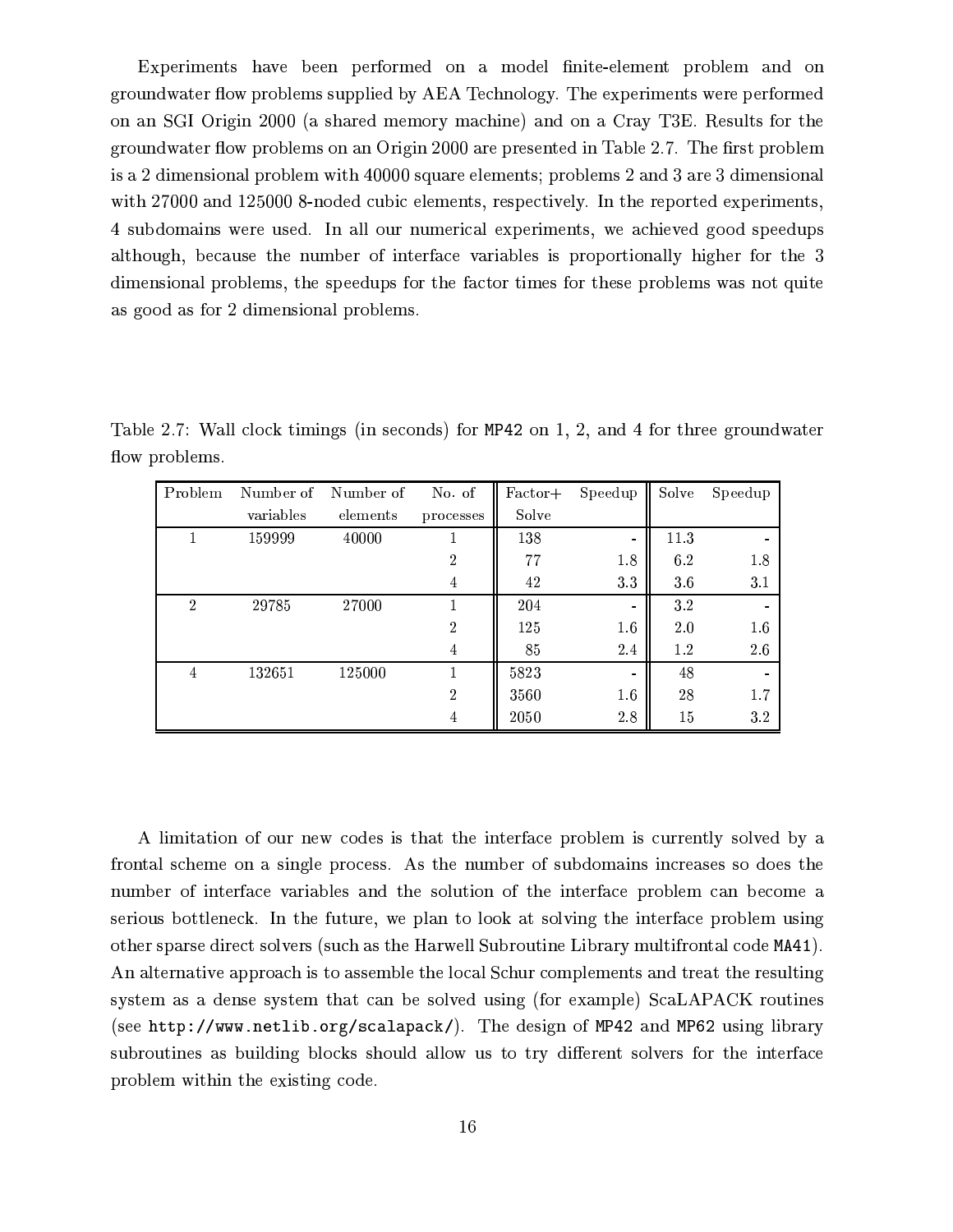Experiments have been performed on a model finite-element problem and on groundwater flow problems supplied by AEA Technology. The experiments were performed on an SGI Origin 2000 (a shared memory machine) and on a Cray T3E. Results for the groundwater flow problems on an Origin 2000 are presented in Table 2.7. The first problem is a 2 dimensional problem with 40000 square elements; problems 2 and 3 are 3 dimensional with 27000 and 125000 8-noded cubic elements, respectively. In the reported experiments, 4 subdomains were used. In all our numerical experiments, we achieved good speedups although, because the number of interface variables is proportionally higher for the 3 dimensional problems, the speedups for the factor times for these problems was not quite as good as for 2 dimensional problems.

Table 2.7: Wall clock timings (in seconds) for `MP42` on 1, 2, and 4 for three groundwater flow problems.

| Problem | Number of variables | Number of elements | No. of processes | Factor+ Solve | Speedup | Solve | Speedup |
|---|---|---|---|---|---|---|---|
| 1 | 159999 | 40000 | 1 | 138 | - | 11.3 | - |
| | | | 2 | 77 | 1.8 | 6.2 | 1.8 |
| | | | 4 | 42 | 3.3 | 3.6 | 3.1 |
| 2 | 29785 | 27000 | 1 | 204 | - | 3.2 | - |
| | | | 2 | 125 | 1.6 | 2.0 | 1.6 |
| | | | 4 | 85 | 2.4 | 1.2 | 2.6 |
| 4 | 132651 | 125000 | 1 | 5823 | - | 48 | - |
| | | | 2 | 3560 | 1.6 | 28 | 1.7 |
| | | | 4 | 2050 | 2.8 | 15 | 3.2 |

A limitation of our new codes is that the interface problem is currently solved by a frontal scheme on a single process. As the number of subdomains increases so does the number of interface variables and the solution of the interface problem can become a serious bottleneck. In the future, we plan to look at solving the interface problem using other sparse direct solvers (such as the Harwell Subroutine Library multifrontal code `MA41`). An alternative approach is to assemble the local Schur complements and treat the resulting system as a dense system that can be solved using (for example) ScaLAPACK routines (see `http://www.netlib.org/scalapack/`). The design of `MP42` and `MP62` using library subroutines as building blocks should allow us to try different solvers for the interface problem within the existing code.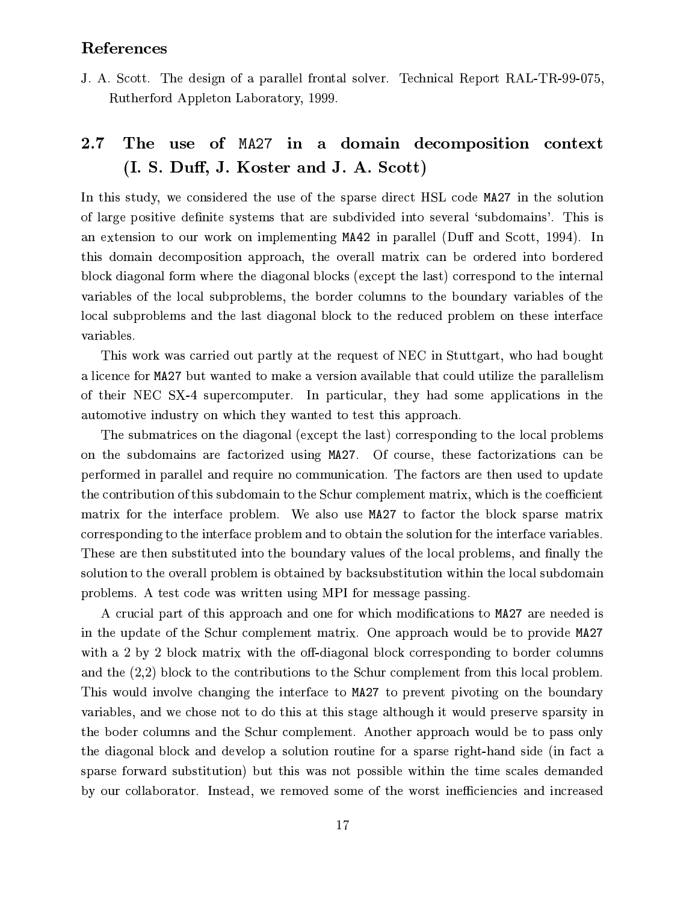### References

J. A. Scott. The design of a parallel frontal solver. Technical Report RAL-TR-99-075, Rutherford Appleton Laboratory, 1999.

## 2.7 The use of MA27 in a domain decomposition context (I. S. Duff, J. Koster and J. A. Scott)

In this study, we considered the use of the sparse direct HSL code MA27 in the solution of large positive definite systems that are subdivided into several 'subdomains'. This is an extension to our work on implementing MA42 in parallel (Duff and Scott, 1994). In this domain decomposition approach, the overall matrix can be ordered into bordered block diagonal form where the diagonal blocks (except the last) correspond to the internal variables of the local subproblems, the border columns to the boundary variables of the local subproblems and the last diagonal block to the reduced problem on these interface variables.

This work was carried out partly at the request of NEC in Stuttgart, who had bought a licence for MA27 but wanted to make a version available that could utilize the parallelism of their NEC SX-4 supercomputer. In particular, they had some applications in the automotive industry on which they wanted to test this approach.

The submatrices on the diagonal (except the last) corresponding to the local problems on the subdomains are factorized using MA27. Of course, these factorizations can be performed in parallel and require no communication. The factors are then used to update the contribution of this subdomain to the Schur complement matrix, which is the coefficient matrix for the interface problem. We also use MA27 to factor the block sparse matrix corresponding to the interface problem and to obtain the solution for the interface variables. These are then substituted into the boundary values of the local problems, and finally the solution to the overall problem is obtained by backsubstitution within the local subdomain problems. A test code was written using MPI for message passing.

A crucial part of this approach and one for which modifications to MA27 are needed is in the update of the Schur complement matrix. One approach would be to provide MA27 with a 2 by 2 block matrix with the off-diagonal block corresponding to border columns and the (2,2) block to the contributions to the Schur complement from this local problem. This would involve changing the interface to MA27 to prevent pivoting on the boundary variables, and we chose not to do this at this stage although it would preserve sparsity in the boder columns and the Schur complement. Another approach would be to pass only the diagonal block and develop a solution routine for a sparse right-hand side (in fact a sparse forward substitution) but this was not possible within the time scales demanded by our collaborator. Instead, we removed some of the worst inefficiencies and increased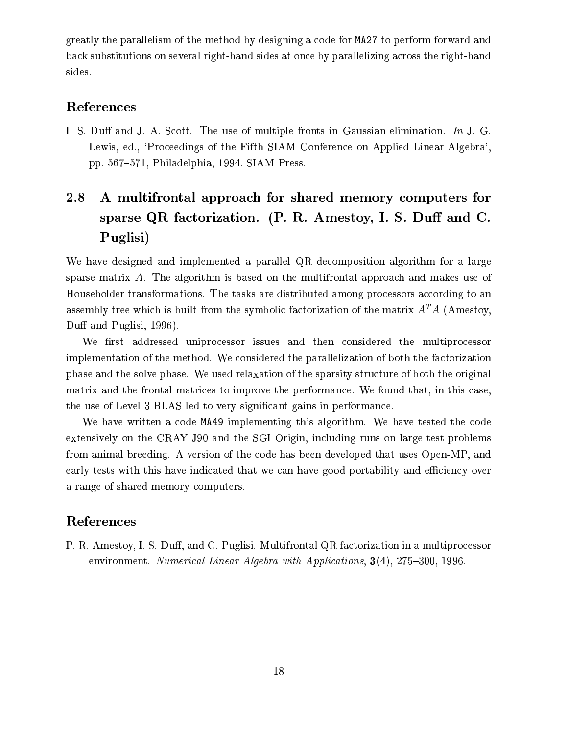greatly the parallelism of the method by designing a code for MA27 to perform forward and back substitutions on several right-hand sides at once by parallelizing across the right-hand sides.

### References

I. S. Duff and J. A. Scott. The use of multiple fronts in Gaussian elimination. *In* J. G. Lewis, ed., 'Proceedings of the Fifth SIAM Conference on Applied Linear Algebra', pp. 567–571, Philadelphia, 1994. SIAM Press.

## 2.8 A multifrontal approach for shared memory computers for sparse QR factorization. (P. R. Amestoy, I. S. Duff and C. Puglisi)

We have designed and implemented a parallel QR decomposition algorithm for a large sparse matrix $A$. The algorithm is based on the multifrontal approach and makes use of Householder transformations. The tasks are distributed among processors according to an assembly tree which is built from the symbolic factorization of the matrix $A^TA$ (Amestoy, Duff and Puglisi, 1996).

We first addressed uniprocessor issues and then considered the multiprocessor implementation of the method. We considered the parallelization of both the factorization phase and the solve phase. We used relaxation of the sparsity structure of both the original matrix and the frontal matrices to improve the performance. We found that, in this case, the use of Level 3 BLAS led to very significant gains in performance.

We have written a code MA49 implementing this algorithm. We have tested the code extensively on the CRAY J90 and the SGI Origin, including runs on large test problems from animal breeding. A version of the code has been developed that uses Open-MP, and early tests with this have indicated that we can have good portability and efficiency over a range of shared memory computers.

### References

P. R. Amestoy, I. S. Duff, and C. Puglisi. Multifrontal QR factorization in a multiprocessor environment. *Numerical Linear Algebra with Applications*, **3**(4), 275–300, 1996.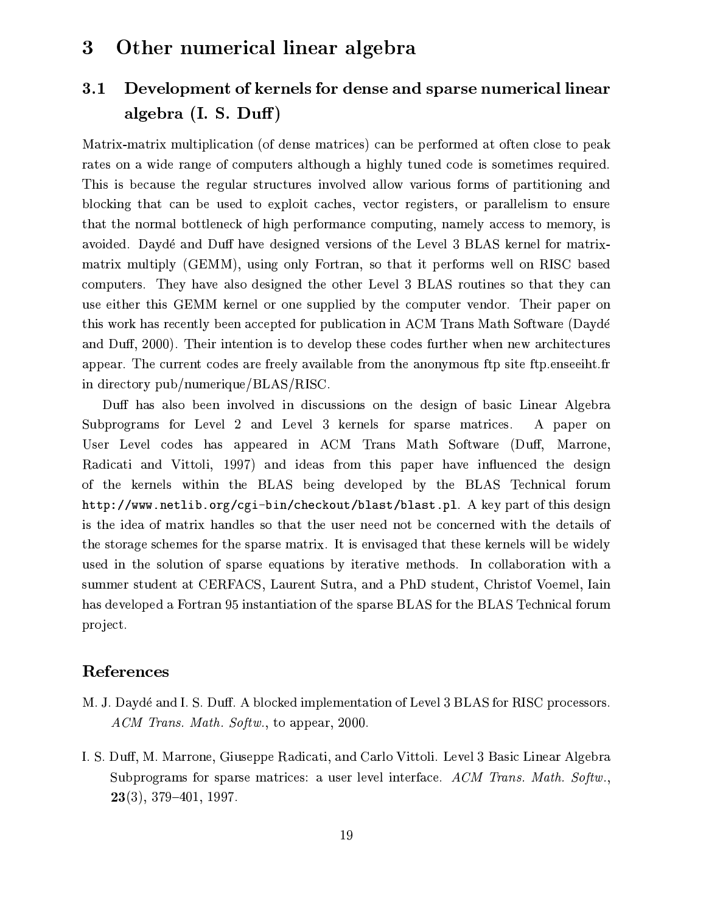# 3 Other numerical linear algebra

## 3.1 Development of kernels for dense and sparse numerical linear algebra (I. S. Duff)

Matrix-matrix multiplication (of dense matrices) can be performed at often close to peak rates on a wide range of computers although a highly tuned code is sometimes required. This is because the regular structures involved allow various forms of partitioning and blocking that can be used to exploit caches, vector registers, or parallelism to ensure that the normal bottleneck of high performance computing, namely access to memory, is avoided. Daydé and Duff have designed versions of the Level 3 BLAS kernel for matrix-matrix multiply (GEMM), using only Fortran, so that it performs well on RISC based computers. They have also designed the other Level 3 BLAS routines so that they can use either this GEMM kernel or one supplied by the computer vendor. Their paper on this work has recently been accepted for publication in ACM Trans Math Software (Daydé and Duff, 2000). Their intention is to develop these codes further when new architectures appear. The current codes are freely available from the anonymous ftp site ftp.enseeiht.fr in directory pub/numerique/BLAS/RISC.

Duff has also been involved in discussions on the design of basic Linear Algebra Subprograms for Level 2 and Level 3 kernels for sparse matrices. A paper on User Level codes has appeared in ACM Trans Math Software (Duff, Marrone, Radicati and Vittoli, 1997) and ideas from this paper have influenced the design of the kernels within the BLAS being developed by the BLAS Technical forum `http://www.netlib.org/cgi-bin/checkout/blast/blast.pl`. A key part of this design is the idea of matrix handles so that the user need not be concerned with the details of the storage schemes for the sparse matrix. It is envisaged that these kernels will be widely used in the solution of sparse equations by iterative methods. In collaboration with a summer student at CERFACS, Laurent Sutra, and a PhD student, Christof Voemel, Iain has developed a Fortran 95 instantiation of the sparse BLAS for the BLAS Technical forum project.

## References

M. J. Daydé and I. S. Duff. A blocked implementation of Level 3 BLAS for RISC processors. *ACM Trans. Math. Softw.*, to appear, 2000.

I. S. Duff, M. Marrone, Giuseppe Radicati, and Carlo Vittoli. Level 3 Basic Linear Algebra Subprograms for sparse matrices: a user level interface. *ACM Trans. Math. Softw.*, **23**(3), 379–401, 1997.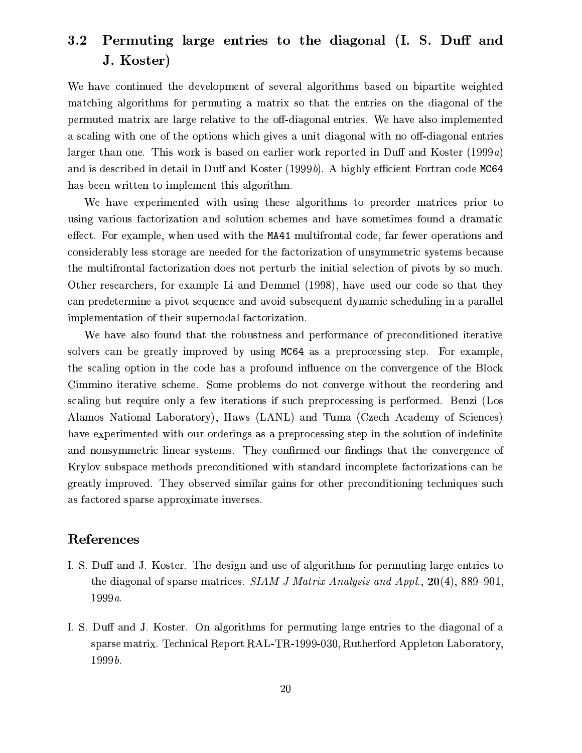## 3.2 Permuting large entries to the diagonal (I. S. Duff and J. Koster)

We have continued the development of several algorithms based on bipartite weighted matching algorithms for permuting a matrix so that the entries on the diagonal of the permuted matrix are large relative to the off-diagonal entries. We have also implemented a scaling with one of the options which gives a unit diagonal with no off-diagonal entries larger than one. This work is based on earlier work reported in Duff and Koster (1999*a*) and is described in detail in Duff and Koster (1999*b*). A highly efficient Fortran code `MC64` has been written to implement this algorithm.

We have experimented with using these algorithms to preorder matrices prior to using various factorization and solution schemes and have sometimes found a dramatic effect. For example, when used with the `MA41` multifrontal code, far fewer operations and considerably less storage are needed for the factorization of unsymmetric systems because the multifrontal factorization does not perturb the initial selection of pivots by so much. Other researchers, for example Li and Demmel (1998), have used our code so that they can predetermine a pivot sequence and avoid subsequent dynamic scheduling in a parallel implementation of their supernodal factorization.

We have also found that the robustness and performance of preconditioned iterative solvers can be greatly improved by using `MC64` as a preprocessing step. For example, the scaling option in the code has a profound influence on the convergence of the Block Cimmino iterative scheme. Some problems do not converge without the reordering and scaling but require only a few iterations if such preprocessing is performed. Benzi (Los Alamos National Laboratory), Haws (LANL) and Tuma (Czech Academy of Sciences) have experimented with our orderings as a preprocessing step in the solution of indefinite and nonsymmetric linear systems. They confirmed our findings that the convergence of Krylov subspace methods preconditioned with standard incomplete factorizations can be greatly improved. They observed similar gains for other preconditioning techniques such as factored sparse approximate inverses.

### References

I. S. Duff and J. Koster. The design and use of algorithms for permuting large entries to the diagonal of sparse matrices. *SIAM J Matrix Analysis and Appl.*, **20**(4), 889–901, 1999*a*.

I. S. Duff and J. Koster. On algorithms for permuting large entries to the diagonal of a sparse matrix. Technical Report RAL-TR-1999-030, Rutherford Appleton Laboratory, 1999*b*.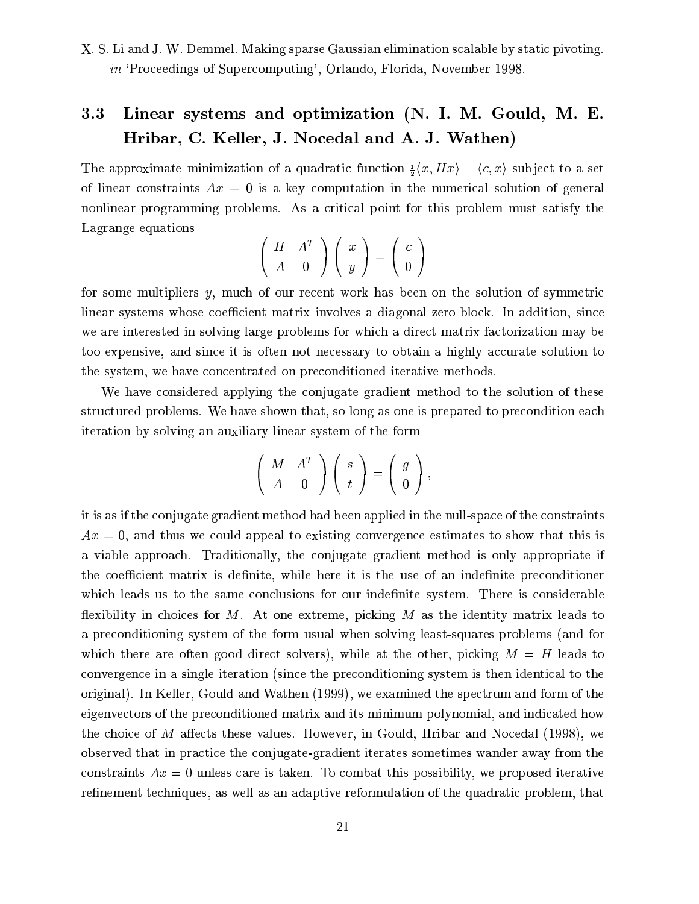X. S. Li and J. W. Demmel. Making sparse Gaussian elimination scalable by static pivoting. *in* 'Proceedings of Supercomputing', Orlando, Florida, November 1998.

## 3.3 Linear systems and optimization (N. I. M. Gould, M. E. Hribar, C. Keller, J. Nocedal and A. J. Wathen)

The approximate minimization of a quadratic function $\frac{1}{2}\langle x, Hx \rangle - \langle c, x \rangle$ subject to a set of linear constraints $Ax = 0$ is a key computation in the numerical solution of general nonlinear programming problems. As a critical point for this problem must satisfy the Lagrange equations

$$\begin{pmatrix} H & A^T \\ A & 0 \end{pmatrix} \begin{pmatrix} x \\ y \end{pmatrix} = \begin{pmatrix} c \\ 0 \end{pmatrix}$$

for some multipliers $y$, much of our recent work has been on the solution of symmetric linear systems whose coefficient matrix involves a diagonal zero block. In addition, since we are interested in solving large problems for which a direct matrix factorization may be too expensive, and since it is often not necessary to obtain a highly accurate solution to the system, we have concentrated on preconditioned iterative methods.

We have considered applying the conjugate gradient method to the solution of these structured problems. We have shown that, so long as one is prepared to precondition each iteration by solving an auxiliary linear system of the form

$$\begin{pmatrix} M & A^T \\ A & 0 \end{pmatrix} \begin{pmatrix} s \\ t \end{pmatrix} = \begin{pmatrix} g \\ 0 \end{pmatrix},$$

it is as if the conjugate gradient method had been applied in the null-space of the constraints $Ax = 0$, and thus we could appeal to existing convergence estimates to show that this is a viable approach. Traditionally, the conjugate gradient method is only appropriate if the coefficient matrix is definite, while here it is the use of an indefinite preconditioner which leads us to the same conclusions for our indefinite system. There is considerable flexibility in choices for $M$. At one extreme, picking $M$ as the identity matrix leads to a preconditioning system of the form usual when solving least-squares problems (and for which there are often good direct solvers), while at the other, picking $M = H$ leads to convergence in a single iteration (since the preconditioning system is then identical to the original). In Keller, Gould and Wathen (1999), we examined the spectrum and form of the eigenvectors of the preconditioned matrix and its minimum polynomial, and indicated how the choice of $M$ affects these values. However, in Gould, Hribar and Nocedal (1998), we observed that in practice the conjugate-gradient iterates sometimes wander away from the constraints $Ax = 0$ unless care is taken. To combat this possibility, we proposed iterative refinement techniques, as well as an adaptive reformulation of the quadratic problem, that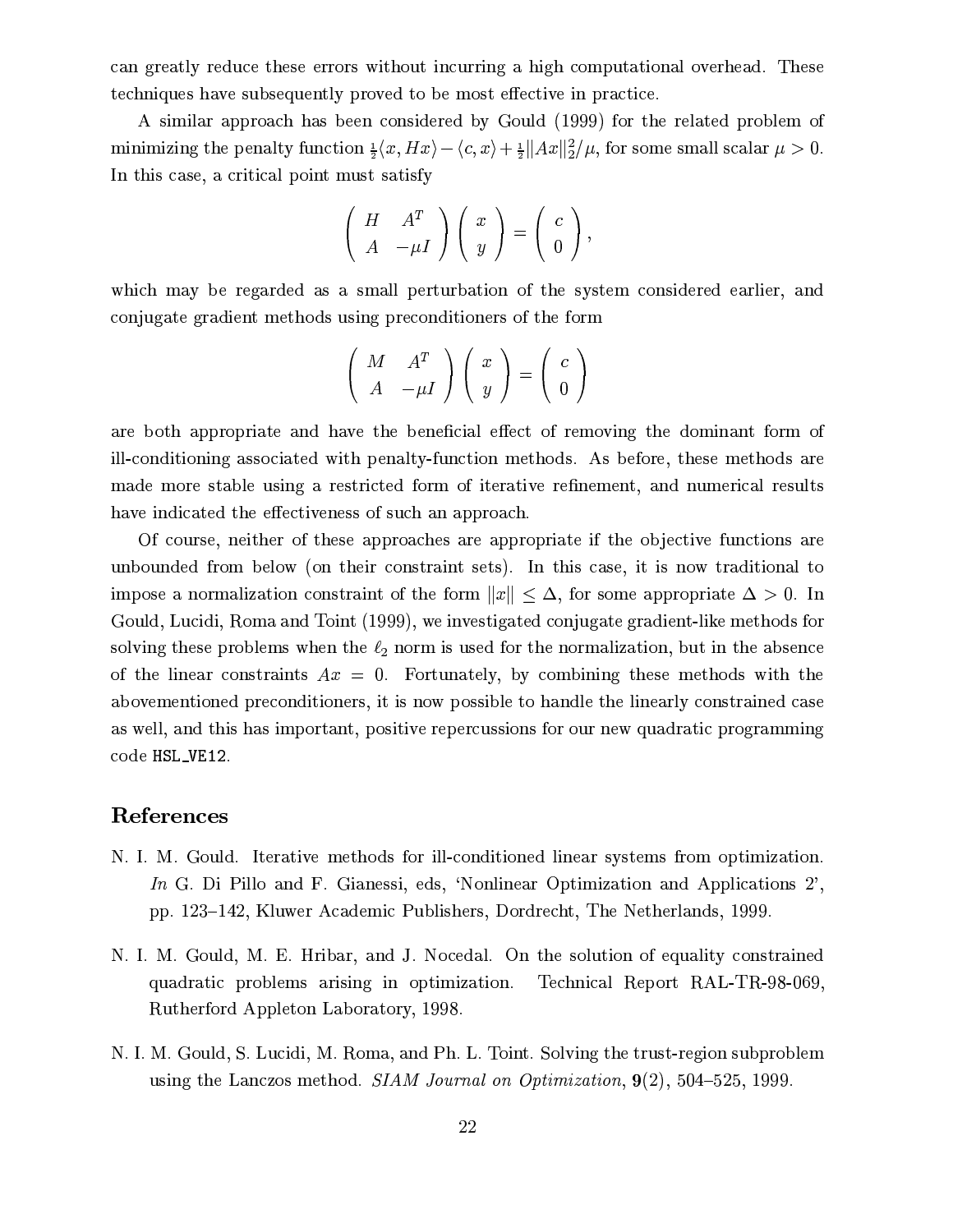can greatly reduce these errors without incurring a high computational overhead. These techniques have subsequently proved to be most effective in practice.

A similar approach has been considered by Gould (1999) for the related problem of minimizing the penalty function $\frac{1}{2}\langle x, Hx\rangle - \langle c, x\rangle + \frac{1}{2}\|Ax\|_2^2/\mu$, for some small scalar $\mu > 0$. In this case, a critical point must satisfy

$$\begin{pmatrix} H & A^T \\ A & -\mu I \end{pmatrix} \begin{pmatrix} x \\ y \end{pmatrix} = \begin{pmatrix} c \\ 0 \end{pmatrix},$$

which may be regarded as a small perturbation of the system considered earlier, and conjugate gradient methods using preconditioners of the form

$$\begin{pmatrix} M & A^T \\ A & -\mu I \end{pmatrix} \begin{pmatrix} x \\ y \end{pmatrix} = \begin{pmatrix} c \\ 0 \end{pmatrix}$$

are both appropriate and have the beneficial effect of removing the dominant form of ill-conditioning associated with penalty-function methods. As before, these methods are made more stable using a restricted form of iterative refinement, and numerical results have indicated the effectiveness of such an approach.

Of course, neither of these approaches are appropriate if the objective functions are unbounded from below (on their constraint sets). In this case, it is now traditional to impose a normalization constraint of the form $\|x\| \leq \Delta$, for some appropriate $\Delta > 0$. In Gould, Lucidi, Roma and Toint (1999), we investigated conjugate gradient-like methods for solving these problems when the $\ell_2$ norm is used for the normalization, but in the absence of the linear constraints $Ax = 0$. Fortunately, by combining these methods with the abovementioned preconditioners, it is now possible to handle the linearly constrained case as well, and this has important, positive repercussions for our new quadratic programming code HSL_VE12.

## References

N. I. M. Gould. Iterative methods for ill-conditioned linear systems from optimization. *In* G. Di Pillo and F. Gianessi, eds, 'Nonlinear Optimization and Applications 2', pp. 123–142, Kluwer Academic Publishers, Dordrecht, The Netherlands, 1999.

N. I. M. Gould, M. E. Hribar, and J. Nocedal. On the solution of equality constrained quadratic problems arising in optimization. Technical Report RAL-TR-98-069, Rutherford Appleton Laboratory, 1998.

N. I. M. Gould, S. Lucidi, M. Roma, and Ph. L. Toint. Solving the trust-region subproblem using the Lanczos method. *SIAM Journal on Optimization*, **9**(2), 504–525, 1999.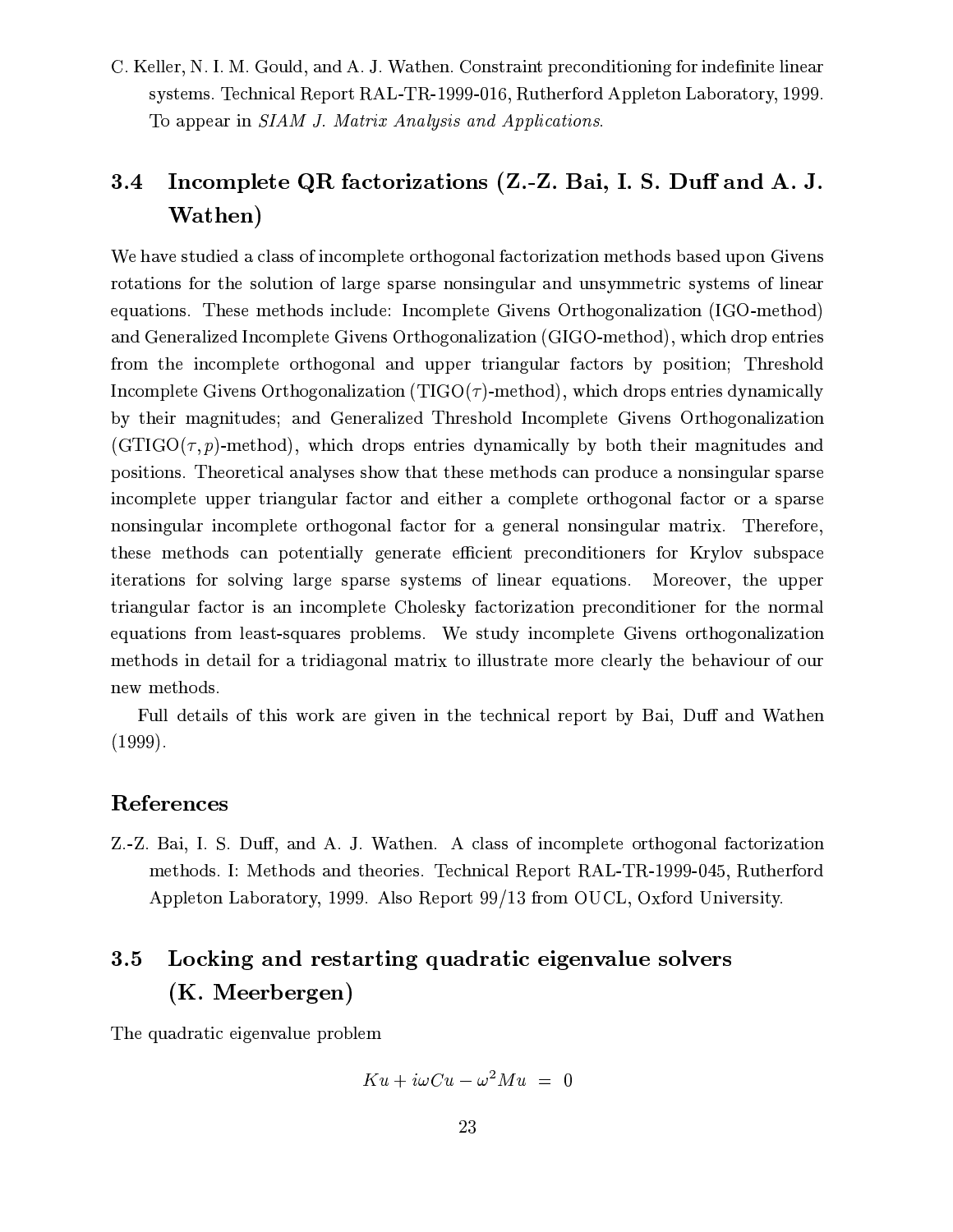C. Keller, N. I. M. Gould, and A. J. Wathen. Constraint preconditioning for indefinite linear systems. Technical Report RAL-TR-1999-016, Rutherford Appleton Laboratory, 1999. To appear in *SIAM J. Matrix Analysis and Applications*.

## 3.4 Incomplete QR factorizations (Z.-Z. Bai, I. S. Duff and A. J. Wathen)

We have studied a class of incomplete orthogonal factorization methods based upon Givens rotations for the solution of large sparse nonsingular and unsymmetric systems of linear equations. These methods include: Incomplete Givens Orthogonalization (IGO-method) and Generalized Incomplete Givens Orthogonalization (GIGO-method), which drop entries from the incomplete orthogonal and upper triangular factors by position; Threshold Incomplete Givens Orthogonalization (TIGO($\tau$)-method), which drops entries dynamically by their magnitudes; and Generalized Threshold Incomplete Givens Orthogonalization (GTIGO($\tau, p$)-method), which drops entries dynamically by both their magnitudes and positions. Theoretical analyses show that these methods can produce a nonsingular sparse incomplete upper triangular factor and either a complete orthogonal factor or a sparse nonsingular incomplete orthogonal factor for a general nonsingular matrix. Therefore, these methods can potentially generate efficient preconditioners for Krylov subspace iterations for solving large sparse systems of linear equations. Moreover, the upper triangular factor is an incomplete Cholesky factorization preconditioner for the normal equations from least-squares problems. We study incomplete Givens orthogonalization methods in detail for a tridiagonal matrix to illustrate more clearly the behaviour of our new methods.

Full details of this work are given in the technical report by Bai, Duff and Wathen (1999).

### References

Z.-Z. Bai, I. S. Duff, and A. J. Wathen. A class of incomplete orthogonal factorization methods. I: Methods and theories. Technical Report RAL-TR-1999-045, Rutherford Appleton Laboratory, 1999. Also Report 99/13 from OUCL, Oxford University.

## 3.5 Locking and restarting quadratic eigenvalue solvers (K. Meerbergen)

The quadratic eigenvalue problem

$$Ku + i\omega Cu - \omega^2 Mu \;=\; 0$$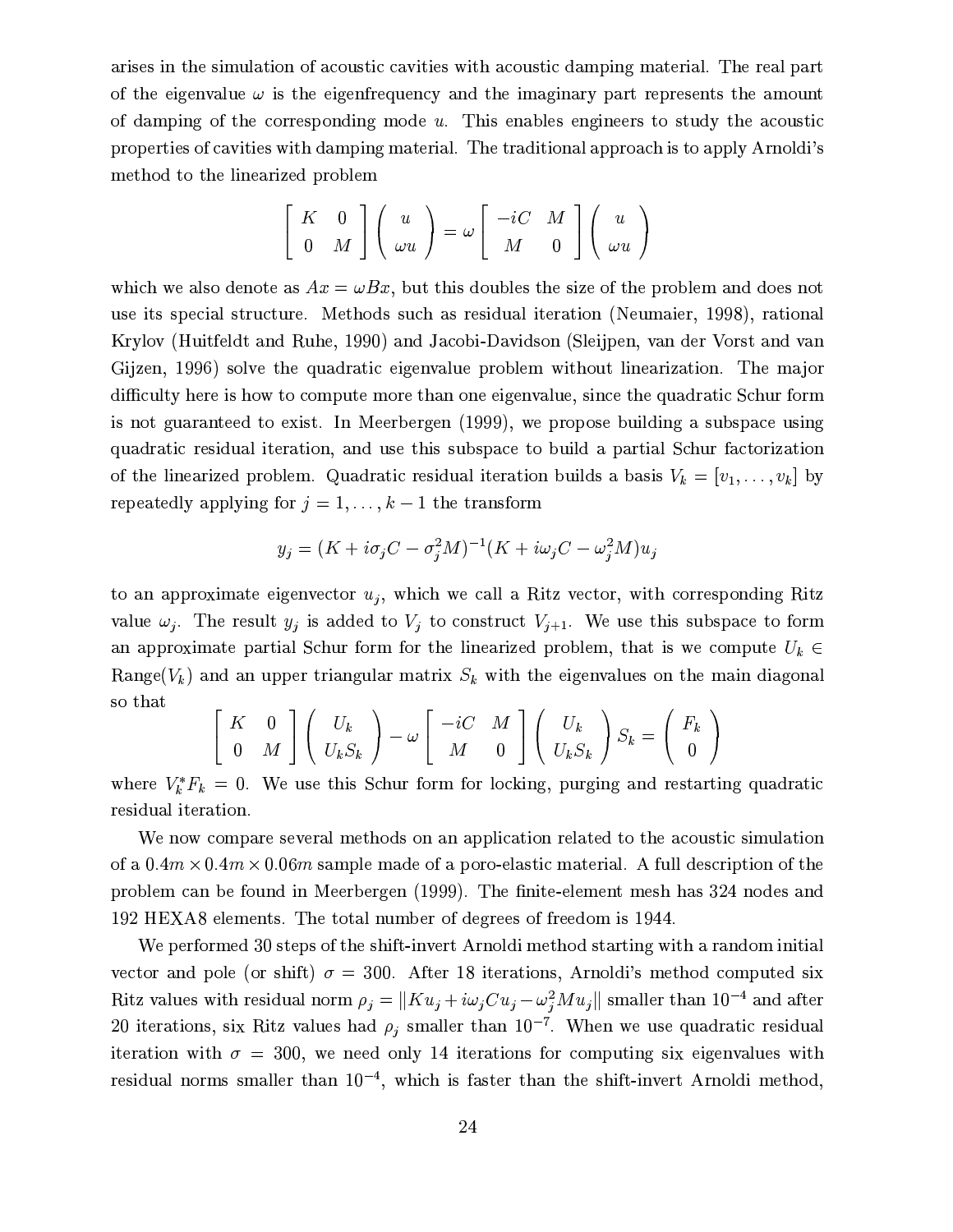arises in the simulation of acoustic cavities with acoustic damping material. The real part of the eigenvalue $\omega$ is the eigenfrequency and the imaginary part represents the amount of damping of the corresponding mode $u$. This enables engineers to study the acoustic properties of cavities with damping material. The traditional approach is to apply Arnoldi's method to the linearized problem

$$\begin{bmatrix} K & 0 \\ 0 & M \end{bmatrix} \begin{pmatrix} u \\ \omega u \end{pmatrix} = \omega \begin{bmatrix} -iC & M \\ M & 0 \end{bmatrix} \begin{pmatrix} u \\ \omega u \end{pmatrix}$$

which we also denote as $Ax = \omega Bx$, but this doubles the size of the problem and does not use its special structure. Methods such as residual iteration (Neumaier, 1998), rational Krylov (Huitfeldt and Ruhe, 1990) and Jacobi-Davidson (Sleijpen, van der Vorst and van Gijzen, 1996) solve the quadratic eigenvalue problem without linearization. The major difficulty here is how to compute more than one eigenvalue, since the quadratic Schur form is not guaranteed to exist. In Meerbergen (1999), we propose building a subspace using quadratic residual iteration, and use this subspace to build a partial Schur factorization of the linearized problem. Quadratic residual iteration builds a basis $V_k = [v_1, \ldots, v_k]$ by repeatedly applying for $j = 1, \ldots, k-1$ the transform

$$y_j = (K + i\sigma_j C - \sigma_j^2 M)^{-1}(K + i\omega_j C - \omega_j^2 M)u_j$$

to an approximate eigenvector $u_j$, which we call a Ritz vector, with corresponding Ritz value $\omega_j$. The result $y_j$ is added to $V_j$ to construct $V_{j+1}$. We use this subspace to form an approximate partial Schur form for the linearized problem, that is we compute $U_k \in \text{Range}(V_k)$ and an upper triangular matrix $S_k$ with the eigenvalues on the main diagonal so that

$$\begin{bmatrix} K & 0 \\ 0 & M \end{bmatrix} \begin{pmatrix} U_k \\ U_k S_k \end{pmatrix} - \omega \begin{bmatrix} -iC & M \\ M & 0 \end{bmatrix} \begin{pmatrix} U_k \\ U_k S_k \end{pmatrix} S_k = \begin{pmatrix} F_k \\ 0 \end{pmatrix}$$

where $V_k^* F_k = 0$. We use this Schur form for locking, purging and restarting quadratic residual iteration.

We now compare several methods on an application related to the acoustic simulation of a $0.4m \times 0.4m \times 0.06m$ sample made of a poro-elastic material. A full description of the problem can be found in Meerbergen (1999). The finite-element mesh has 324 nodes and 192 HEXA8 elements. The total number of degrees of freedom is 1944.

We performed 30 steps of the shift-invert Arnoldi method starting with a random initial vector and pole (or shift) $\sigma = 300$. After 18 iterations, Arnoldi's method computed six Ritz values with residual norm $\rho_j = \|Ku_j + i\omega_j C u_j - \omega_j^2 M u_j\|$ smaller than $10^{-4}$ and after 20 iterations, six Ritz values had $\rho_j$ smaller than $10^{-7}$. When we use quadratic residual iteration with $\sigma = 300$, we need only 14 iterations for computing six eigenvalues with residual norms smaller than $10^{-4}$, which is faster than the shift-invert Arnoldi method,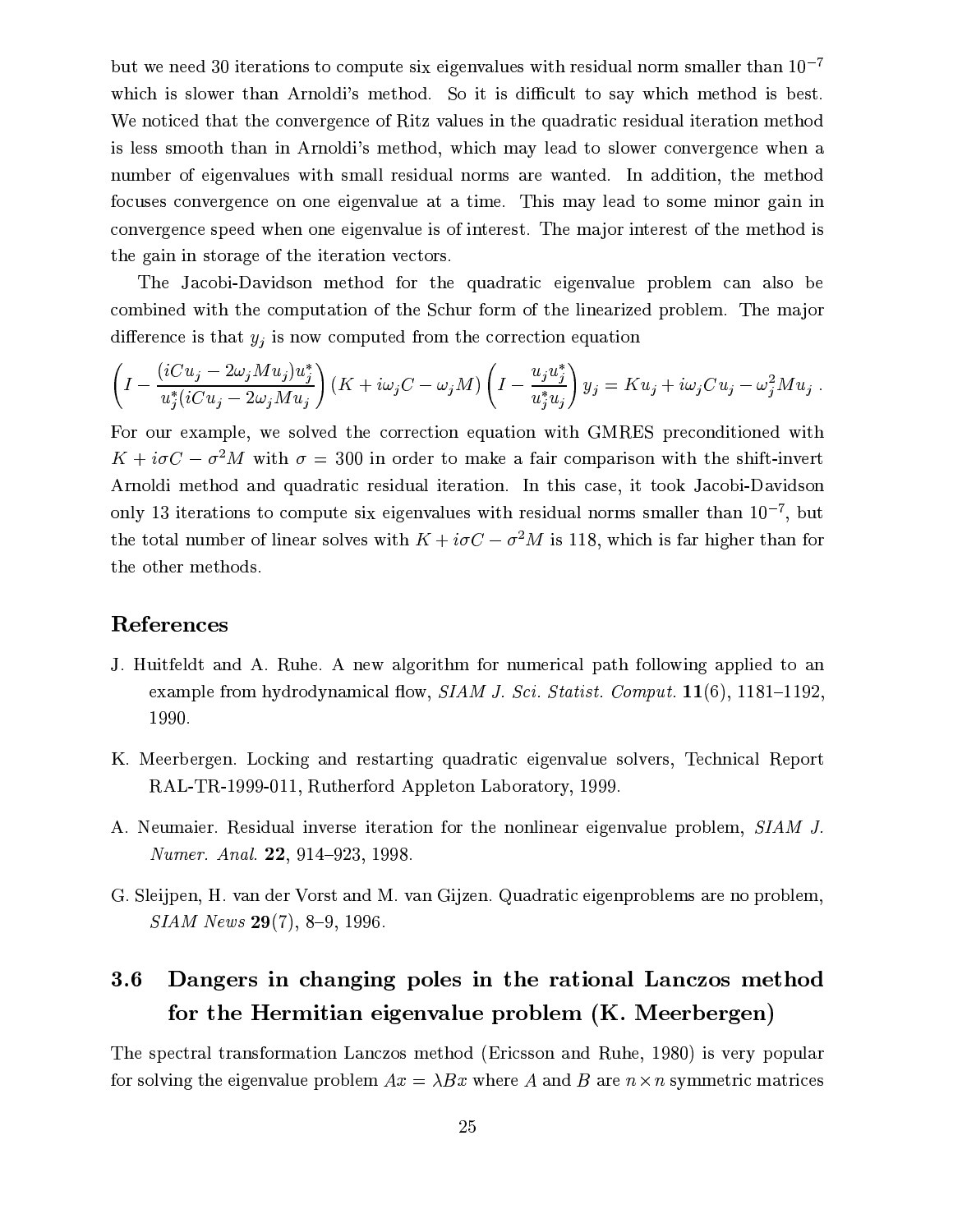but we need 30 iterations to compute six eigenvalues with residual norm smaller than $10^{-7}$ which is slower than Arnoldi's method. So it is difficult to say which method is best. We noticed that the convergence of Ritz values in the quadratic residual iteration method is less smooth than in Arnoldi's method, which may lead to slower convergence when a number of eigenvalues with small residual norms are wanted. In addition, the method focuses convergence on one eigenvalue at a time. This may lead to some minor gain in convergence speed when one eigenvalue is of interest. The major interest of the method is the gain in storage of the iteration vectors.

The Jacobi-Davidson method for the quadratic eigenvalue problem can also be combined with the computation of the Schur form of the linearized problem. The major difference is that $y_j$ is now computed from the correction equation

$$\left(I - \frac{(iCu_j - 2\omega_j M u_j)u_j^*}{u_j^*(iCu_j - 2\omega_j M u_j}\right)(K + i\omega_j C - \omega_j M)\left(I - \frac{u_j u_j^*}{u_j^* u_j}\right) y_j = Ku_j + i\omega_j C u_j - \omega_j^2 M u_j \ .$$

For our example, we solved the correction equation with GMRES preconditioned with $K + i\sigma C - \sigma^2 M$ with $\sigma = 300$ in order to make a fair comparison with the shift-invert Arnoldi method and quadratic residual iteration. In this case, it took Jacobi-Davidson only 13 iterations to compute six eigenvalues with residual norms smaller than $10^{-7}$, but the total number of linear solves with $K + i\sigma C - \sigma^2 M$ is 118, which is far higher than for the other methods.

## References

J. Huitfeldt and A. Ruhe. A new algorithm for numerical path following applied to an example from hydrodynamical flow, *SIAM J. Sci. Statist. Comput.* **11**(6), 1181–1192, 1990.

K. Meerbergen. Locking and restarting quadratic eigenvalue solvers, Technical Report RAL-TR-1999-011, Rutherford Appleton Laboratory, 1999.

A. Neumaier. Residual inverse iteration for the nonlinear eigenvalue problem, *SIAM J. Numer. Anal.* **22**, 914–923, 1998.

G. Sleijpen, H. van der Vorst and M. van Gijzen. Quadratic eigenproblems are no problem, *SIAM News* **29**(7), 8–9, 1996.

### 3.6 Dangers in changing poles in the rational Lanczos method for the Hermitian eigenvalue problem (K. Meerbergen)

The spectral transformation Lanczos method (Ericsson and Ruhe, 1980) is very popular for solving the eigenvalue problem $Ax = \lambda Bx$ where $A$ and $B$ are $n \times n$ symmetric matrices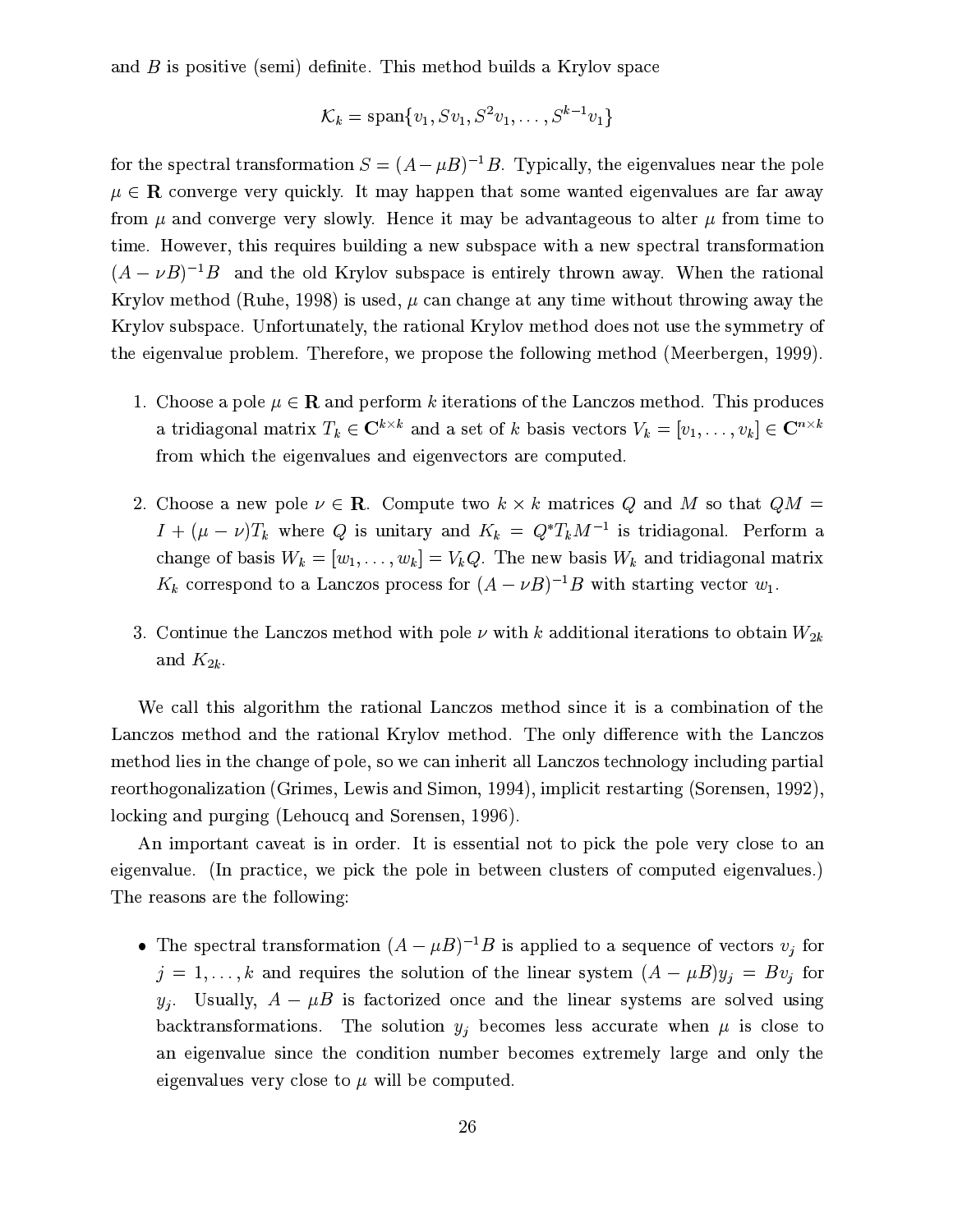and $B$ is positive (semi) definite. This method builds a Krylov space

$$\mathcal{K}_k = \text{span}\{v_1, Sv_1, S^2v_1, \ldots, S^{k-1}v_1\}$$

for the spectral transformation $S = (A - \mu B)^{-1}B$. Typically, the eigenvalues near the pole $\mu \in \mathbf{R}$ converge very quickly. It may happen that some wanted eigenvalues are far away from $\mu$ and converge very slowly. Hence it may be advantageous to alter $\mu$ from time to time. However, this requires building a new subspace with a new spectral transformation $(A - \nu B)^{-1}B$ and the old Krylov subspace is entirely thrown away. When the rational Krylov method (Ruhe, 1998) is used, $\mu$ can change at any time without throwing away the Krylov subspace. Unfortunately, the rational Krylov method does not use the symmetry of the eigenvalue problem. Therefore, we propose the following method (Meerbergen, 1999).

1. Choose a pole $\mu \in \mathbf{R}$ and perform $k$ iterations of the Lanczos method. This produces a tridiagonal matrix $T_k \in \mathbf{C}^{k\times k}$ and a set of $k$ basis vectors $V_k = [v_1, \ldots, v_k] \in \mathbf{C}^{n\times k}$ from which the eigenvalues and eigenvectors are computed.

2. Choose a new pole $\nu \in \mathbf{R}$. Compute two $k \times k$ matrices $Q$ and $M$ so that $QM = I + (\mu - \nu)T_k$ where $Q$ is unitary and $K_k = Q^* T_k M^{-1}$ is tridiagonal. Perform a change of basis $W_k = [w_1, \ldots, w_k] = V_k Q$. The new basis $W_k$ and tridiagonal matrix $K_k$ correspond to a Lanczos process for $(A - \nu B)^{-1}B$ with starting vector $w_1$.

3. Continue the Lanczos method with pole $\nu$ with $k$ additional iterations to obtain $W_{2k}$ and $K_{2k}$.

We call this algorithm the rational Lanczos method since it is a combination of the Lanczos method and the rational Krylov method. The only difference with the Lanczos method lies in the change of pole, so we can inherit all Lanczos technology including partial reorthogonalization (Grimes, Lewis and Simon, 1994), implicit restarting (Sorensen, 1992), locking and purging (Lehoucq and Sorensen, 1996).

An important caveat is in order. It is essential not to pick the pole very close to an eigenvalue. (In practice, we pick the pole in between clusters of computed eigenvalues.) The reasons are the following:

- The spectral transformation $(A - \mu B)^{-1}B$ is applied to a sequence of vectors $v_j$ for $j = 1, \ldots, k$ and requires the solution of the linear system $(A - \mu B)y_j = Bv_j$ for $y_j$. Usually, $A - \mu B$ is factorized once and the linear systems are solved using backtransformations. The solution $y_j$ becomes less accurate when $\mu$ is close to an eigenvalue since the condition number becomes extremely large and only the eigenvalues very close to $\mu$ will be computed.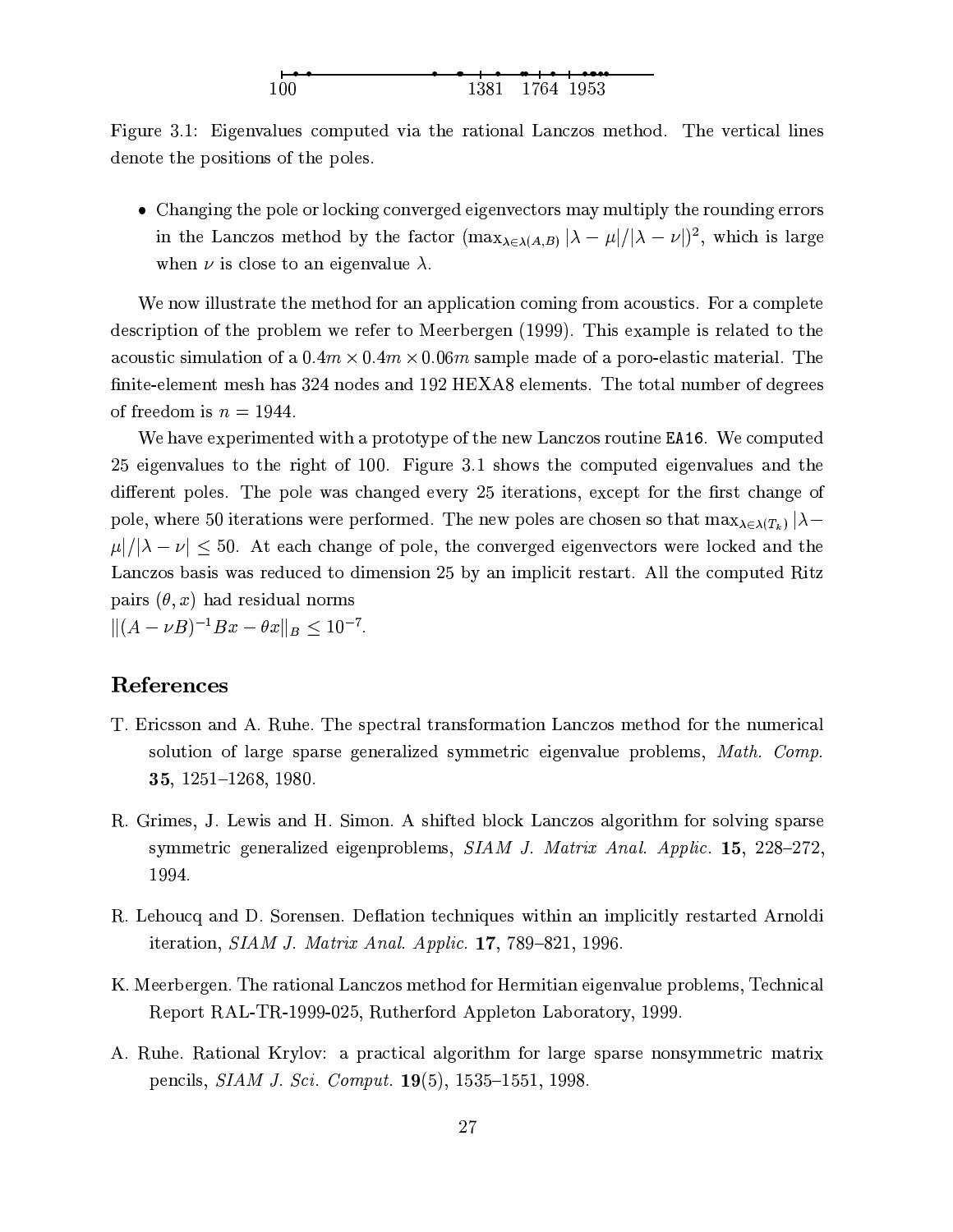100 1381 1764 1953

Figure 3.1: Eigenvalues computed via the rational Lanczos method. The vertical lines denote the positions of the poles.

- Changing the pole or locking converged eigenvectors may multiply the rounding errors in the Lanczos method by the factor $(\max_{\lambda\in\lambda(A,B)} |\lambda-\mu|/|\lambda-\nu|)^2$, which is large when $\nu$ is close to an eigenvalue $\lambda$.

We now illustrate the method for an application coming from acoustics. For a complete description of the problem we refer to Meerbergen (1999). This example is related to the acoustic simulation of a $0.4m \times 0.4m \times 0.06m$ sample made of a poro-elastic material. The finite-element mesh has 324 nodes and 192 HEXA8 elements. The total number of degrees of freedom is $n = 1944$.

We have experimented with a prototype of the new Lanczos routine `EA16`. We computed 25 eigenvalues to the right of 100. Figure 3.1 shows the computed eigenvalues and the different poles. The pole was changed every 25 iterations, except for the first change of pole, where 50 iterations were performed. The new poles are chosen so that $\max_{\lambda\in\lambda(T_k)} |\lambda-\mu|/|\lambda-\nu| \leq 50$. At each change of pole, the converged eigenvectors were locked and the Lanczos basis was reduced to dimension 25 by an implicit restart. All the computed Ritz pairs $(\theta, x)$ had residual norms
$\|(A-\nu B)^{-1}Bx - \theta x\|_B \leq 10^{-7}$.

## References

T. Ericsson and A. Ruhe. The spectral transformation Lanczos method for the numerical solution of large sparse generalized symmetric eigenvalue problems, *Math. Comp.* **35**, 1251–1268, 1980.

R. Grimes, J. Lewis and H. Simon. A shifted block Lanczos algorithm for solving sparse symmetric generalized eigenproblems, *SIAM J. Matrix Anal. Applic.* **15**, 228–272, 1994.

R. Lehoucq and D. Sorensen. Deflation techniques within an implicitly restarted Arnoldi iteration, *SIAM J. Matrix Anal. Applic.* **17**, 789–821, 1996.

K. Meerbergen. The rational Lanczos method for Hermitian eigenvalue problems, Technical Report RAL-TR-1999-025, Rutherford Appleton Laboratory, 1999.

A. Ruhe. Rational Krylov: a practical algorithm for large sparse nonsymmetric matrix pencils, *SIAM J. Sci. Comput.* **19**(5), 1535–1551, 1998.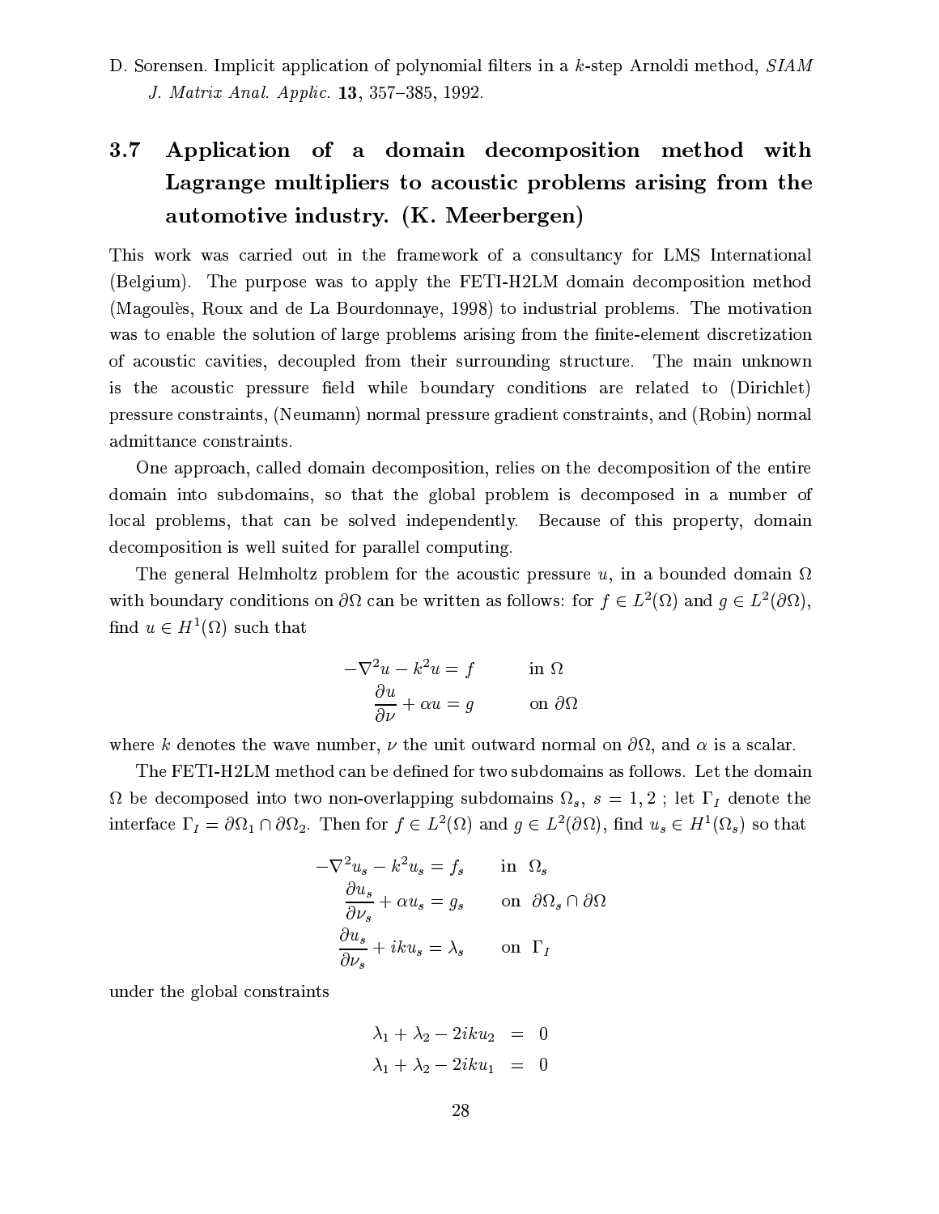D. Sorensen. Implicit application of polynomial filters in a $k$-step Arnoldi method, *SIAM J. Matrix Anal. Applic.* **13**, 357–385, 1992.

## 3.7 Application of a domain decomposition method with Lagrange multipliers to acoustic problems arising from the automotive industry. (K. Meerbergen)

This work was carried out in the framework of a consultancy for LMS International (Belgium). The purpose was to apply the FETI-H2LM domain decomposition method (Magoulès, Roux and de La Bourdonnaye, 1998) to industrial problems. The motivation was to enable the solution of large problems arising from the finite-element discretization of acoustic cavities, decoupled from their surrounding structure. The main unknown is the acoustic pressure field while boundary conditions are related to (Dirichlet) pressure constraints, (Neumann) normal pressure gradient constraints, and (Robin) normal admittance constraints.

One approach, called domain decomposition, relies on the decomposition of the entire domain into subdomains, so that the global problem is decomposed in a number of local problems, that can be solved independently. Because of this property, domain decomposition is well suited for parallel computing.

The general Helmholtz problem for the acoustic pressure $u$, in a bounded domain $\Omega$ with boundary conditions on $\partial\Omega$ can be written as follows: for $f \in L^2(\Omega)$ and $g \in L^2(\partial\Omega)$, find $u \in H^1(\Omega)$ such that

$$
\begin{aligned}
-\nabla^2 u - k^2 u = f \qquad & \text{in } \Omega \\
\frac{\partial u}{\partial \nu} + \alpha u = g \qquad & \text{on } \partial\Omega
\end{aligned}
$$

where $k$ denotes the wave number, $\nu$ the unit outward normal on $\partial\Omega$, and $\alpha$ is a scalar.

The FETI-H2LM method can be defined for two subdomains as follows. Let the domain $\Omega$ be decomposed into two non-overlapping subdomains $\Omega_s$, $s = 1, 2$ ; let $\Gamma_I$ denote the interface $\Gamma_I = \partial\Omega_1 \cap \partial\Omega_2$. Then for $f \in L^2(\Omega)$ and $g \in L^2(\partial\Omega)$, find $u_s \in H^1(\Omega_s)$ so that

$$
\begin{aligned}
-\nabla^2 u_s - k^2 u_s = f_s \qquad & \text{in } \Omega_s \\
\frac{\partial u_s}{\partial \nu_s} + \alpha u_s = g_s \qquad & \text{on } \partial\Omega_s \cap \partial\Omega \\
\frac{\partial u_s}{\partial \nu_s} + iku_s = \lambda_s \qquad & \text{on } \Gamma_I
\end{aligned}
$$

under the global constraints

$$
\begin{aligned}
\lambda_1 + \lambda_2 - 2iku_2 &= 0 \\
\lambda_1 + \lambda_2 - 2iku_1 &= 0
\end{aligned}
$$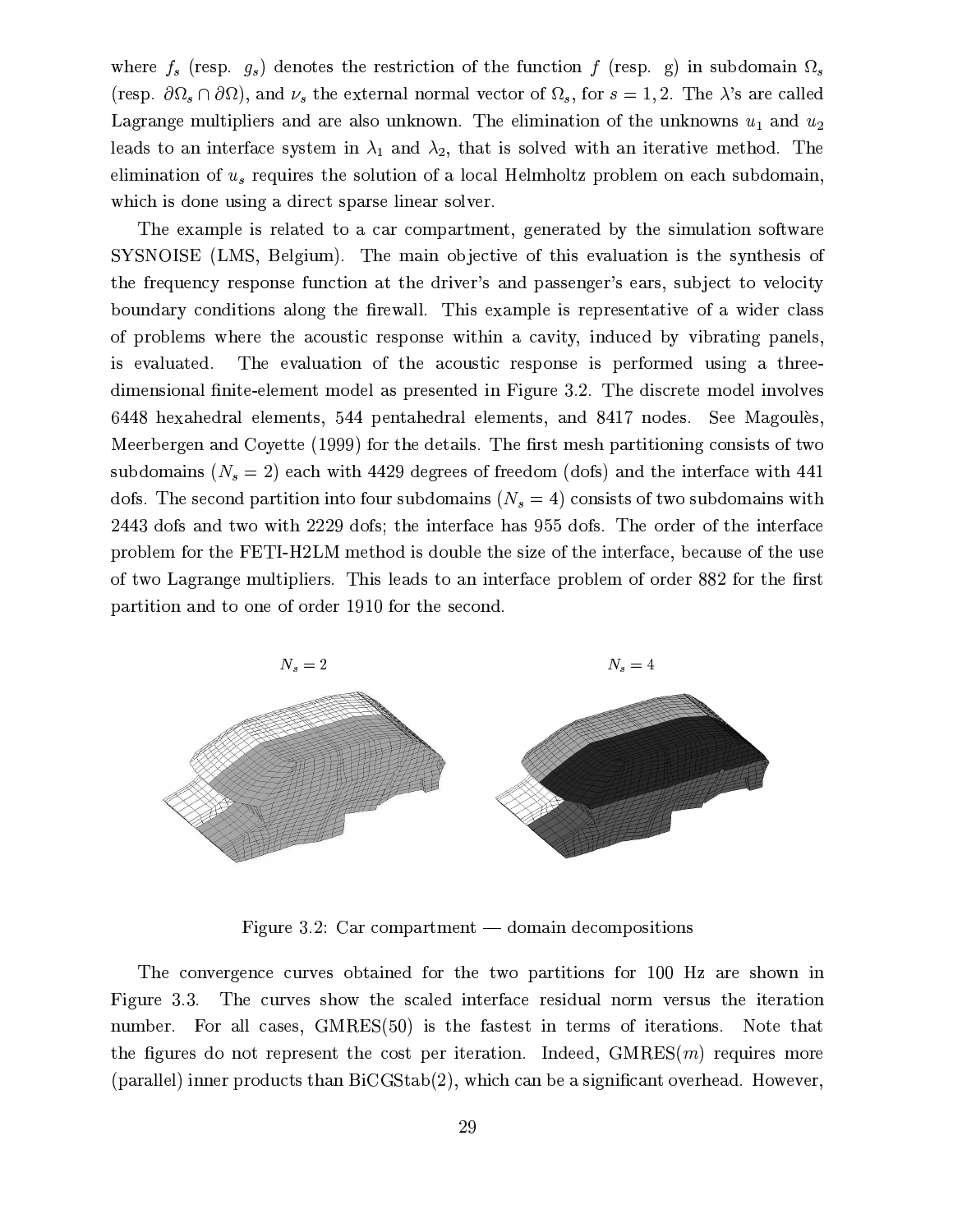where $f_s$ (resp. $g_s$) denotes the restriction of the function $f$ (resp. g) in subdomain $\Omega_s$ (resp. $\partial\Omega_s \cap \partial\Omega$), and $\nu_s$ the external normal vector of $\Omega_s$, for $s = 1, 2$. The $\lambda$'s are called Lagrange multipliers and are also unknown. The elimination of the unknowns $u_1$ and $u_2$ leads to an interface system in $\lambda_1$ and $\lambda_2$, that is solved with an iterative method. The elimination of $u_s$ requires the solution of a local Helmholtz problem on each subdomain, which is done using a direct sparse linear solver.

The example is related to a car compartment, generated by the simulation software SYSNOISE (LMS, Belgium). The main objective of this evaluation is the synthesis of the frequency response function at the driver's and passenger's ears, subject to velocity boundary conditions along the firewall. This example is representative of a wider class of problems where the acoustic response within a cavity, induced by vibrating panels, is evaluated. The evaluation of the acoustic response is performed using a three-dimensional finite-element model as presented in Figure 3.2. The discrete model involves 6448 hexahedral elements, 544 pentahedral elements, and 8417 nodes. See Magoulès, Meerbergen and Coyette (1999) for the details. The first mesh partitioning consists of two subdomains ($N_s = 2$) each with 4429 degrees of freedom (dofs) and the interface with 441 dofs. The second partition into four subdomains ($N_s = 4$) consists of two subdomains with 2443 dofs and two with 2229 dofs; the interface has 955 dofs. The order of the interface problem for the FETI-H2LM method is double the size of the interface, because of the use of two Lagrange multipliers. This leads to an interface problem of order 882 for the first partition and to one of order 1910 for the second.

$N_s = 2$ $N_s = 4$

Figure 3.2: Car compartment — domain decompositions

The convergence curves obtained for the two partitions for 100 Hz are shown in Figure 3.3. The curves show the scaled interface residual norm versus the iteration number. For all cases, GMRES(50) is the fastest in terms of iterations. Note that the figures do not represent the cost per iteration. Indeed, GMRES($m$) requires more (parallel) inner products than BiCGStab(2), which can be a significant overhead. However,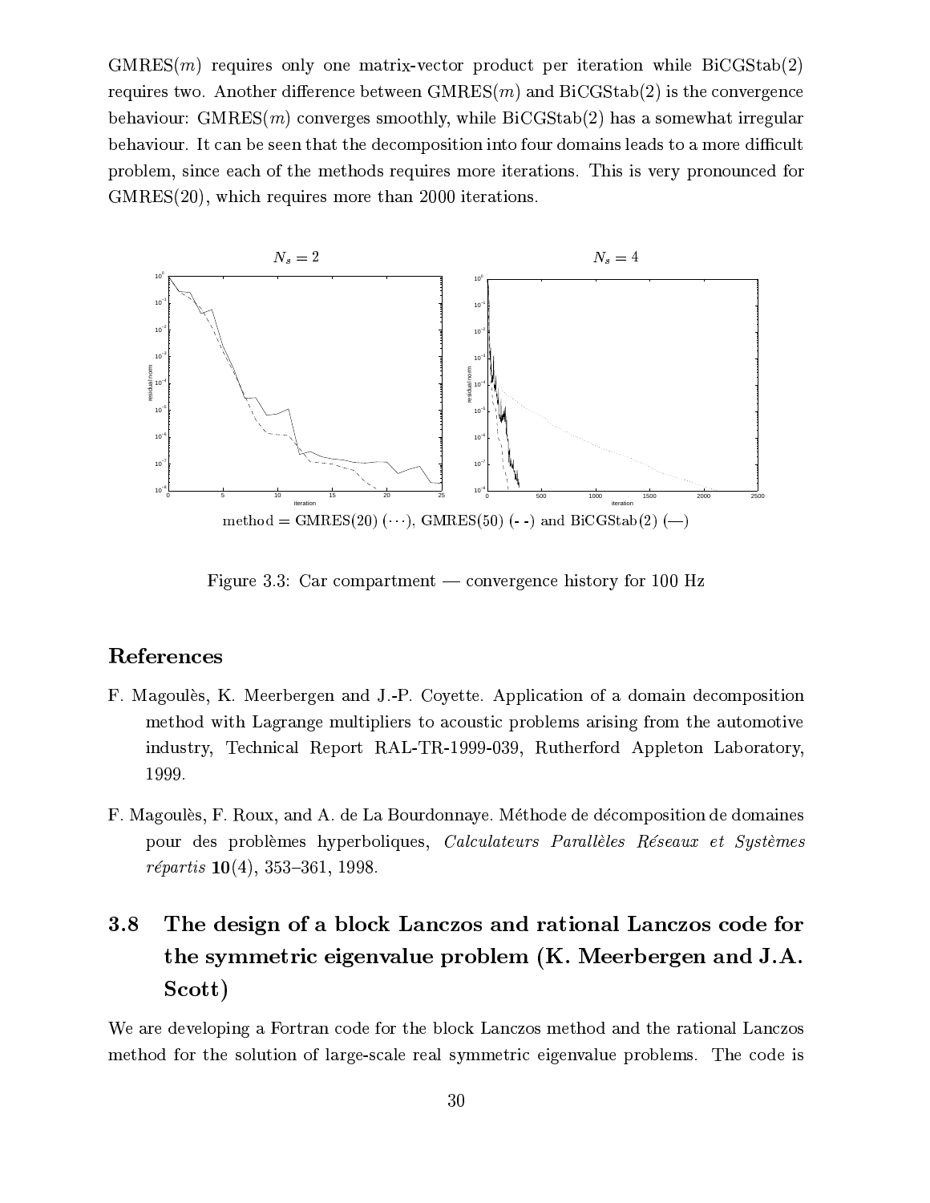GMRES($m$) requires only one matrix-vector product per iteration while BiCGStab(2) requires two. Another difference between GMRES($m$) and BiCGStab(2) is the convergence behaviour: GMRES($m$) converges smoothly, while BiCGStab(2) has a somewhat irregular behaviour. It can be seen that the decomposition into four domains leads to a more difficult problem, since each of the methods requires more iterations. This is very pronounced for GMRES(20), which requires more than 2000 iterations.

$N_s = 2$ $N_s = 4$

method = GMRES(20) ($\cdots$), GMRES(50) (- -) and BiCGStab(2) (—)

Figure 3.3: Car compartment — convergence history for 100 Hz

## References

F. Magoulès, K. Meerbergen and J.-P. Coyette. Application of a domain decomposition method with Lagrange multipliers to acoustic problems arising from the automotive industry, Technical Report RAL-TR-1999-039, Rutherford Appleton Laboratory, 1999.

F. Magoulès, F. Roux, and A. de La Bourdonnaye. Méthode de décomposition de domaines pour des problèmes hyperboliques, *Calculateurs Parallèles Réseaux et Systèmes répartis* **10**(4), 353–361, 1998.

## 3.8 The design of a block Lanczos and rational Lanczos code for the symmetric eigenvalue problem (K. Meerbergen and J.A. Scott)

We are developing a Fortran code for the block Lanczos method and the rational Lanczos method for the solution of large-scale real symmetric eigenvalue problems. The code is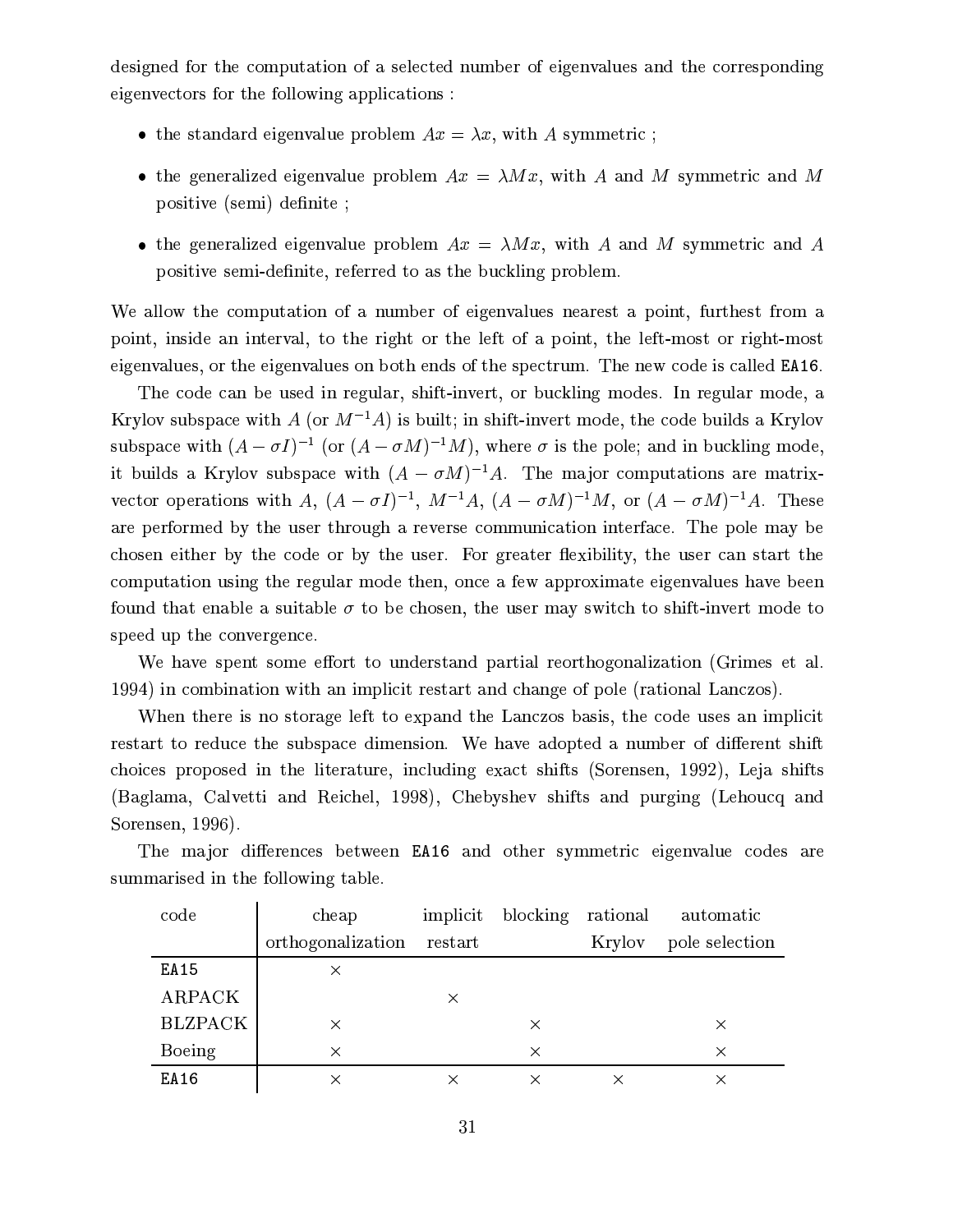designed for the computation of a selected number of eigenvalues and the corresponding eigenvectors for the following applications :

- the standard eigenvalue problem $Ax = \lambda x$, with $A$ symmetric ;
- the generalized eigenvalue problem $Ax = \lambda Mx$, with $A$ and $M$ symmetric and $M$ positive (semi) definite ;
- the generalized eigenvalue problem $Ax = \lambda Mx$, with $A$ and $M$ symmetric and $A$ positive semi-definite, referred to as the buckling problem.

We allow the computation of a number of eigenvalues nearest a point, furthest from a point, inside an interval, to the right or the left of a point, the left-most or right-most eigenvalues, or the eigenvalues on both ends of the spectrum. The new code is called `EA16`.

The code can be used in regular, shift-invert, or buckling modes. In regular mode, a Krylov subspace with $A$ (or $M^{-1}A$) is built; in shift-invert mode, the code builds a Krylov subspace with $(A - \sigma I)^{-1}$ (or $(A - \sigma M)^{-1}M$), where $\sigma$ is the pole; and in buckling mode, it builds a Krylov subspace with $(A - \sigma M)^{-1}A$. The major computations are matrix-vector operations with $A$, $(A - \sigma I)^{-1}$, $M^{-1}A$, $(A - \sigma M)^{-1}M$, or $(A - \sigma M)^{-1}A$. These are performed by the user through a reverse communication interface. The pole may be chosen either by the code or by the user. For greater flexibility, the user can start the computation using the regular mode then, once a few approximate eigenvalues have been found that enable a suitable $\sigma$ to be chosen, the user may switch to shift-invert mode to speed up the convergence.

We have spent some effort to understand partial reorthogonalization (Grimes et al. 1994) in combination with an implicit restart and change of pole (rational Lanczos).

When there is no storage left to expand the Lanczos basis, the code uses an implicit restart to reduce the subspace dimension. We have adopted a number of different shift choices proposed in the literature, including exact shifts (Sorensen, 1992), Leja shifts (Baglama, Calvetti and Reichel, 1998), Chebyshev shifts and purging (Lehoucq and Sorensen, 1996).

The major differences between `EA16` and other symmetric eigenvalue codes are summarised in the following table.

| code | cheap orthogonalization | implicit restart | blocking | rational Krylov | automatic pole selection |
|---|---|---|---|---|---|
| `EA15` | × | | | | |
| ARPACK | | × | | | |
| BLZPACK | × | | × | | × |
| Boeing | × | | × | | × |
| `EA16` | × | × | × | × | × |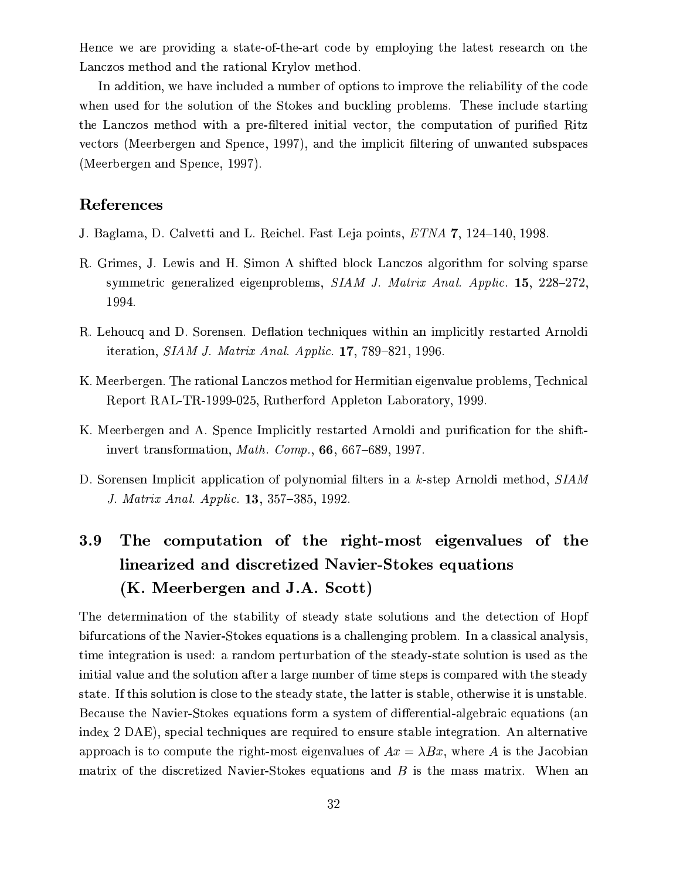Hence we are providing a state-of-the-art code by employing the latest research on the Lanczos method and the rational Krylov method.

In addition, we have included a number of options to improve the reliability of the code when used for the solution of the Stokes and buckling problems. These include starting the Lanczos method with a pre-filtered initial vector, the computation of purified Ritz vectors (Meerbergen and Spence, 1997), and the implicit filtering of unwanted subspaces (Meerbergen and Spence, 1997).

### References

J. Baglama, D. Calvetti and L. Reichel. Fast Leja points, *ETNA* **7**, 124–140, 1998.

R. Grimes, J. Lewis and H. Simon A shifted block Lanczos algorithm for solving sparse symmetric generalized eigenproblems, *SIAM J. Matrix Anal. Applic.* **15**, 228–272, 1994.

R. Lehoucq and D. Sorensen. Deflation techniques within an implicitly restarted Arnoldi iteration, *SIAM J. Matrix Anal. Applic.* **17**, 789–821, 1996.

K. Meerbergen. The rational Lanczos method for Hermitian eigenvalue problems, Technical Report RAL-TR-1999-025, Rutherford Appleton Laboratory, 1999.

K. Meerbergen and A. Spence Implicitly restarted Arnoldi and purification for the shift-invert transformation, *Math. Comp.*, **66**, 667–689, 1997.

D. Sorensen Implicit application of polynomial filters in a $k$-step Arnoldi method, *SIAM J. Matrix Anal. Applic.* **13**, 357–385, 1992.

## 3.9 The computation of the right-most eigenvalues of the linearized and discretized Navier-Stokes equations (K. Meerbergen and J.A. Scott)

The determination of the stability of steady state solutions and the detection of Hopf bifurcations of the Navier-Stokes equations is a challenging problem. In a classical analysis, time integration is used: a random perturbation of the steady-state solution is used as the initial value and the solution after a large number of time steps is compared with the steady state. If this solution is close to the steady state, the latter is stable, otherwise it is unstable. Because the Navier-Stokes equations form a system of differential-algebraic equations (an index 2 DAE), special techniques are required to ensure stable integration. An alternative approach is to compute the right-most eigenvalues of $Ax = \lambda Bx$, where $A$ is the Jacobian matrix of the discretized Navier-Stokes equations and $B$ is the mass matrix. When an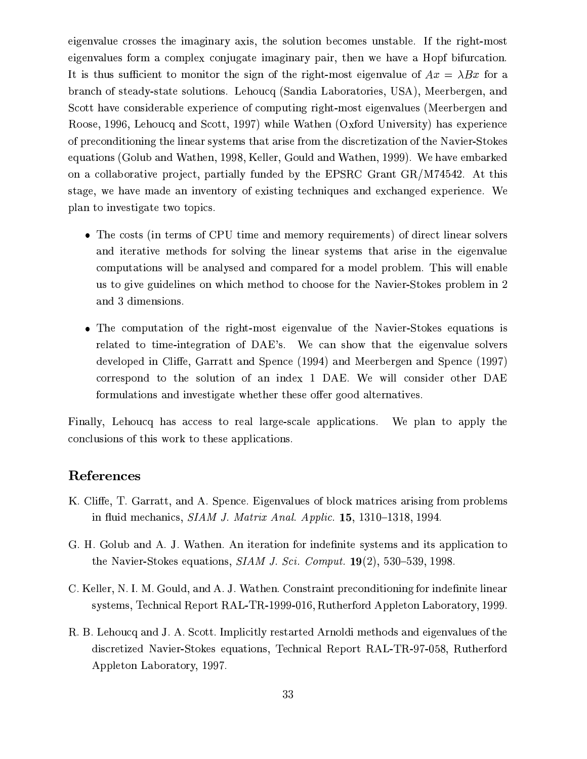eigenvalue crosses the imaginary axis, the solution becomes unstable. If the right-most eigenvalues form a complex conjugate imaginary pair, then we have a Hopf bifurcation. It is thus sufficient to monitor the sign of the right-most eigenvalue of $Ax = \lambda Bx$ for a branch of steady-state solutions. Lehoucq (Sandia Laboratories, USA), Meerbergen, and Scott have considerable experience of computing right-most eigenvalues (Meerbergen and Roose, 1996, Lehoucq and Scott, 1997) while Wathen (Oxford University) has experience of preconditioning the linear systems that arise from the discretization of the Navier-Stokes equations (Golub and Wathen, 1998, Keller, Gould and Wathen, 1999). We have embarked on a collaborative project, partially funded by the EPSRC Grant GR/M74542. At this stage, we have made an inventory of existing techniques and exchanged experience. We plan to investigate two topics.

- The costs (in terms of CPU time and memory requirements) of direct linear solvers and iterative methods for solving the linear systems that arise in the eigenvalue computations will be analysed and compared for a model problem. This will enable us to give guidelines on which method to choose for the Navier-Stokes problem in 2 and 3 dimensions.
- The computation of the right-most eigenvalue of the Navier-Stokes equations is related to time-integration of DAE's. We can show that the eigenvalue solvers developed in Cliffe, Garratt and Spence (1994) and Meerbergen and Spence (1997) correspond to the solution of an index 1 DAE. We will consider other DAE formulations and investigate whether these offer good alternatives.

Finally, Lehoucq has access to real large-scale applications. We plan to apply the conclusions of this work to these applications.

## References

K. Cliffe, T. Garratt, and A. Spence. Eigenvalues of block matrices arising from problems in fluid mechanics, *SIAM J. Matrix Anal. Applic.* **15**, 1310–1318, 1994.

G. H. Golub and A. J. Wathen. An iteration for indefinite systems and its application to the Navier-Stokes equations, *SIAM J. Sci. Comput.* **19**(2), 530–539, 1998.

C. Keller, N. I. M. Gould, and A. J. Wathen. Constraint preconditioning for indefinite linear systems, Technical Report RAL-TR-1999-016, Rutherford Appleton Laboratory, 1999.

R. B. Lehoucq and J. A. Scott. Implicitly restarted Arnoldi methods and eigenvalues of the discretized Navier-Stokes equations, Technical Report RAL-TR-97-058, Rutherford Appleton Laboratory, 1997.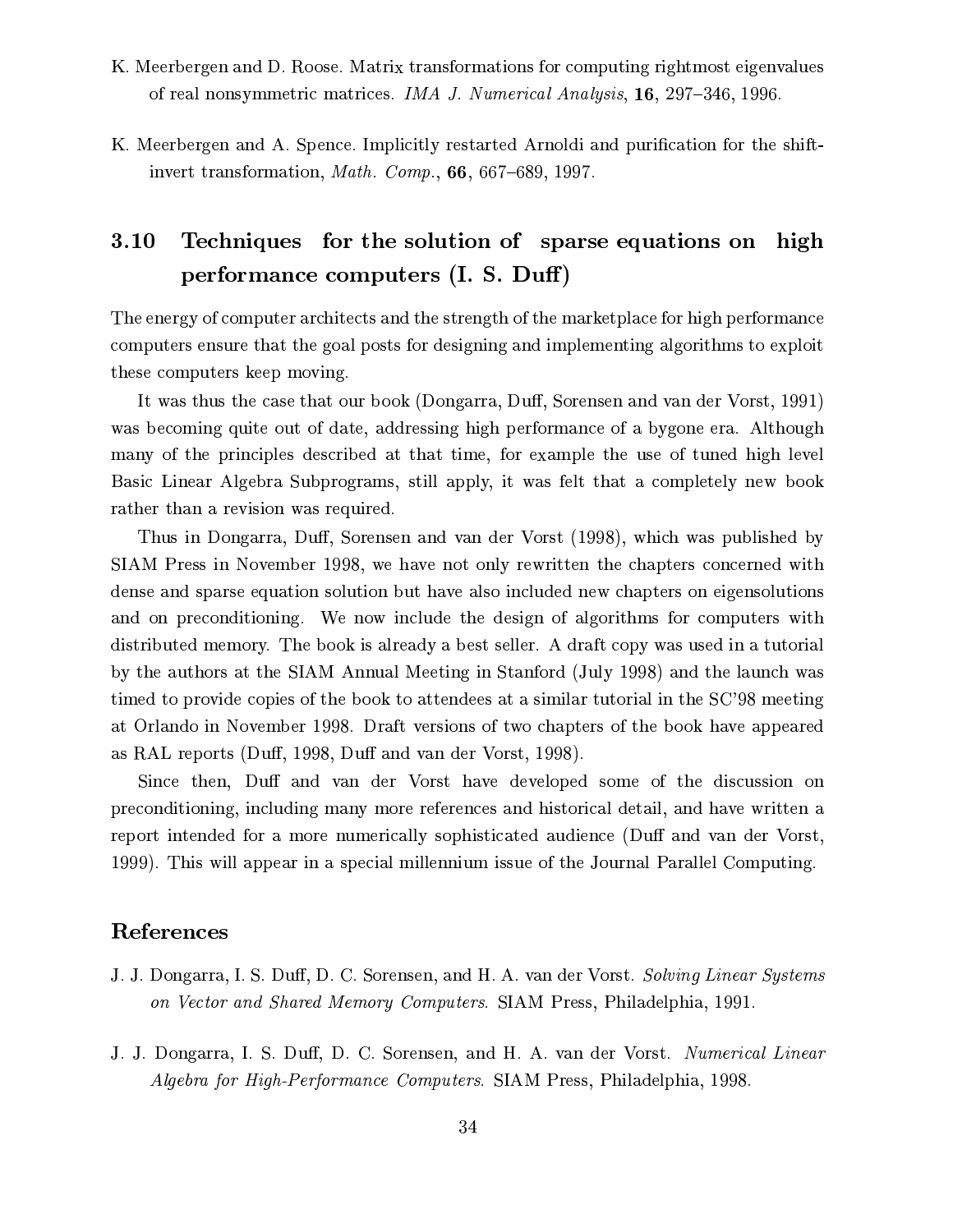K. Meerbergen and D. Roose. Matrix transformations for computing rightmost eigenvalues of real nonsymmetric matrices. *IMA J. Numerical Analysis*, **16**, 297–346, 1996.

K. Meerbergen and A. Spence. Implicitly restarted Arnoldi and purification for the shift-invert transformation, *Math. Comp.*, **66**, 667–689, 1997.

## 3.10 Techniques for the solution of sparse equations on high performance computers (I. S. Duff)

The energy of computer architects and the strength of the marketplace for high performance computers ensure that the goal posts for designing and implementing algorithms to exploit these computers keep moving.

It was thus the case that our book (Dongarra, Duff, Sorensen and van der Vorst, 1991) was becoming quite out of date, addressing high performance of a bygone era. Although many of the principles described at that time, for example the use of tuned high level Basic Linear Algebra Subprograms, still apply, it was felt that a completely new book rather than a revision was required.

Thus in Dongarra, Duff, Sorensen and van der Vorst (1998), which was published by SIAM Press in November 1998, we have not only rewritten the chapters concerned with dense and sparse equation solution but have also included new chapters on eigensolutions and on preconditioning. We now include the design of algorithms for computers with distributed memory. The book is already a best seller. A draft copy was used in a tutorial by the authors at the SIAM Annual Meeting in Stanford (July 1998) and the launch was timed to provide copies of the book to attendees at a similar tutorial in the SC'98 meeting at Orlando in November 1998. Draft versions of two chapters of the book have appeared as RAL reports (Duff, 1998, Duff and van der Vorst, 1998).

Since then, Duff and van der Vorst have developed some of the discussion on preconditioning, including many more references and historical detail, and have written a report intended for a more numerically sophisticated audience (Duff and van der Vorst, 1999). This will appear in a special millennium issue of the Journal Parallel Computing.

### References

J. J. Dongarra, I. S. Duff, D. C. Sorensen, and H. A. van der Vorst. *Solving Linear Systems on Vector and Shared Memory Computers*. SIAM Press, Philadelphia, 1991.

J. J. Dongarra, I. S. Duff, D. C. Sorensen, and H. A. van der Vorst. *Numerical Linear Algebra for High-Performance Computers*. SIAM Press, Philadelphia, 1998.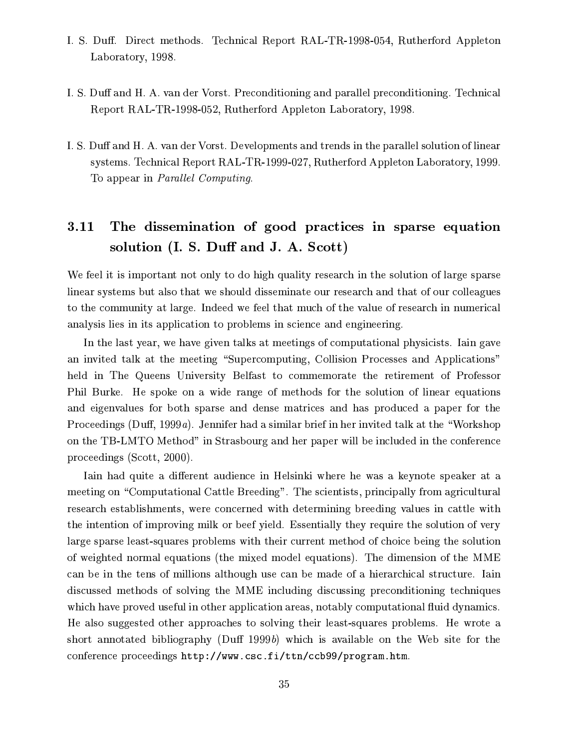I. S. Duff. Direct methods. Technical Report RAL-TR-1998-054, Rutherford Appleton Laboratory, 1998.

I. S. Duff and H. A. van der Vorst. Preconditioning and parallel preconditioning. Technical Report RAL-TR-1998-052, Rutherford Appleton Laboratory, 1998.

I. S. Duff and H. A. van der Vorst. Developments and trends in the parallel solution of linear systems. Technical Report RAL-TR-1999-027, Rutherford Appleton Laboratory, 1999. To appear in *Parallel Computing*.

## 3.11 The dissemination of good practices in sparse equation solution (I. S. Duff and J. A. Scott)

We feel it is important not only to do high quality research in the solution of large sparse linear systems but also that we should disseminate our research and that of our colleagues to the community at large. Indeed we feel that much of the value of research in numerical analysis lies in its application to problems in science and engineering.

In the last year, we have given talks at meetings of computational physicists. Iain gave an invited talk at the meeting "Supercomputing, Collision Processes and Applications" held in The Queens University Belfast to commemorate the retirement of Professor Phil Burke. He spoke on a wide range of methods for the solution of linear equations and eigenvalues for both sparse and dense matrices and has produced a paper for the Proceedings (Duff, 1999*a*). Jennifer had a similar brief in her invited talk at the "Workshop on the TB-LMTO Method" in Strasbourg and her paper will be included in the conference proceedings (Scott, 2000).

Iain had quite a different audience in Helsinki where he was a keynote speaker at a meeting on "Computational Cattle Breeding". The scientists, principally from agricultural research establishments, were concerned with determining breeding values in cattle with the intention of improving milk or beef yield. Essentially they require the solution of very large sparse least-squares problems with their current method of choice being the solution of weighted normal equations (the mixed model equations). The dimension of the MME can be in the tens of millions although use can be made of a hierarchical structure. Iain discussed methods of solving the MME including discussing preconditioning techniques which have proved useful in other application areas, notably computational fluid dynamics. He also suggested other approaches to solving their least-squares problems. He wrote a short annotated bibliography (Duff 1999*b*) which is available on the Web site for the conference proceedings `http://www.csc.fi/ttn/ccb99/program.htm`.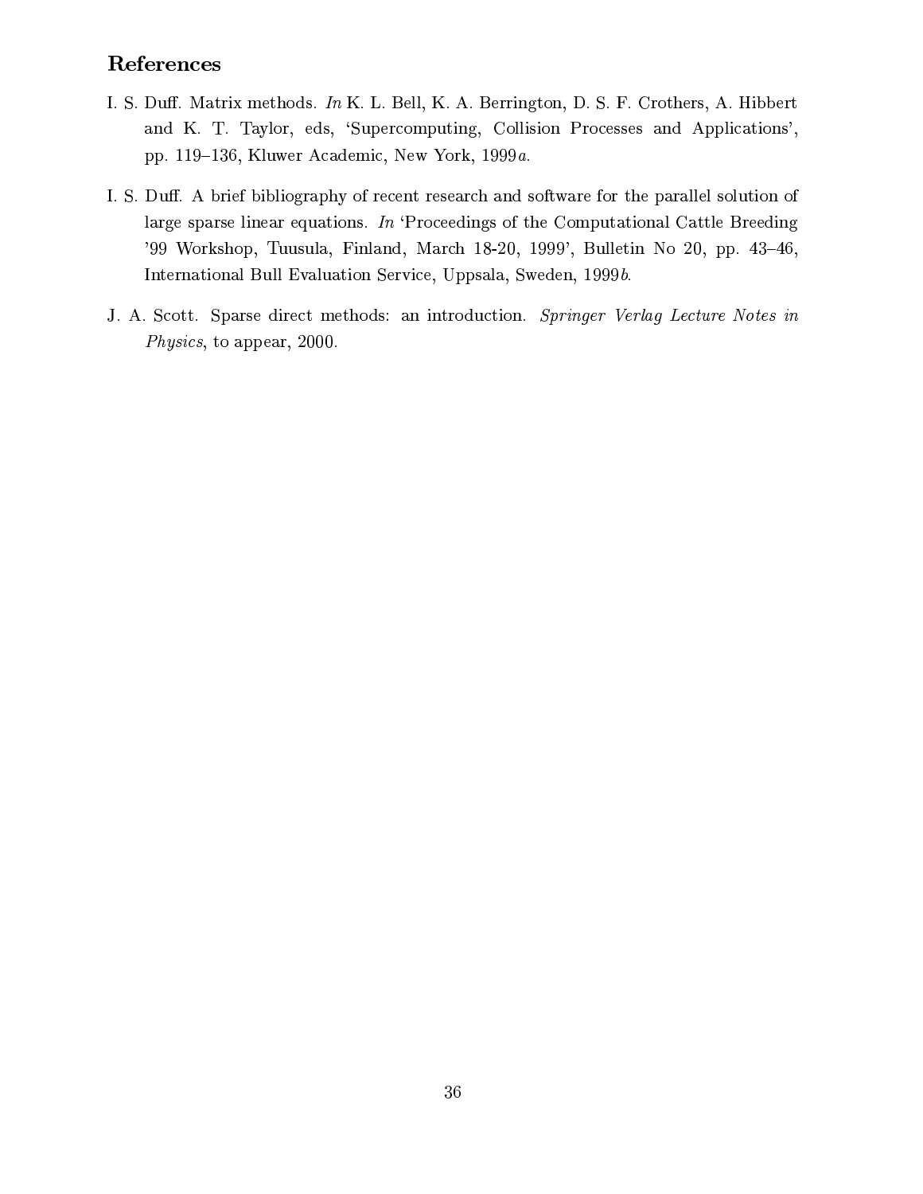## References

I. S. Duff. Matrix methods. *In* K. L. Bell, K. A. Berrington, D. S. F. Crothers, A. Hibbert and K. T. Taylor, eds, 'Supercomputing, Collision Processes and Applications', pp. 119–136, Kluwer Academic, New York, 1999*a*.

I. S. Duff. A brief bibliography of recent research and software for the parallel solution of large sparse linear equations. *In* 'Proceedings of the Computational Cattle Breeding '99 Workshop, Tuusula, Finland, March 18-20, 1999', Bulletin No 20, pp. 43–46, International Bull Evaluation Service, Uppsala, Sweden, 1999*b*.

J. A. Scott. Sparse direct methods: an introduction. *Springer Verlag Lecture Notes in Physics*, to appear, 2000.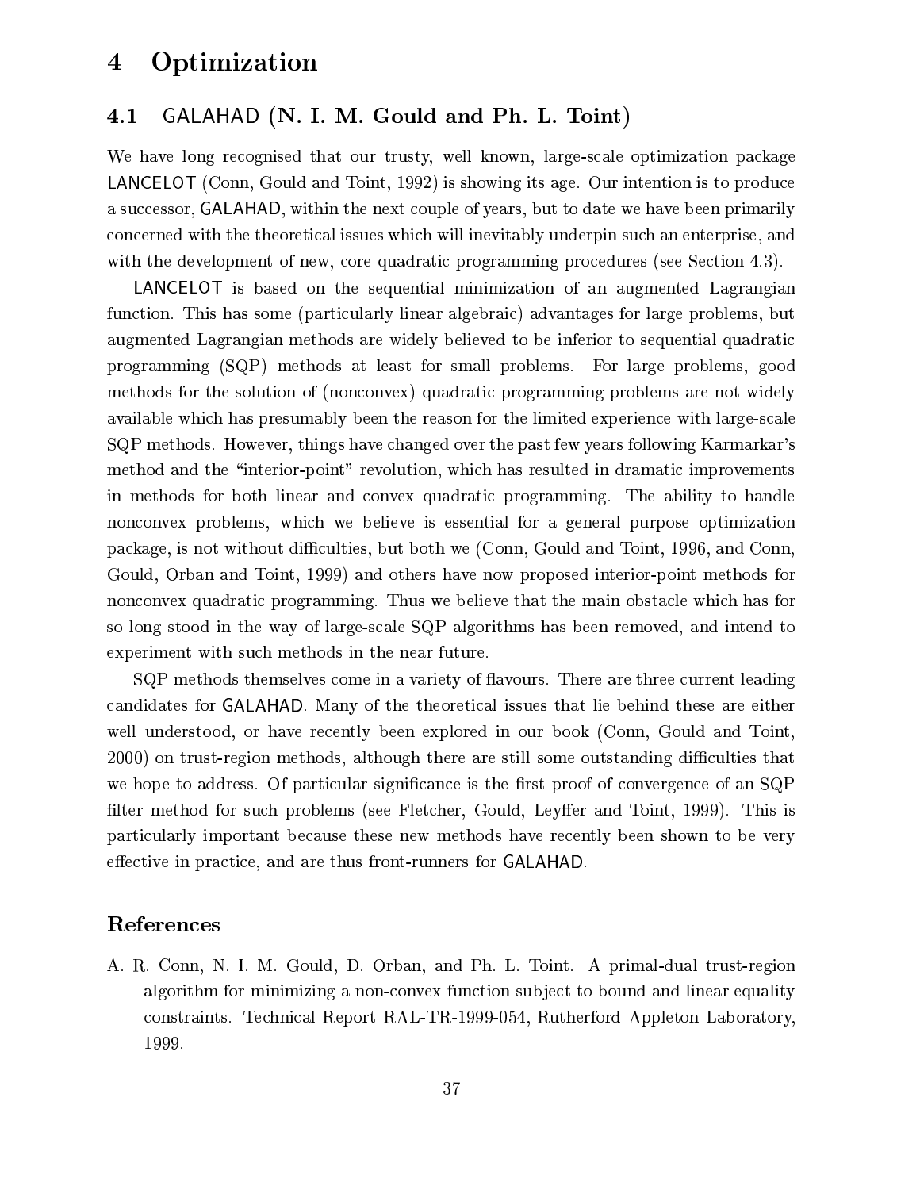# 4 Optimization

## 4.1 GALAHAD (N. I. M. Gould and Ph. L. Toint)

We have long recognised that our trusty, well known, large-scale optimization package LANCELOT (Conn, Gould and Toint, 1992) is showing its age. Our intention is to produce a successor, GALAHAD, within the next couple of years, but to date we have been primarily concerned with the theoretical issues which will inevitably underpin such an enterprise, and with the development of new, core quadratic programming procedures (see Section 4.3).

LANCELOT is based on the sequential minimization of an augmented Lagrangian function. This has some (particularly linear algebraic) advantages for large problems, but augmented Lagrangian methods are widely believed to be inferior to sequential quadratic programming (SQP) methods at least for small problems. For large problems, good methods for the solution of (nonconvex) quadratic programming problems are not widely available which has presumably been the reason for the limited experience with large-scale SQP methods. However, things have changed over the past few years following Karmarkar's method and the "interior-point" revolution, which has resulted in dramatic improvements in methods for both linear and convex quadratic programming. The ability to handle nonconvex problems, which we believe is essential for a general purpose optimization package, is not without difficulties, but both we (Conn, Gould and Toint, 1996, and Conn, Gould, Orban and Toint, 1999) and others have now proposed interior-point methods for nonconvex quadratic programming. Thus we believe that the main obstacle which has for so long stood in the way of large-scale SQP algorithms has been removed, and intend to experiment with such methods in the near future.

SQP methods themselves come in a variety of flavours. There are three current leading candidates for GALAHAD. Many of the theoretical issues that lie behind these are either well understood, or have recently been explored in our book (Conn, Gould and Toint, 2000) on trust-region methods, although there are still some outstanding difficulties that we hope to address. Of particular significance is the first proof of convergence of an SQP filter method for such problems (see Fletcher, Gould, Leyffer and Toint, 1999). This is particularly important because these new methods have recently been shown to be very effective in practice, and are thus front-runners for GALAHAD.

### References

A. R. Conn, N. I. M. Gould, D. Orban, and Ph. L. Toint. A primal-dual trust-region algorithm for minimizing a non-convex function subject to bound and linear equality constraints. Technical Report RAL-TR-1999-054, Rutherford Appleton Laboratory, 1999.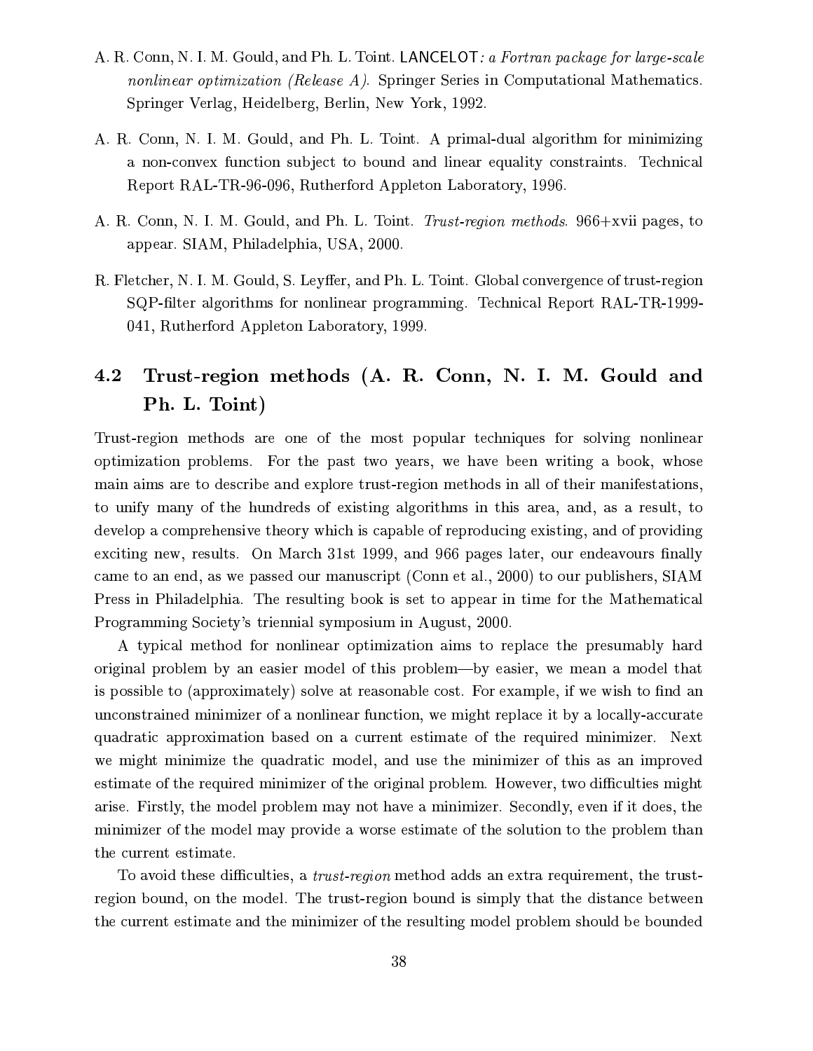A. R. Conn, N. I. M. Gould, and Ph. L. Toint. LANCELOT*: a Fortran package for large-scale nonlinear optimization (Release A)*. Springer Series in Computational Mathematics. Springer Verlag, Heidelberg, Berlin, New York, 1992.

A. R. Conn, N. I. M. Gould, and Ph. L. Toint. A primal-dual algorithm for minimizing a non-convex function subject to bound and linear equality constraints. Technical Report RAL-TR-96-096, Rutherford Appleton Laboratory, 1996.

A. R. Conn, N. I. M. Gould, and Ph. L. Toint. *Trust-region methods*. 966+xvii pages, to appear. SIAM, Philadelphia, USA, 2000.

R. Fletcher, N. I. M. Gould, S. Leyffer, and Ph. L. Toint. Global convergence of trust-region SQP-filter algorithms for nonlinear programming. Technical Report RAL-TR-1999-041, Rutherford Appleton Laboratory, 1999.

## 4.2 Trust-region methods (A. R. Conn, N. I. M. Gould and Ph. L. Toint)

Trust-region methods are one of the most popular techniques for solving nonlinear optimization problems. For the past two years, we have been writing a book, whose main aims are to describe and explore trust-region methods in all of their manifestations, to unify many of the hundreds of existing algorithms in this area, and, as a result, to develop a comprehensive theory which is capable of reproducing existing, and of providing exciting new, results. On March 31st 1999, and 966 pages later, our endeavours finally came to an end, as we passed our manuscript (Conn et al., 2000) to our publishers, SIAM Press in Philadelphia. The resulting book is set to appear in time for the Mathematical Programming Society's triennial symposium in August, 2000.

A typical method for nonlinear optimization aims to replace the presumably hard original problem by an easier model of this problem—by easier, we mean a model that is possible to (approximately) solve at reasonable cost. For example, if we wish to find an unconstrained minimizer of a nonlinear function, we might replace it by a locally-accurate quadratic approximation based on a current estimate of the required minimizer. Next we might minimize the quadratic model, and use the minimizer of this as an improved estimate of the required minimizer of the original problem. However, two difficulties might arise. Firstly, the model problem may not have a minimizer. Secondly, even if it does, the minimizer of the model may provide a worse estimate of the solution to the problem than the current estimate.

To avoid these difficulties, a *trust-region* method adds an extra requirement, the trust-region bound, on the model. The trust-region bound is simply that the distance between the current estimate and the minimizer of the resulting model problem should be bounded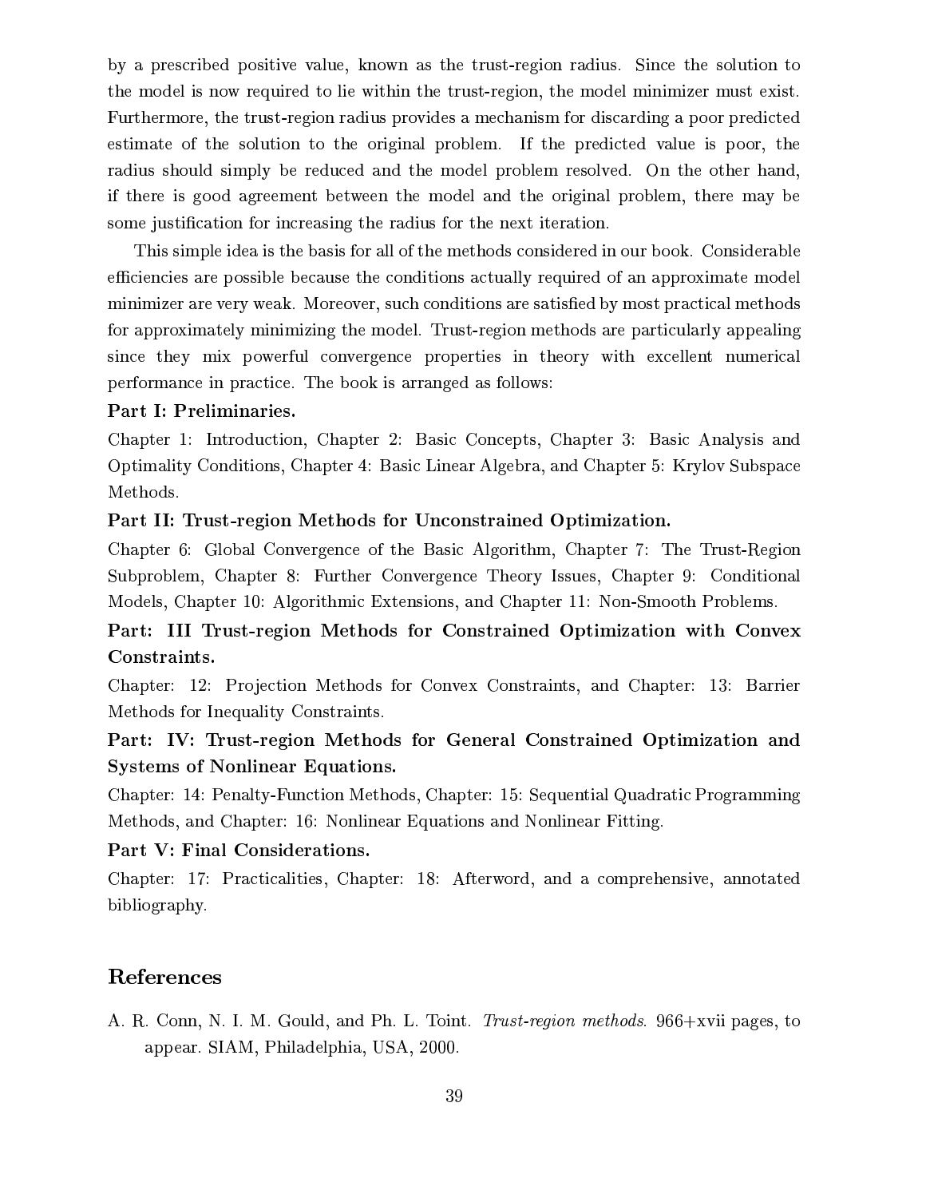by a prescribed positive value, known as the trust-region radius. Since the solution to the model is now required to lie within the trust-region, the model minimizer must exist. Furthermore, the trust-region radius provides a mechanism for discarding a poor predicted estimate of the solution to the original problem. If the predicted value is poor, the radius should simply be reduced and the model problem resolved. On the other hand, if there is good agreement between the model and the original problem, there may be some justification for increasing the radius for the next iteration.

This simple idea is the basis for all of the methods considered in our book. Considerable efficiencies are possible because the conditions actually required of an approximate model minimizer are very weak. Moreover, such conditions are satisfied by most practical methods for approximately minimizing the model. Trust-region methods are particularly appealing since they mix powerful convergence properties in theory with excellent numerical performance in practice. The book is arranged as follows:

**Part I: Preliminaries.**

Chapter 1: Introduction, Chapter 2: Basic Concepts, Chapter 3: Basic Analysis and Optimality Conditions, Chapter 4: Basic Linear Algebra, and Chapter 5: Krylov Subspace Methods.

**Part II: Trust-region Methods for Unconstrained Optimization.**

Chapter 6: Global Convergence of the Basic Algorithm, Chapter 7: The Trust-Region Subproblem, Chapter 8: Further Convergence Theory Issues, Chapter 9: Conditional Models, Chapter 10: Algorithmic Extensions, and Chapter 11: Non-Smooth Problems.

**Part: III Trust-region Methods for Constrained Optimization with Convex Constraints.**

Chapter: 12: Projection Methods for Convex Constraints, and Chapter: 13: Barrier Methods for Inequality Constraints.

**Part: IV: Trust-region Methods for General Constrained Optimization and Systems of Nonlinear Equations.**

Chapter: 14: Penalty-Function Methods, Chapter: 15: Sequential Quadratic Programming Methods, and Chapter: 16: Nonlinear Equations and Nonlinear Fitting.

**Part V: Final Considerations.**

Chapter: 17: Practicalities, Chapter: 18: Afterword, and a comprehensive, annotated bibliography.

## References

A. R. Conn, N. I. M. Gould, and Ph. L. Toint. *Trust-region methods.* 966+xvii pages, to appear. SIAM, Philadelphia, USA, 2000.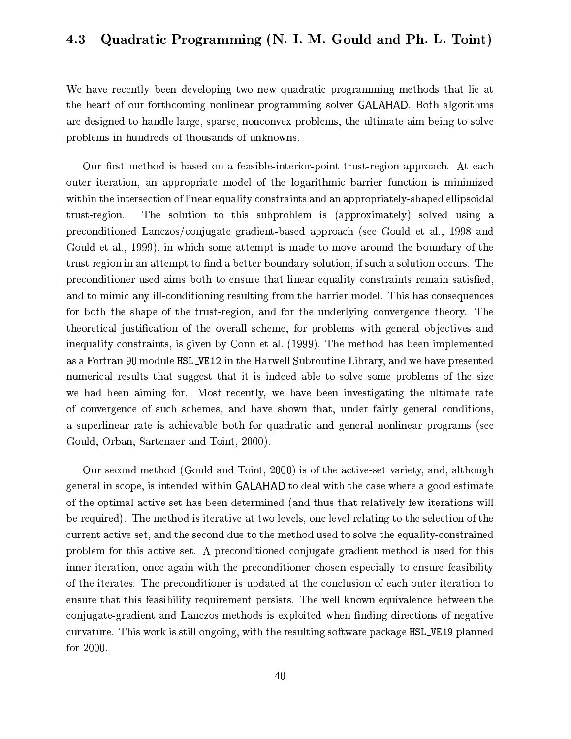## 4.3 Quadratic Programming (N. I. M. Gould and Ph. L. Toint)

We have recently been developing two new quadratic programming methods that lie at the heart of our forthcoming nonlinear programming solver GALAHAD. Both algorithms are designed to handle large, sparse, nonconvex problems, the ultimate aim being to solve problems in hundreds of thousands of unknowns.

Our first method is based on a feasible-interior-point trust-region approach. At each outer iteration, an appropriate model of the logarithmic barrier function is minimized within the intersection of linear equality constraints and an appropriately-shaped ellipsoidal trust-region. The solution to this subproblem is (approximately) solved using a preconditioned Lanczos/conjugate gradient-based approach (see Gould et al., 1998 and Gould et al., 1999), in which some attempt is made to move around the boundary of the trust region in an attempt to find a better boundary solution, if such a solution occurs. The preconditioner used aims both to ensure that linear equality constraints remain satisfied, and to mimic any ill-conditioning resulting from the barrier model. This has consequences for both the shape of the trust-region, and for the underlying convergence theory. The theoretical justification of the overall scheme, for problems with general objectives and inequality constraints, is given by Conn et al. (1999). The method has been implemented as a Fortran 90 module `HSL_VE12` in the Harwell Subroutine Library, and we have presented numerical results that suggest that it is indeed able to solve some problems of the size we had been aiming for. Most recently, we have been investigating the ultimate rate of convergence of such schemes, and have shown that, under fairly general conditions, a superlinear rate is achievable both for quadratic and general nonlinear programs (see Gould, Orban, Sartenaer and Toint, 2000).

Our second method (Gould and Toint, 2000) is of the active-set variety, and, although general in scope, is intended within GALAHAD to deal with the case where a good estimate of the optimal active set has been determined (and thus that relatively few iterations will be required). The method is iterative at two levels, one level relating to the selection of the current active set, and the second due to the method used to solve the equality-constrained problem for this active set. A preconditioned conjugate gradient method is used for this inner iteration, once again with the preconditioner chosen especially to ensure feasibility of the iterates. The preconditioner is updated at the conclusion of each outer iteration to ensure that this feasibility requirement persists. The well known equivalence between the conjugate-gradient and Lanczos methods is exploited when finding directions of negative curvature. This work is still ongoing, with the resulting software package `HSL_VE19` planned for 2000.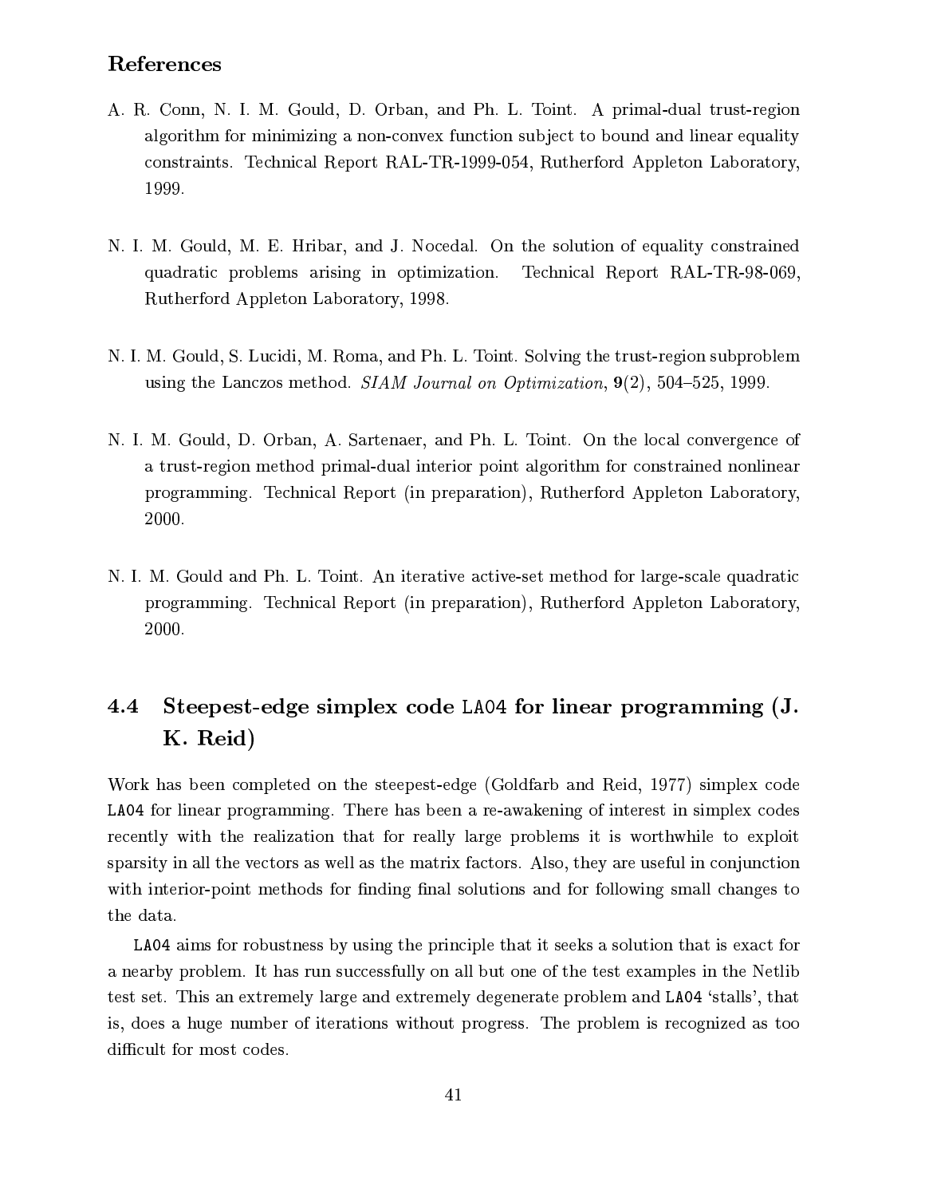## References

A. R. Conn, N. I. M. Gould, D. Orban, and Ph. L. Toint. A primal-dual trust-region algorithm for minimizing a non-convex function subject to bound and linear equality constraints. Technical Report RAL-TR-1999-054, Rutherford Appleton Laboratory, 1999.

N. I. M. Gould, M. E. Hribar, and J. Nocedal. On the solution of equality constrained quadratic problems arising in optimization. Technical Report RAL-TR-98-069, Rutherford Appleton Laboratory, 1998.

N. I. M. Gould, S. Lucidi, M. Roma, and Ph. L. Toint. Solving the trust-region subproblem using the Lanczos method. *SIAM Journal on Optimization*, **9**(2), 504–525, 1999.

N. I. M. Gould, D. Orban, A. Sartenaer, and Ph. L. Toint. On the local convergence of a trust-region method primal-dual interior point algorithm for constrained nonlinear programming. Technical Report (in preparation), Rutherford Appleton Laboratory, 2000.

N. I. M. Gould and Ph. L. Toint. An iterative active-set method for large-scale quadratic programming. Technical Report (in preparation), Rutherford Appleton Laboratory, 2000.

## 4.4 Steepest-edge simplex code `LA04` for linear programming (J. K. Reid)

Work has been completed on the steepest-edge (Goldfarb and Reid, 1977) simplex code `LA04` for linear programming. There has been a re-awakening of interest in simplex codes recently with the realization that for really large problems it is worthwhile to exploit sparsity in all the vectors as well as the matrix factors. Also, they are useful in conjunction with interior-point methods for finding final solutions and for following small changes to the data.

`LA04` aims for robustness by using the principle that it seeks a solution that is exact for a nearby problem. It has run successfully on all but one of the test examples in the Netlib test set. This an extremely large and extremely degenerate problem and `LA04` 'stalls', that is, does a huge number of iterations without progress. The problem is recognized as too difficult for most codes.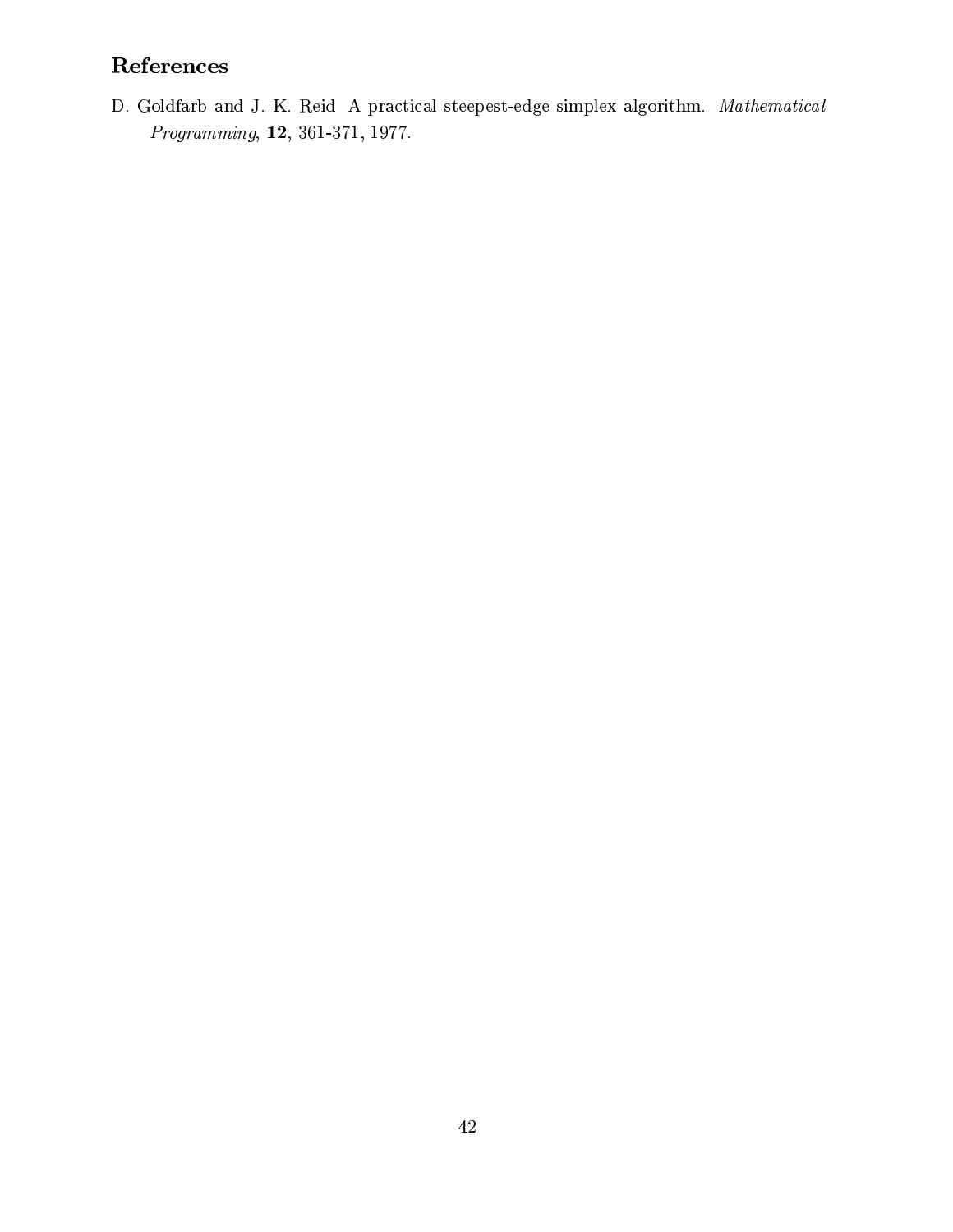## References

D. Goldfarb and J. K. Reid A practical steepest-edge simplex algorithm. *Mathematical Programming*, **12**, 361-371, 1977.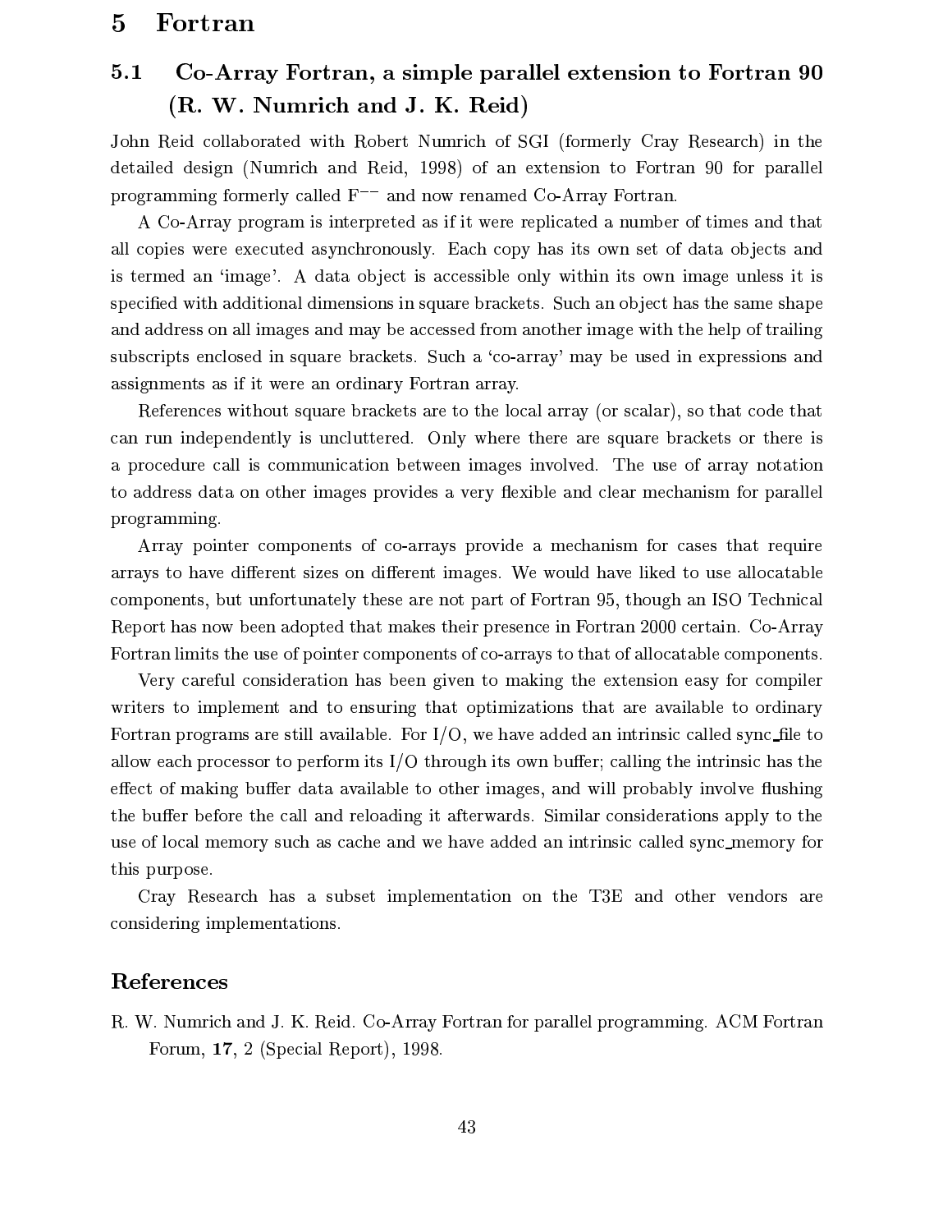# 5 Fortran

## 5.1 Co-Array Fortran, a simple parallel extension to Fortran 90 (R. W. Numrich and J. K. Reid)

John Reid collaborated with Robert Numrich of SGI (formerly Cray Research) in the detailed design (Numrich and Reid, 1998) of an extension to Fortran 90 for parallel programming formerly called $F^{--}$ and now renamed Co-Array Fortran.

A Co-Array program is interpreted as if it were replicated a number of times and that all copies were executed asynchronously. Each copy has its own set of data objects and is termed an 'image'. A data object is accessible only within its own image unless it is specified with additional dimensions in square brackets. Such an object has the same shape and address on all images and may be accessed from another image with the help of trailing subscripts enclosed in square brackets. Such a 'co-array' may be used in expressions and assignments as if it were an ordinary Fortran array.

References without square brackets are to the local array (or scalar), so that code that can run independently is uncluttered. Only where there are square brackets or there is a procedure call is communication between images involved. The use of array notation to address data on other images provides a very flexible and clear mechanism for parallel programming.

Array pointer components of co-arrays provide a mechanism for cases that require arrays to have different sizes on different images. We would have liked to use allocatable components, but unfortunately these are not part of Fortran 95, though an ISO Technical Report has now been adopted that makes their presence in Fortran 2000 certain. Co-Array Fortran limits the use of pointer components of co-arrays to that of allocatable components.

Very careful consideration has been given to making the extension easy for compiler writers to implement and to ensuring that optimizations that are available to ordinary Fortran programs are still available. For I/O, we have added an intrinsic called sync_file to allow each processor to perform its I/O through its own buffer; calling the intrinsic has the effect of making buffer data available to other images, and will probably involve flushing the buffer before the call and reloading it afterwards. Similar considerations apply to the use of local memory such as cache and we have added an intrinsic called sync_memory for this purpose.

Cray Research has a subset implementation on the T3E and other vendors are considering implementations.

## References

R. W. Numrich and J. K. Reid. Co-Array Fortran for parallel programming. ACM Fortran Forum, **17**, 2 (Special Report), 1998.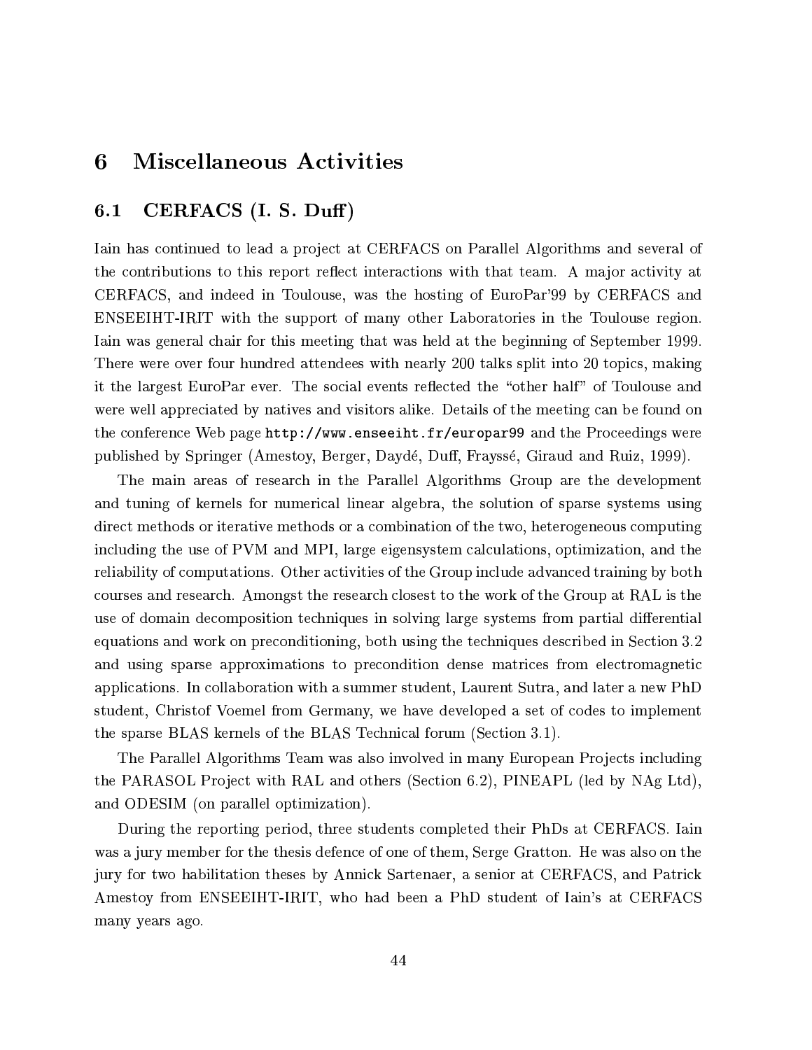# 6 Miscellaneous Activities

## 6.1 CERFACS (I. S. Duff)

Iain has continued to lead a project at CERFACS on Parallel Algorithms and several of the contributions to this report reflect interactions with that team. A major activity at CERFACS, and indeed in Toulouse, was the hosting of EuroPar'99 by CERFACS and ENSEEIHT-IRIT with the support of many other Laboratories in the Toulouse region. Iain was general chair for this meeting that was held at the beginning of September 1999. There were over four hundred attendees with nearly 200 talks split into 20 topics, making it the largest EuroPar ever. The social events reflected the "other half" of Toulouse and were well appreciated by natives and visitors alike. Details of the meeting can be found on the conference Web page `http://www.enseeiht.fr/europar99` and the Proceedings were published by Springer (Amestoy, Berger, Daydé, Duff, Frayssé, Giraud and Ruiz, 1999).

The main areas of research in the Parallel Algorithms Group are the development and tuning of kernels for numerical linear algebra, the solution of sparse systems using direct methods or iterative methods or a combination of the two, heterogeneous computing including the use of PVM and MPI, large eigensystem calculations, optimization, and the reliability of computations. Other activities of the Group include advanced training by both courses and research. Amongst the research closest to the work of the Group at RAL is the use of domain decomposition techniques in solving large systems from partial differential equations and work on preconditioning, both using the techniques described in Section 3.2 and using sparse approximations to precondition dense matrices from electromagnetic applications. In collaboration with a summer student, Laurent Sutra, and later a new PhD student, Christof Voemel from Germany, we have developed a set of codes to implement the sparse BLAS kernels of the BLAS Technical forum (Section 3.1).

The Parallel Algorithms Team was also involved in many European Projects including the PARASOL Project with RAL and others (Section 6.2), PINEAPL (led by NAg Ltd), and ODESIM (on parallel optimization).

During the reporting period, three students completed their PhDs at CERFACS. Iain was a jury member for the thesis defence of one of them, Serge Gratton. He was also on the jury for two habilitation theses by Annick Sartenaer, a senior at CERFACS, and Patrick Amestoy from ENSEEIHT-IRIT, who had been a PhD student of Iain's at CERFACS many years ago.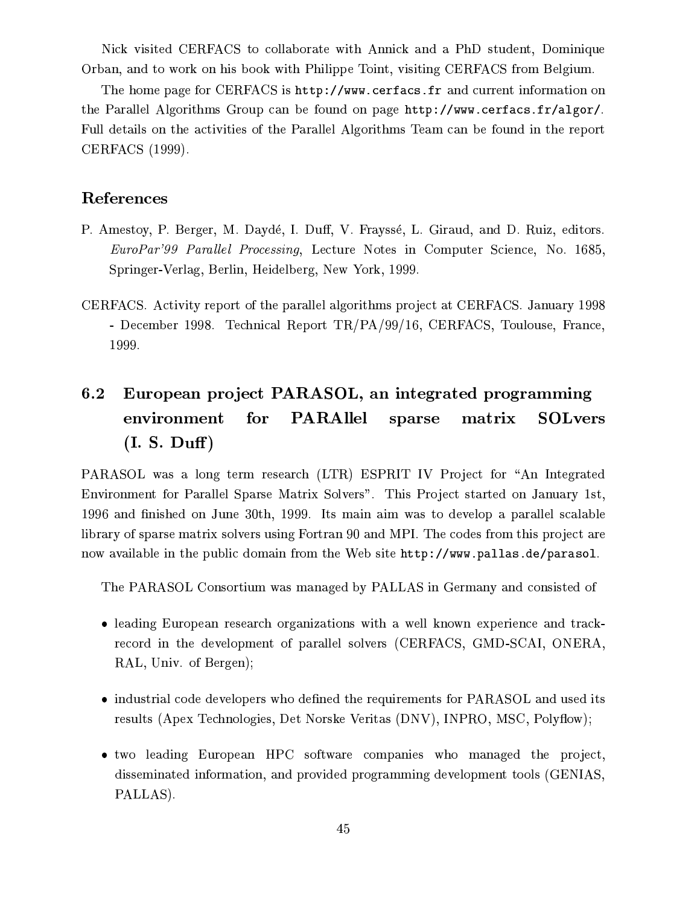Nick visited CERFACS to collaborate with Annick and a PhD student, Dominique Orban, and to work on his book with Philippe Toint, visiting CERFACS from Belgium.

The home page for CERFACS is `http://www.cerfacs.fr` and current information on the Parallel Algorithms Group can be found on page `http://www.cerfacs.fr/algor/`. Full details on the activities of the Parallel Algorithms Team can be found in the report CERFACS (1999).

## References

P. Amestoy, P. Berger, M. Daydé, I. Duff, V. Frayssé, L. Giraud, and D. Ruiz, editors. *EuroPar'99 Parallel Processing*, Lecture Notes in Computer Science, No. 1685, Springer-Verlag, Berlin, Heidelberg, New York, 1999.

CERFACS. Activity report of the parallel algorithms project at CERFACS. January 1998 - December 1998. Technical Report TR/PA/99/16, CERFACS, Toulouse, France, 1999.

## 6.2 European project PARASOL, an integrated programming environment for PARAllel sparse matrix SOLvers (I. S. Duff)

PARASOL was a long term research (LTR) ESPRIT IV Project for "An Integrated Environment for Parallel Sparse Matrix Solvers". This Project started on January 1st, 1996 and finished on June 30th, 1999. Its main aim was to develop a parallel scalable library of sparse matrix solvers using Fortran 90 and MPI. The codes from this project are now available in the public domain from the Web site `http://www.pallas.de/parasol`.

The PARASOL Consortium was managed by PALLAS in Germany and consisted of

- leading European research organizations with a well known experience and track-record in the development of parallel solvers (CERFACS, GMD-SCAI, ONERA, RAL, Univ. of Bergen);
- industrial code developers who defined the requirements for PARASOL and used its results (Apex Technologies, Det Norske Veritas (DNV), INPRO, MSC, Polyflow);
- two leading European HPC software companies who managed the project, disseminated information, and provided programming development tools (GENIAS, PALLAS).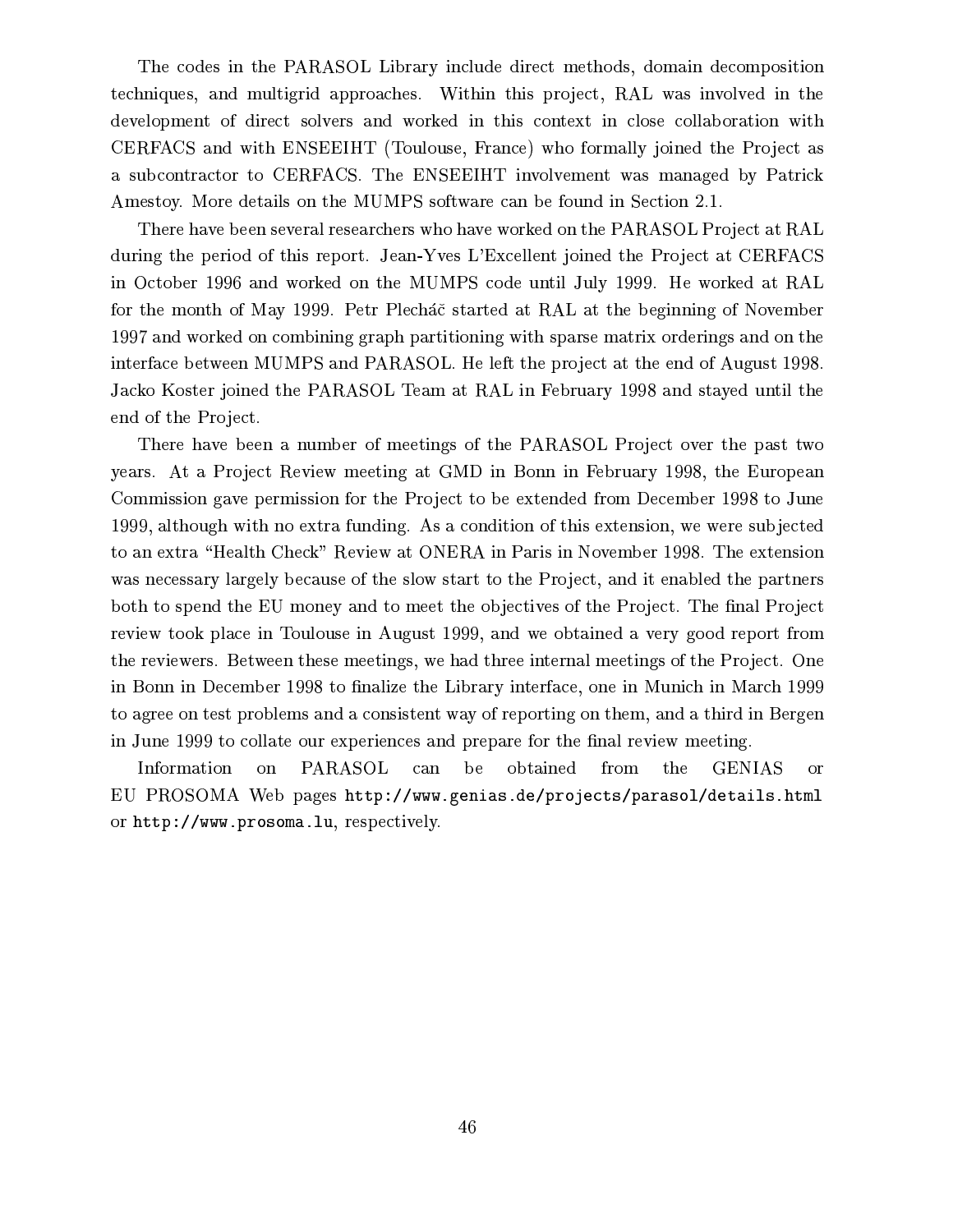The codes in the PARASOL Library include direct methods, domain decomposition techniques, and multigrid approaches. Within this project, RAL was involved in the development of direct solvers and worked in this context in close collaboration with CERFACS and with ENSEEIHT (Toulouse, France) who formally joined the Project as a subcontractor to CERFACS. The ENSEEIHT involvement was managed by Patrick Amestoy. More details on the MUMPS software can be found in Section 2.1.

There have been several researchers who have worked on the PARASOL Project at RAL during the period of this report. Jean-Yves L'Excellent joined the Project at CERFACS in October 1996 and worked on the MUMPS code until July 1999. He worked at RAL for the month of May 1999. Petr Plecháč started at RAL at the beginning of November 1997 and worked on combining graph partitioning with sparse matrix orderings and on the interface between MUMPS and PARASOL. He left the project at the end of August 1998. Jacko Koster joined the PARASOL Team at RAL in February 1998 and stayed until the end of the Project.

There have been a number of meetings of the PARASOL Project over the past two years. At a Project Review meeting at GMD in Bonn in February 1998, the European Commission gave permission for the Project to be extended from December 1998 to June 1999, although with no extra funding. As a condition of this extension, we were subjected to an extra "Health Check" Review at ONERA in Paris in November 1998. The extension was necessary largely because of the slow start to the Project, and it enabled the partners both to spend the EU money and to meet the objectives of the Project. The final Project review took place in Toulouse in August 1999, and we obtained a very good report from the reviewers. Between these meetings, we had three internal meetings of the Project. One in Bonn in December 1998 to finalize the Library interface, one in Munich in March 1999 to agree on test problems and a consistent way of reporting on them, and a third in Bergen in June 1999 to collate our experiences and prepare for the final review meeting.

Information on PARASOL can be obtained from the GENIAS or EU PROSOMA Web pages `http://www.genias.de/projects/parasol/details.html` or `http://www.prosoma.lu`, respectively.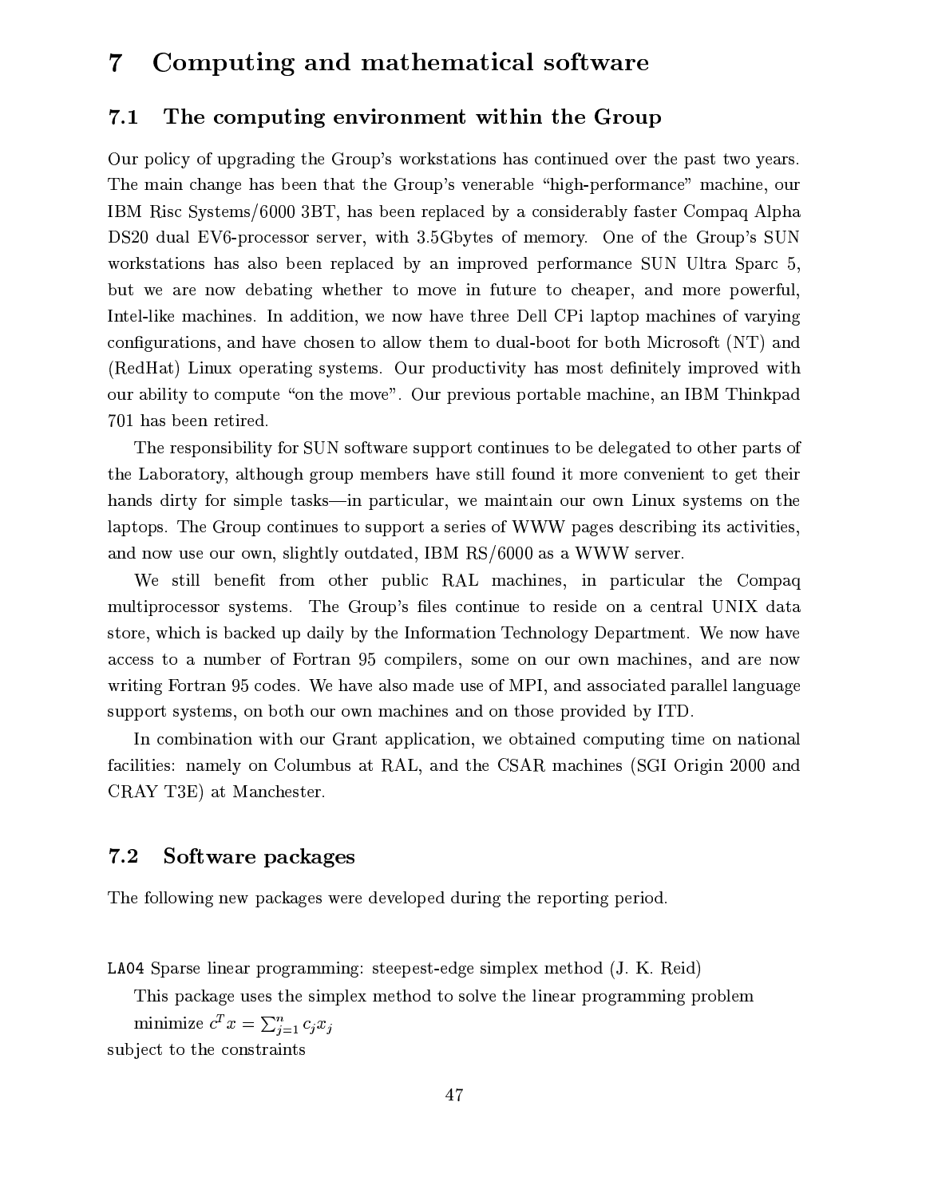# 7 Computing and mathematical software

## 7.1 The computing environment within the Group

Our policy of upgrading the Group's workstations has continued over the past two years. The main change has been that the Group's venerable "high-performance" machine, our IBM Risc Systems/6000 3BT, has been replaced by a considerably faster Compaq Alpha DS20 dual EV6-processor server, with 3.5Gbytes of memory. One of the Group's SUN workstations has also been replaced by an improved performance SUN Ultra Sparc 5, but we are now debating whether to move in future to cheaper, and more powerful, Intel-like machines. In addition, we now have three Dell CPi laptop machines of varying configurations, and have chosen to allow them to dual-boot for both Microsoft (NT) and (RedHat) Linux operating systems. Our productivity has most definitely improved with our ability to compute "on the move". Our previous portable machine, an IBM Thinkpad 701 has been retired.

The responsibility for SUN software support continues to be delegated to other parts of the Laboratory, although group members have still found it more convenient to get their hands dirty for simple tasks—in particular, we maintain our own Linux systems on the laptops. The Group continues to support a series of WWW pages describing its activities, and now use our own, slightly outdated, IBM RS/6000 as a WWW server.

We still benefit from other public RAL machines, in particular the Compaq multiprocessor systems. The Group's files continue to reside on a central UNIX data store, which is backed up daily by the Information Technology Department. We now have access to a number of Fortran 95 compilers, some on our own machines, and are now writing Fortran 95 codes. We have also made use of MPI, and associated parallel language support systems, on both our own machines and on those provided by ITD.

In combination with our Grant application, we obtained computing time on national facilities: namely on Columbus at RAL, and the CSAR machines (SGI Origin 2000 and CRAY T3E) at Manchester.

## 7.2 Software packages

The following new packages were developed during the reporting period.

`LA04` Sparse linear programming: steepest-edge simplex method (J. K. Reid)

This package uses the simplex method to solve the linear programming problem

minimize $c^T x = \sum_{j=1}^{n} c_j x_j$

subject to the constraints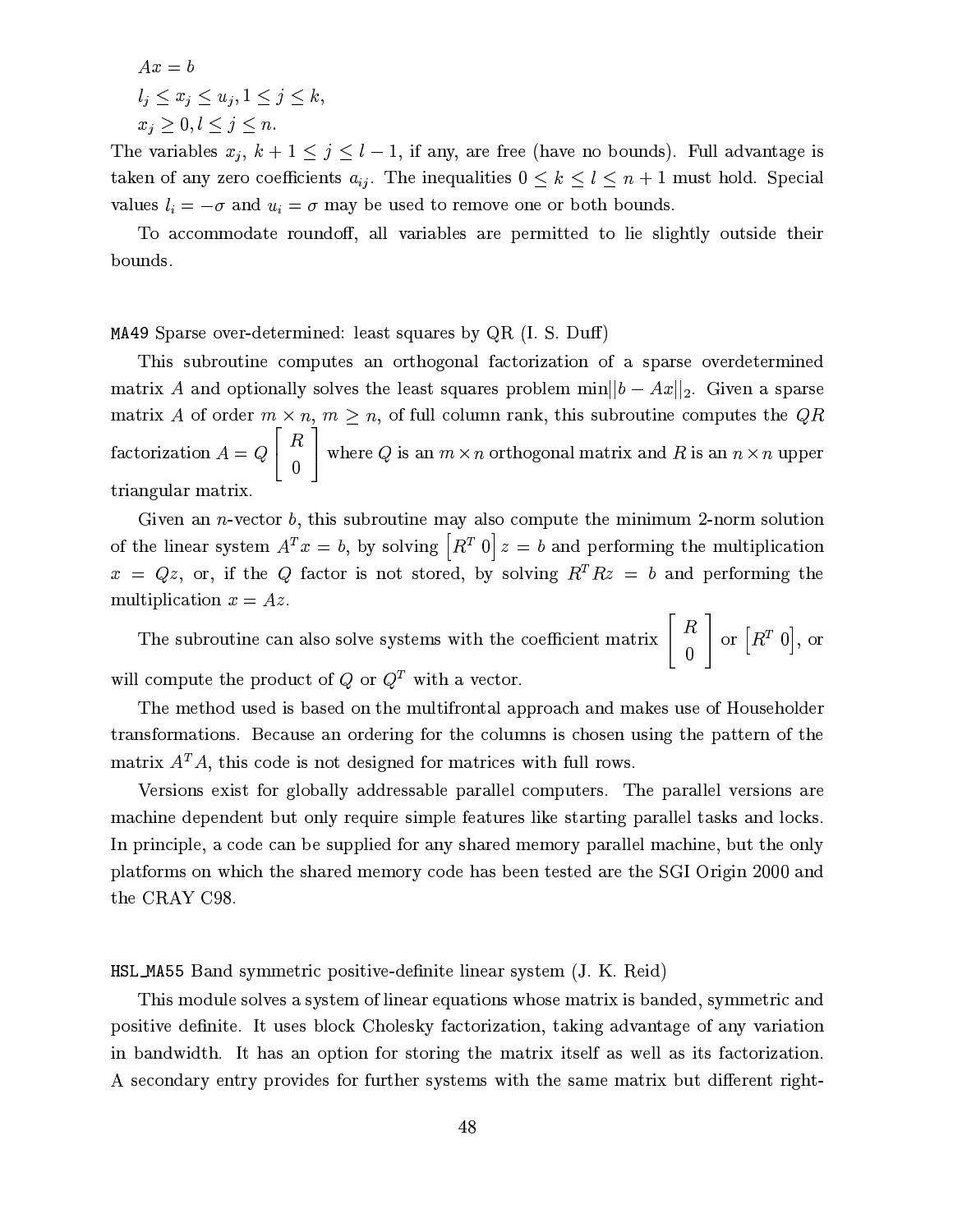$$Ax = b$$
$$l_j \leq x_j \leq u_j, 1 \leq j \leq k,$$
$$x_j \geq 0, l \leq j \leq n.$$

The variables $x_j$, $k+1 \leq j \leq l-1$, if any, are free (have no bounds). Full advantage is taken of any zero coefficients $a_{ij}$. The inequalities $0 \leq k \leq l \leq n+1$ must hold. Special values $l_i = -\sigma$ and $u_i = \sigma$ may be used to remove one or both bounds.

To accommodate roundoff, all variables are permitted to lie slightly outside their bounds.

`MA49` Sparse over-determined: least squares by QR (I. S. Duff)

This subroutine computes an orthogonal factorization of a sparse overdetermined matrix $A$ and optionally solves the least squares problem $\min||b - Ax||_2$. Given a sparse matrix $A$ of order $m \times n$, $m \geq n$, of full column rank, this subroutine computes the $QR$ factorization $A = Q \begin{bmatrix} R \\ 0 \end{bmatrix}$ where $Q$ is an $m \times n$ orthogonal matrix and $R$ is an $n \times n$ upper triangular matrix.

Given an $n$-vector $b$, this subroutine may also compute the minimum 2-norm solution of the linear system $A^T x = b$, by solving $\begin{bmatrix} R^T & 0 \end{bmatrix} z = b$ and performing the multiplication $x = Qz$, or, if the $Q$ factor is not stored, by solving $R^T R z = b$ and performing the multiplication $x = Az$.

The subroutine can also solve systems with the coefficient matrix $\begin{bmatrix} R \\ 0 \end{bmatrix}$ or $\begin{bmatrix} R^T & 0 \end{bmatrix}$, or will compute the product of $Q$ or $Q^T$ with a vector.

The method used is based on the multifrontal approach and makes use of Householder transformations. Because an ordering for the columns is chosen using the pattern of the matrix $A^T A$, this code is not designed for matrices with full rows.

Versions exist for globally addressable parallel computers. The parallel versions are machine dependent but only require simple features like starting parallel tasks and locks. In principle, a code can be supplied for any shared memory parallel machine, but the only platforms on which the shared memory code has been tested are the SGI Origin 2000 and the CRAY C98.

`HSL_MA55` Band symmetric positive-definite linear system (J. K. Reid)

This module solves a system of linear equations whose matrix is banded, symmetric and positive definite. It uses block Cholesky factorization, taking advantage of any variation in bandwidth. It has an option for storing the matrix itself as well as its factorization. A secondary entry provides for further systems with the same matrix but different right-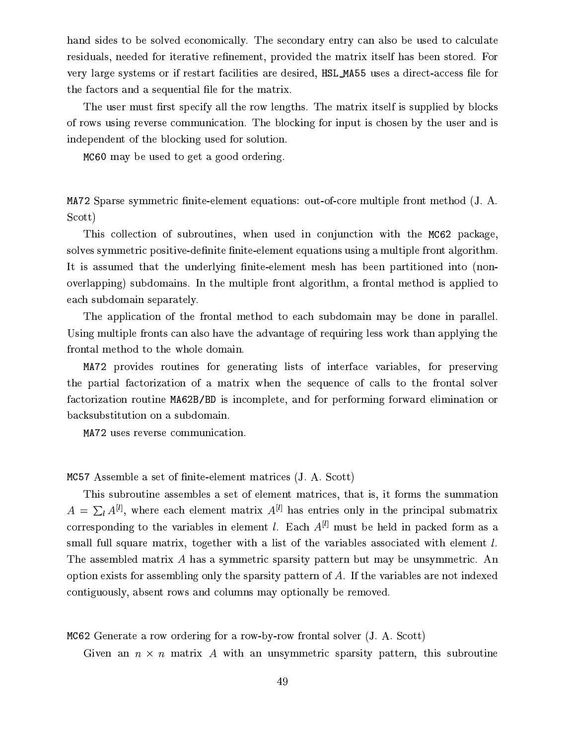hand sides to be solved economically. The secondary entry can also be used to calculate residuals, needed for iterative refinement, provided the matrix itself has been stored. For very large systems or if restart facilities are desired, `HSL_MA55` uses a direct-access file for the factors and a sequential file for the matrix.

The user must first specify all the row lengths. The matrix itself is supplied by blocks of rows using reverse communication. The blocking for input is chosen by the user and is independent of the blocking used for solution.

`MC60` may be used to get a good ordering.

`MA72` Sparse symmetric finite-element equations: out-of-core multiple front method (J. A. Scott)

This collection of subroutines, when used in conjunction with the `MC62` package, solves symmetric positive-definite finite-element equations using a multiple front algorithm. It is assumed that the underlying finite-element mesh has been partitioned into (non-overlapping) subdomains. In the multiple front algorithm, a frontal method is applied to each subdomain separately.

The application of the frontal method to each subdomain may be done in parallel. Using multiple fronts can also have the advantage of requiring less work than applying the frontal method to the whole domain.

`MA72` provides routines for generating lists of interface variables, for preserving the partial factorization of a matrix when the sequence of calls to the frontal solver factorization routine `MA62B/BD` is incomplete, and for performing forward elimination or backsubstitution on a subdomain.

`MA72` uses reverse communication.

`MC57` Assemble a set of finite-element matrices (J. A. Scott)

This subroutine assembles a set of element matrices, that is, it forms the summation $A = \sum_l A^{[l]}$, where each element matrix $A^{[l]}$ has entries only in the principal submatrix corresponding to the variables in element $l$. Each $A^{[l]}$ must be held in packed form as a small full square matrix, together with a list of the variables associated with element $l$. The assembled matrix $A$ has a symmetric sparsity pattern but may be unsymmetric. An option exists for assembling only the sparsity pattern of $A$. If the variables are not indexed contiguously, absent rows and columns may optionally be removed.

`MC62` Generate a row ordering for a row-by-row frontal solver (J. A. Scott)

Given an $n \times n$ matrix $A$ with an unsymmetric sparsity pattern, this subroutine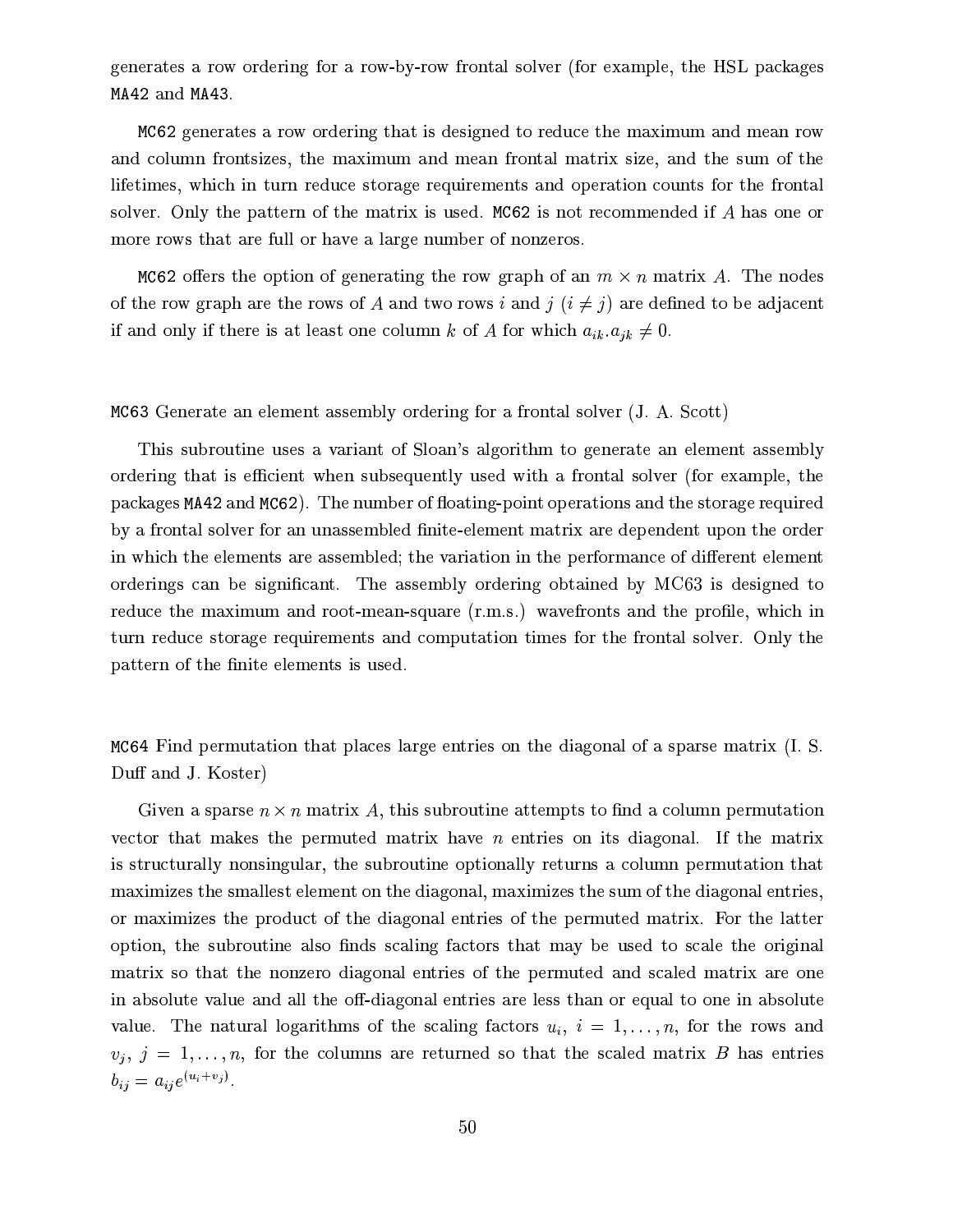generates a row ordering for a row-by-row frontal solver (for example, the HSL packages MA42 and MA43.

MC62 generates a row ordering that is designed to reduce the maximum and mean row and column frontsizes, the maximum and mean frontal matrix size, and the sum of the lifetimes, which in turn reduce storage requirements and operation counts for the frontal solver. Only the pattern of the matrix is used. MC62 is not recommended if $A$ has one or more rows that are full or have a large number of nonzeros.

MC62 offers the option of generating the row graph of an $m \times n$ matrix $A$. The nodes of the row graph are the rows of $A$ and two rows $i$ and $j$ ($i \neq j$) are defined to be adjacent if and only if there is at least one column $k$ of $A$ for which $a_{ik}.a_{jk} \neq 0$.

MC63 Generate an element assembly ordering for a frontal solver (J. A. Scott)

This subroutine uses a variant of Sloan's algorithm to generate an element assembly ordering that is efficient when subsequently used with a frontal solver (for example, the packages MA42 and MC62). The number of floating-point operations and the storage required by a frontal solver for an unassembled finite-element matrix are dependent upon the order in which the elements are assembled; the variation in the performance of different element orderings can be significant. The assembly ordering obtained by MC63 is designed to reduce the maximum and root-mean-square (r.m.s.) wavefronts and the profile, which in turn reduce storage requirements and computation times for the frontal solver. Only the pattern of the finite elements is used.

MC64 Find permutation that places large entries on the diagonal of a sparse matrix (I. S. Duff and J. Koster)

Given a sparse $n \times n$ matrix $A$, this subroutine attempts to find a column permutation vector that makes the permuted matrix have $n$ entries on its diagonal. If the matrix is structurally nonsingular, the subroutine optionally returns a column permutation that maximizes the smallest element on the diagonal, maximizes the sum of the diagonal entries, or maximizes the product of the diagonal entries of the permuted matrix. For the latter option, the subroutine also finds scaling factors that may be used to scale the original matrix so that the nonzero diagonal entries of the permuted and scaled matrix are one in absolute value and all the off-diagonal entries are less than or equal to one in absolute value. The natural logarithms of the scaling factors $u_i$, $i = 1, \ldots, n$, for the rows and $v_j$, $j = 1, \ldots, n$, for the columns are returned so that the scaled matrix $B$ has entries $b_{ij} = a_{ij} e^{(u_i + v_j)}$.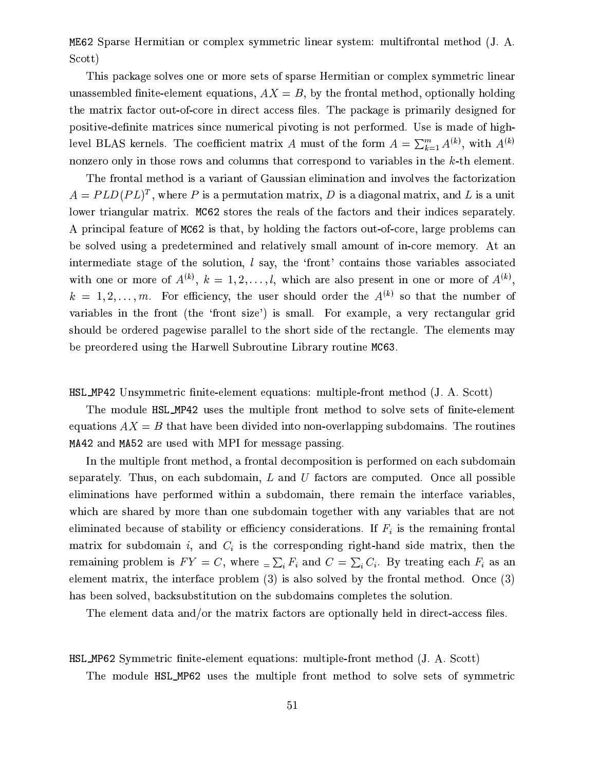ME62 Sparse Hermitian or complex symmetric linear system: multifrontal method (J. A. Scott)

This package solves one or more sets of sparse Hermitian or complex symmetric linear unassembled finite-element equations, $AX = B$, by the frontal method, optionally holding the matrix factor out-of-core in direct access files. The package is primarily designed for positive-definite matrices since numerical pivoting is not performed. Use is made of high-level BLAS kernels. The coefficient matrix $A$ must of the form $A = \sum_{k=1}^{m} A^{(k)}$, with $A^{(k)}$ nonzero only in those rows and columns that correspond to variables in the $k$-th element.

The frontal method is a variant of Gaussian elimination and involves the factorization $A = PLD(PL)^T$, where $P$ is a permutation matrix, $D$ is a diagonal matrix, and $L$ is a unit lower triangular matrix. MC62 stores the reals of the factors and their indices separately. A principal feature of MC62 is that, by holding the factors out-of-core, large problems can be solved using a predetermined and relatively small amount of in-core memory. At an intermediate stage of the solution, $l$ say, the 'front' contains those variables associated with one or more of $A^{(k)}$, $k = 1, 2, \ldots, l$, which are also present in one or more of $A^{(k)}$, $k = 1, 2, \ldots, m$. For efficiency, the user should order the $A^{(k)}$ so that the number of variables in the front (the 'front size') is small. For example, a very rectangular grid should be ordered pagewise parallel to the short side of the rectangle. The elements may be preordered using the Harwell Subroutine Library routine MC63.

HSL_MP42 Unsymmetric finite-element equations: multiple-front method (J. A. Scott)

The module HSL_MP42 uses the multiple front method to solve sets of finite-element equations $AX = B$ that have been divided into non-overlapping subdomains. The routines MA42 and MA52 are used with MPI for message passing.

In the multiple front method, a frontal decomposition is performed on each subdomain separately. Thus, on each subdomain, $L$ and $U$ factors are computed. Once all possible eliminations have performed within a subdomain, there remain the interface variables, which are shared by more than one subdomain together with any variables that are not eliminated because of stability or efficiency considerations. If $F_i$ is the remaining frontal matrix for subdomain $i$, and $C_i$ is the corresponding right-hand side matrix, then the remaining problem is $FY = C$, where $_= \sum_i F_i$ and $C = \sum_i C_i$. By treating each $F_i$ as an element matrix, the interface problem (3) is also solved by the frontal method. Once (3) has been solved, backsubstitution on the subdomains completes the solution.

The element data and/or the matrix factors are optionally held in direct-access files.

HSL_MP62 Symmetric finite-element equations: multiple-front method (J. A. Scott)

The module HSL_MP62 uses the multiple front method to solve sets of symmetric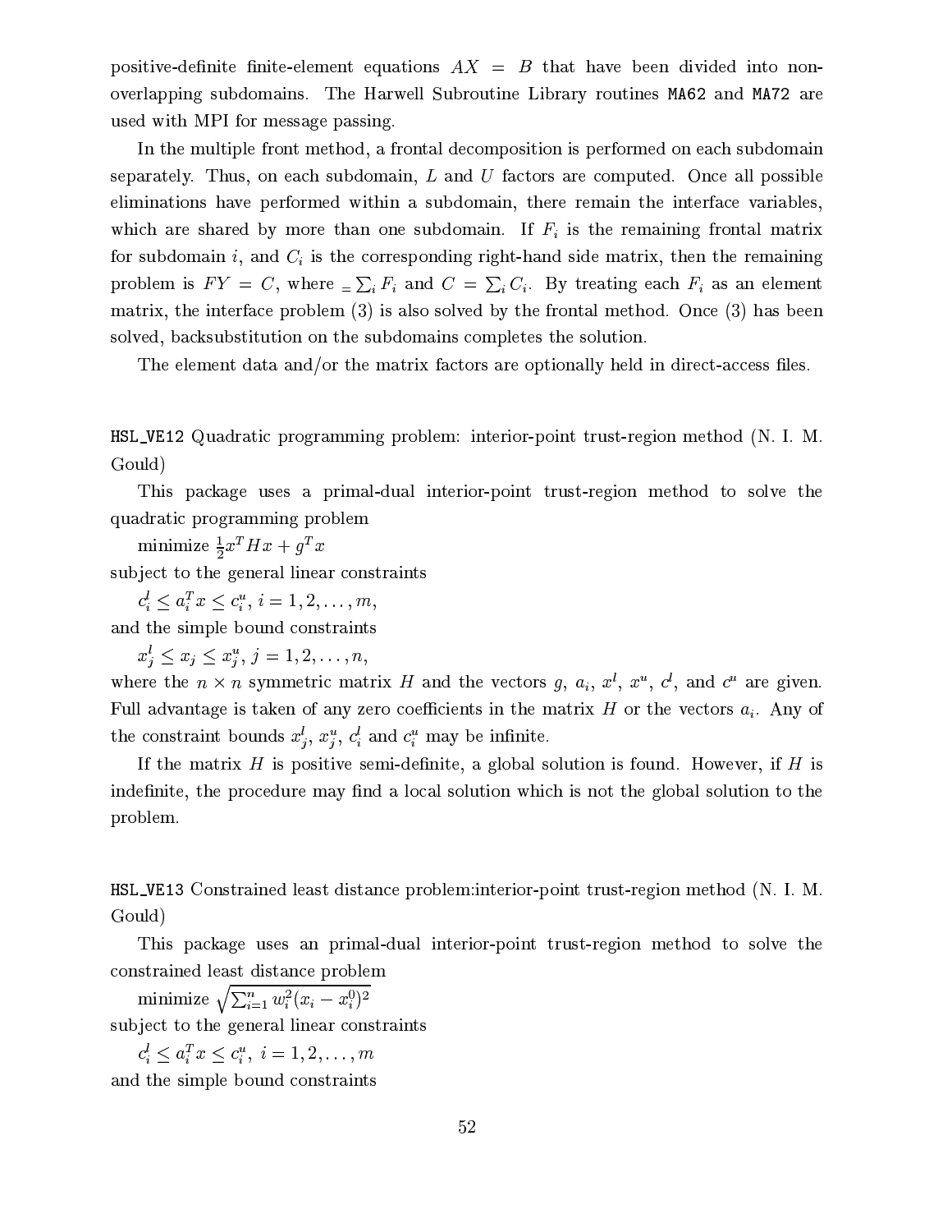positive-definite finite-element equations $AX = B$ that have been divided into non-overlapping subdomains. The Harwell Subroutine Library routines `MA62` and `MA72` are used with MPI for message passing.

In the multiple front method, a frontal decomposition is performed on each subdomain separately. Thus, on each subdomain, $L$ and $U$ factors are computed. Once all possible eliminations have performed within a subdomain, there remain the interface variables, which are shared by more than one subdomain. If $F_i$ is the remaining frontal matrix for subdomain $i$, and $C_i$ is the corresponding right-hand side matrix, then the remaining problem is $FY = C$, where $_= \sum_i F_i$ and $C = \sum_i C_i$. By treating each $F_i$ as an element matrix, the interface problem (3) is also solved by the frontal method. Once (3) has been solved, backsubstitution on the subdomains completes the solution.

The element data and/or the matrix factors are optionally held in direct-access files.

`HSL_VE12` Quadratic programming problem: interior-point trust-region method (N. I. M. Gould)

This package uses a primal-dual interior-point trust-region method to solve the quadratic programming problem

minimize $\frac{1}{2}x^T Hx + g^T x$

subject to the general linear constraints

$c_i^l \leq a_i^T x \leq c_i^u$, $i = 1, 2, \ldots, m$,

and the simple bound constraints

$x_j^l \leq x_j \leq x_j^u$, $j = 1, 2, \ldots, n$,

where the $n \times n$ symmetric matrix $H$ and the vectors $g$, $a_i$, $x^l$, $x^u$, $c^l$, and $c^u$ are given. Full advantage is taken of any zero coefficients in the matrix $H$ or the vectors $a_i$. Any of the constraint bounds $x_j^l$, $x_j^u$, $c_i^l$ and $c_i^u$ may be infinite.

If the matrix $H$ is positive semi-definite, a global solution is found. However, if $H$ is indefinite, the procedure may find a local solution which is not the global solution to the problem.

`HSL_VE13` Constrained least distance problem:interior-point trust-region method (N. I. M. Gould)

This package uses an primal-dual interior-point trust-region method to solve the constrained least distance problem

minimize $\sqrt{\sum_{i=1}^n w_i^2 (x_i - x_i^0)^2}$

subject to the general linear constraints

$c_i^l \leq a_i^T x \leq c_i^u$, $i = 1, 2, \ldots, m$

and the simple bound constraints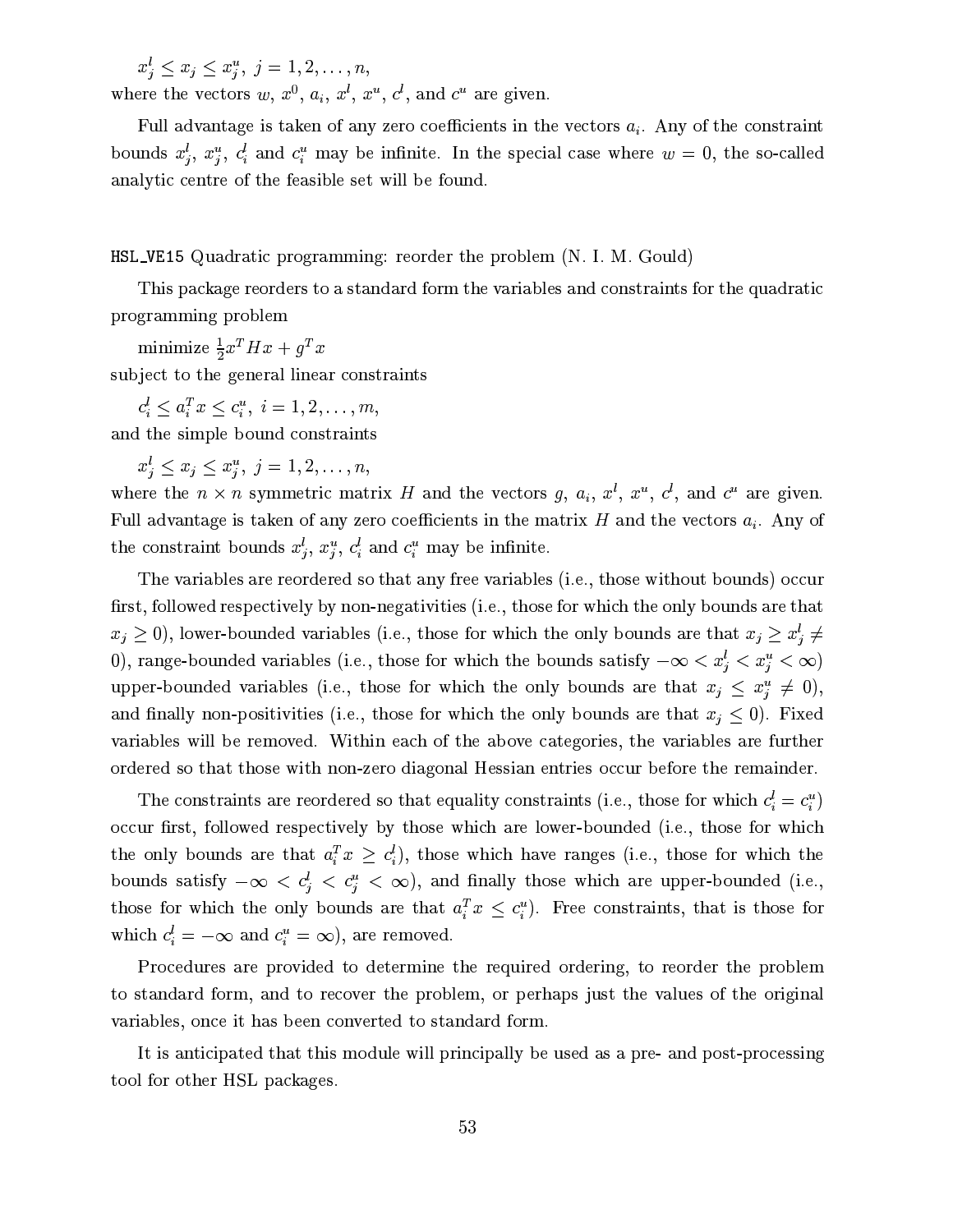$x_j^l \leq x_j \leq x_j^u,\ j = 1, 2, \ldots, n,$
where the vectors $w$, $x^0$, $a_i$, $x^l$, $x^u$, $c^l$, and $c^u$ are given.

Full advantage is taken of any zero coefficients in the vectors $a_i$. Any of the constraint bounds $x_j^l$, $x_j^u$, $c_i^l$ and $c_i^u$ may be infinite. In the special case where $w = 0$, the so-called analytic centre of the feasible set will be found.

HSL_VE15 Quadratic programming: reorder the problem (N. I. M. Gould)

This package reorders to a standard form the variables and constraints for the quadratic programming problem

minimize $\frac{1}{2}x^T H x + g^T x$
subject to the general linear constraints

$c_i^l \leq a_i^T x \leq c_i^u,\ i = 1, 2, \ldots, m,$
and the simple bound constraints

$x_j^l \leq x_j \leq x_j^u,\ j = 1, 2, \ldots, n,$
where the $n \times n$ symmetric matrix $H$ and the vectors $g$, $a_i$, $x^l$, $x^u$, $c^l$, and $c^u$ are given. Full advantage is taken of any zero coefficients in the matrix $H$ and the vectors $a_i$. Any of the constraint bounds $x_j^l$, $x_j^u$, $c_i^l$ and $c_i^u$ may be infinite.

The variables are reordered so that any free variables (i.e., those without bounds) occur first, followed respectively by non-negativities (i.e., those for which the only bounds are that $x_j \geq 0$), lower-bounded variables (i.e., those for which the only bounds are that $x_j \geq x_j^l \neq 0$), range-bounded variables (i.e., those for which the bounds satisfy $-\infty < x_j^l < x_j^u < \infty$) upper-bounded variables (i.e., those for which the only bounds are that $x_j \leq x_j^u \neq 0$), and finally non-positivities (i.e., those for which the only bounds are that $x_j \leq 0$). Fixed variables will be removed. Within each of the above categories, the variables are further ordered so that those with non-zero diagonal Hessian entries occur before the remainder.

The constraints are reordered so that equality constraints (i.e., those for which $c_i^l = c_i^u$) occur first, followed respectively by those which are lower-bounded (i.e., those for which the only bounds are that $a_i^T x \geq c_i^l$), those which have ranges (i.e., those for which the bounds satisfy $-\infty < c_j^l < c_j^u < \infty$), and finally those which are upper-bounded (i.e., those for which the only bounds are that $a_i^T x \leq c_i^u$). Free constraints, that is those for which $c_i^l = -\infty$ and $c_i^u = \infty$), are removed.

Procedures are provided to determine the required ordering, to reorder the problem to standard form, and to recover the problem, or perhaps just the values of the original variables, once it has been converted to standard form.

It is anticipated that this module will principally be used as a pre- and post-processing tool for other HSL packages.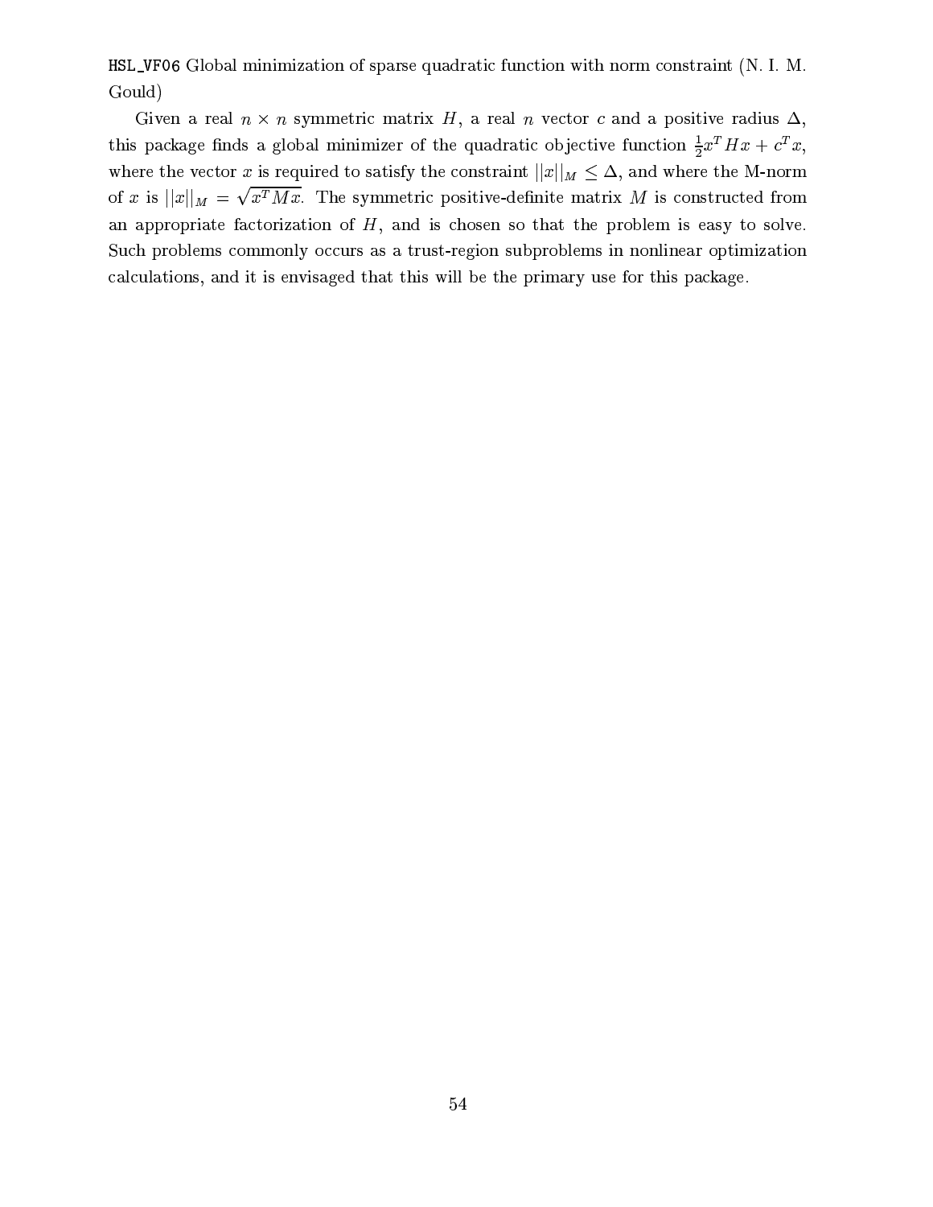`HSL_VF06` Global minimization of sparse quadratic function with norm constraint (N. I. M. Gould)

Given a real $n \times n$ symmetric matrix $H$, a real $n$ vector $c$ and a positive radius $\Delta$, this package finds a global minimizer of the quadratic objective function $\frac{1}{2}x^T Hx + c^T x$, where the vector $x$ is required to satisfy the constraint $||x||_M \leq \Delta$, and where the M-norm of $x$ is $||x||_M = \sqrt{x^T Mx}$. The symmetric positive-definite matrix $M$ is constructed from an appropriate factorization of $H$, and is chosen so that the problem is easy to solve. Such problems commonly occurs as a trust-region subproblems in nonlinear optimization calculations, and it is envisaged that this will be the primary use for this package.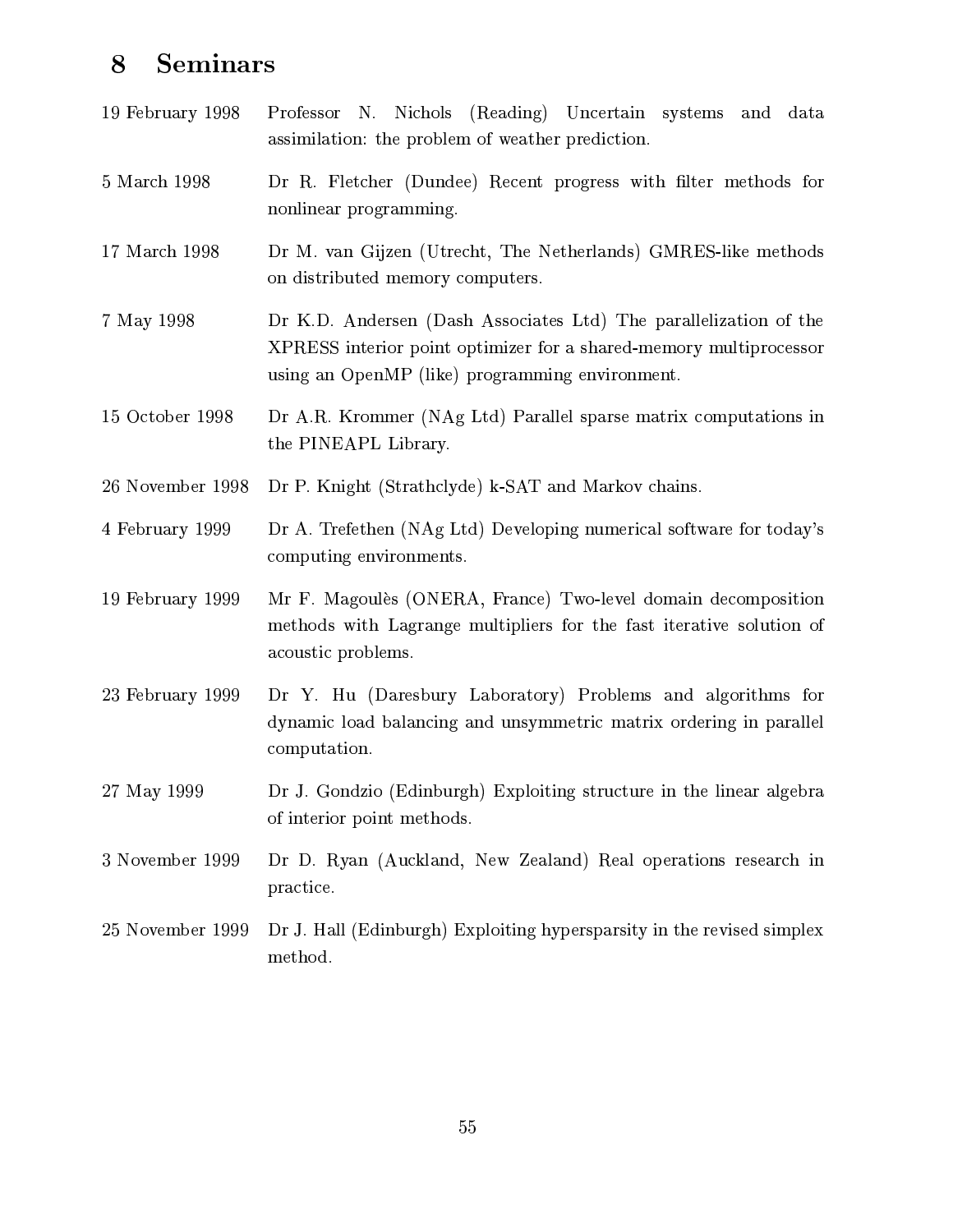# 8 Seminars

| | |
|---|---|
| 19 February 1998 | Professor N. Nichols (Reading) Uncertain systems and data assimilation: the problem of weather prediction. |
| 5 March 1998 | Dr R. Fletcher (Dundee) Recent progress with filter methods for nonlinear programming. |
| 17 March 1998 | Dr M. van Gijzen (Utrecht, The Netherlands) GMRES-like methods on distributed memory computers. |
| 7 May 1998 | Dr K.D. Andersen (Dash Associates Ltd) The parallelization of the XPRESS interior point optimizer for a shared-memory multiprocessor using an OpenMP (like) programming environment. |
| 15 October 1998 | Dr A.R. Krommer (NAg Ltd) Parallel sparse matrix computations in the PINEAPL Library. |
| 26 November 1998 | Dr P. Knight (Strathclyde) k-SAT and Markov chains. |
| 4 February 1999 | Dr A. Trefethen (NAg Ltd) Developing numerical software for today's computing environments. |
| 19 February 1999 | Mr F. Magoulès (ONERA, France) Two-level domain decomposition methods with Lagrange multipliers for the fast iterative solution of acoustic problems. |
| 23 February 1999 | Dr Y. Hu (Daresbury Laboratory) Problems and algorithms for dynamic load balancing and unsymmetric matrix ordering in parallel computation. |
| 27 May 1999 | Dr J. Gondzio (Edinburgh) Exploiting structure in the linear algebra of interior point methods. |
| 3 November 1999 | Dr D. Ryan (Auckland, New Zealand) Real operations research in practice. |
| 25 November 1999 | Dr J. Hall (Edinburgh) Exploiting hypersparsity in the revised simplex method. |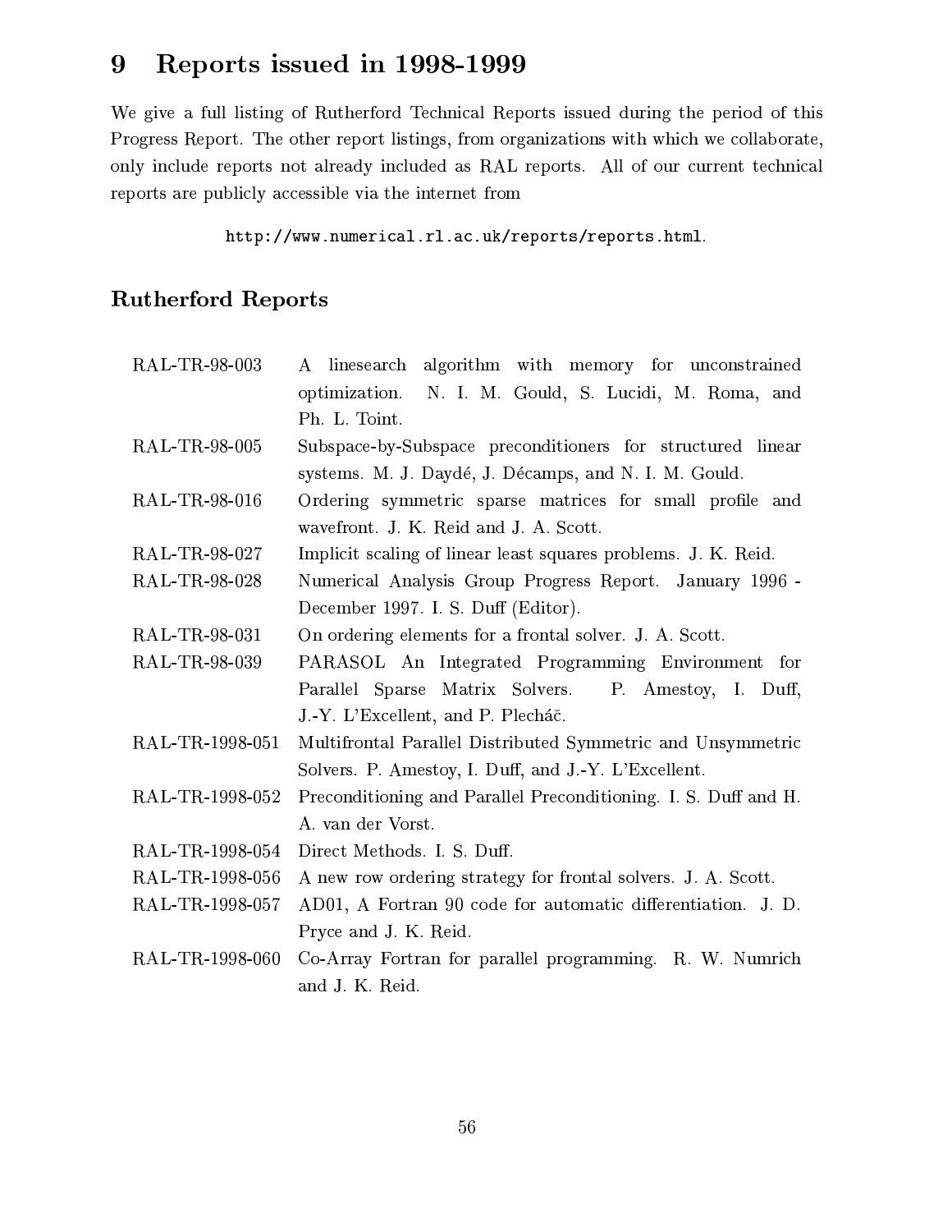# 9 Reports issued in 1998-1999

We give a full listing of Rutherford Technical Reports issued during the period of this Progress Report. The other report listings, from organizations with which we collaborate, only include reports not already included as RAL reports. All of our current technical reports are publicly accessible via the internet from

`http://www.numerical.rl.ac.uk/reports/reports.html`.

## Rutherford Reports

| | |
|---|---|
| RAL-TR-98-003 | A linesearch algorithm with memory for unconstrained optimization. N. I. M. Gould, S. Lucidi, M. Roma, and Ph. L. Toint. |
| RAL-TR-98-005 | Subspace-by-Subspace preconditioners for structured linear systems. M. J. Daydé, J. Décamps, and N. I. M. Gould. |
| RAL-TR-98-016 | Ordering symmetric sparse matrices for small profile and wavefront. J. K. Reid and J. A. Scott. |
| RAL-TR-98-027 | Implicit scaling of linear least squares problems. J. K. Reid. |
| RAL-TR-98-028 | Numerical Analysis Group Progress Report. January 1996 - December 1997. I. S. Duff (Editor). |
| RAL-TR-98-031 | On ordering elements for a frontal solver. J. A. Scott. |
| RAL-TR-98-039 | PARASOL An Integrated Programming Environment for Parallel Sparse Matrix Solvers. P. Amestoy, I. Duff, J.-Y. L'Excellent, and P. Plecháč. |
| RAL-TR-1998-051 | Multifrontal Parallel Distributed Symmetric and Unsymmetric Solvers. P. Amestoy, I. Duff, and J.-Y. L'Excellent. |
| RAL-TR-1998-052 | Preconditioning and Parallel Preconditioning. I. S. Duff and H. A. van der Vorst. |
| RAL-TR-1998-054 | Direct Methods. I. S. Duff. |
| RAL-TR-1998-056 | A new row ordering strategy for frontal solvers. J. A. Scott. |
| RAL-TR-1998-057 | AD01, A Fortran 90 code for automatic differentiation. J. D. Pryce and J. K. Reid. |
| RAL-TR-1998-060 | Co-Array Fortran for parallel programming. R. W. Numrich and J. K. Reid. |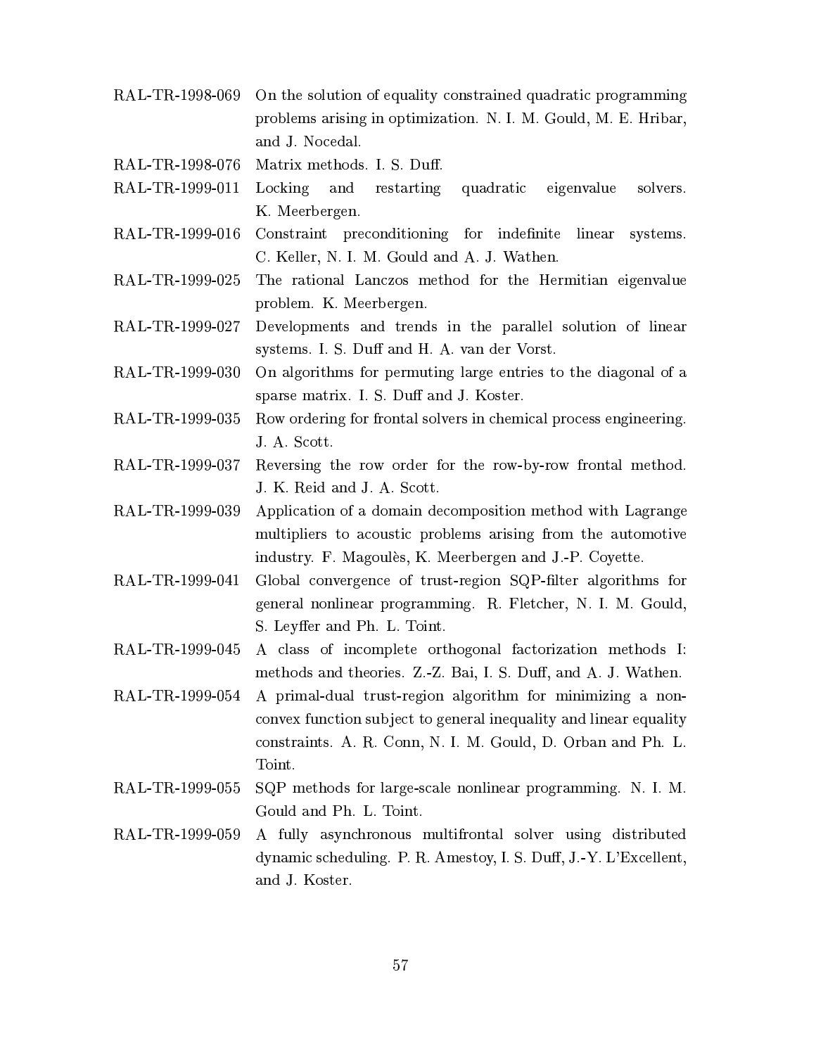| | |
|---|---|
| RAL-TR-1998-069 | On the solution of equality constrained quadratic programming problems arising in optimization. N. I. M. Gould, M. E. Hribar, and J. Nocedal. |
| RAL-TR-1998-076 | Matrix methods. I. S. Duff. |
| RAL-TR-1999-011 | Locking and restarting quadratic eigenvalue solvers. K. Meerbergen. |
| RAL-TR-1999-016 | Constraint preconditioning for indefinite linear systems. C. Keller, N. I. M. Gould and A. J. Wathen. |
| RAL-TR-1999-025 | The rational Lanczos method for the Hermitian eigenvalue problem. K. Meerbergen. |
| RAL-TR-1999-027 | Developments and trends in the parallel solution of linear systems. I. S. Duff and H. A. van der Vorst. |
| RAL-TR-1999-030 | On algorithms for permuting large entries to the diagonal of a sparse matrix. I. S. Duff and J. Koster. |
| RAL-TR-1999-035 | Row ordering for frontal solvers in chemical process engineering. J. A. Scott. |
| RAL-TR-1999-037 | Reversing the row order for the row-by-row frontal method. J. K. Reid and J. A. Scott. |
| RAL-TR-1999-039 | Application of a domain decomposition method with Lagrange multipliers to acoustic problems arising from the automotive industry. F. Magoulès, K. Meerbergen and J.-P. Coyette. |
| RAL-TR-1999-041 | Global convergence of trust-region SQP-filter algorithms for general nonlinear programming. R. Fletcher, N. I. M. Gould, S. Leyffer and Ph. L. Toint. |
| RAL-TR-1999-045 | A class of incomplete orthogonal factorization methods I: methods and theories. Z.-Z. Bai, I. S. Duff, and A. J. Wathen. |
| RAL-TR-1999-054 | A primal-dual trust-region algorithm for minimizing a non-convex function subject to general inequality and linear equality constraints. A. R. Conn, N. I. M. Gould, D. Orban and Ph. L. Toint. |
| RAL-TR-1999-055 | SQP methods for large-scale nonlinear programming. N. I. M. Gould and Ph. L. Toint. |
| RAL-TR-1999-059 | A fully asynchronous multifrontal solver using distributed dynamic scheduling. P. R. Amestoy, I. S. Duff, J.-Y. L'Excellent, and J. Koster. |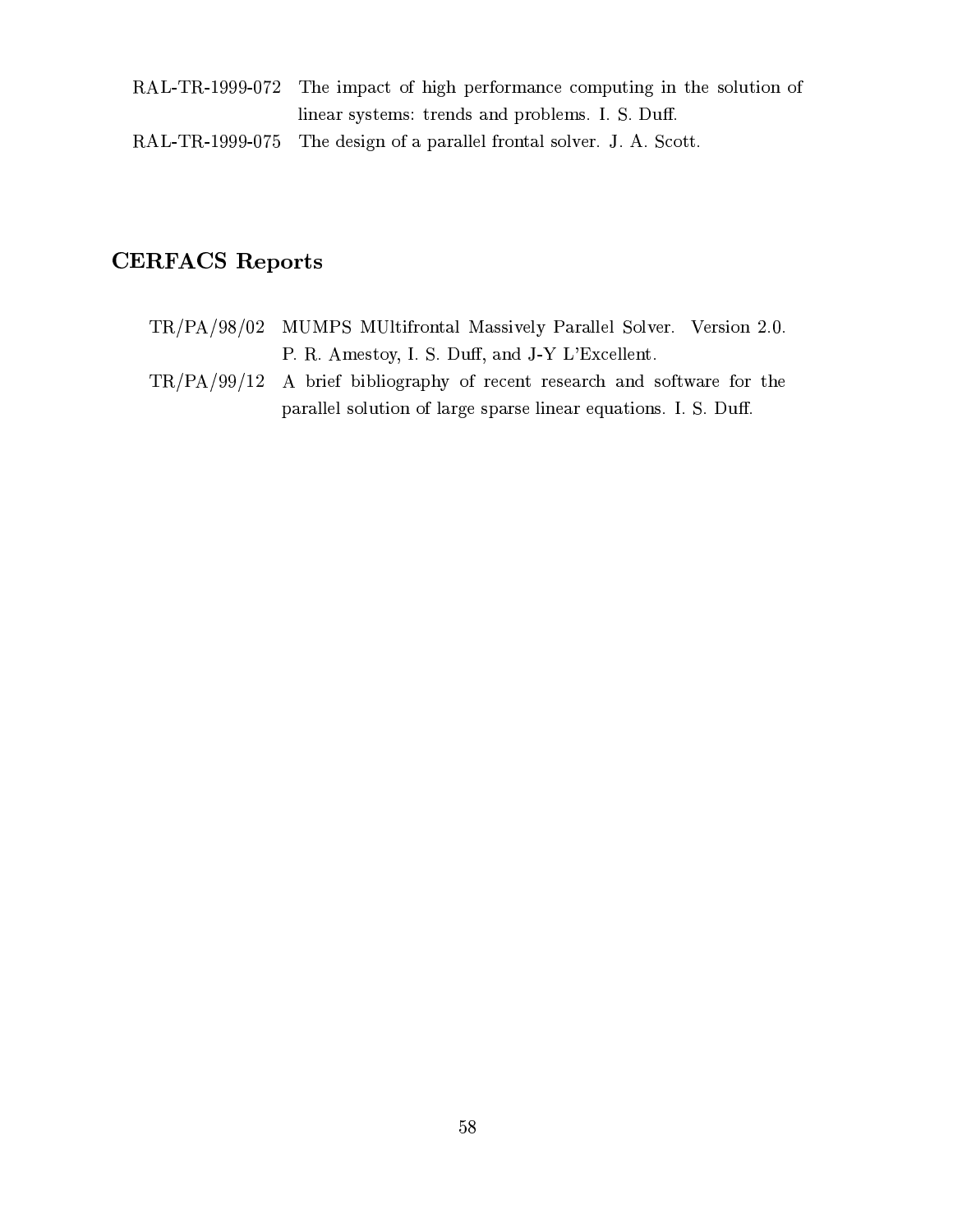| | |
|---|---|
| RAL-TR-1999-072 | The impact of high performance computing in the solution of linear systems: trends and problems. I. S. Duff. |
| RAL-TR-1999-075 | The design of a parallel frontal solver. J. A. Scott. |

## CERFACS Reports

| | |
|---|---|
| TR/PA/98/02 | MUMPS MUltifrontal Massively Parallel Solver. Version 2.0. P. R. Amestoy, I. S. Duff, and J-Y L'Excellent. |
| TR/PA/99/12 | A brief bibliography of recent research and software for the parallel solution of large sparse linear equations. I. S. Duff. |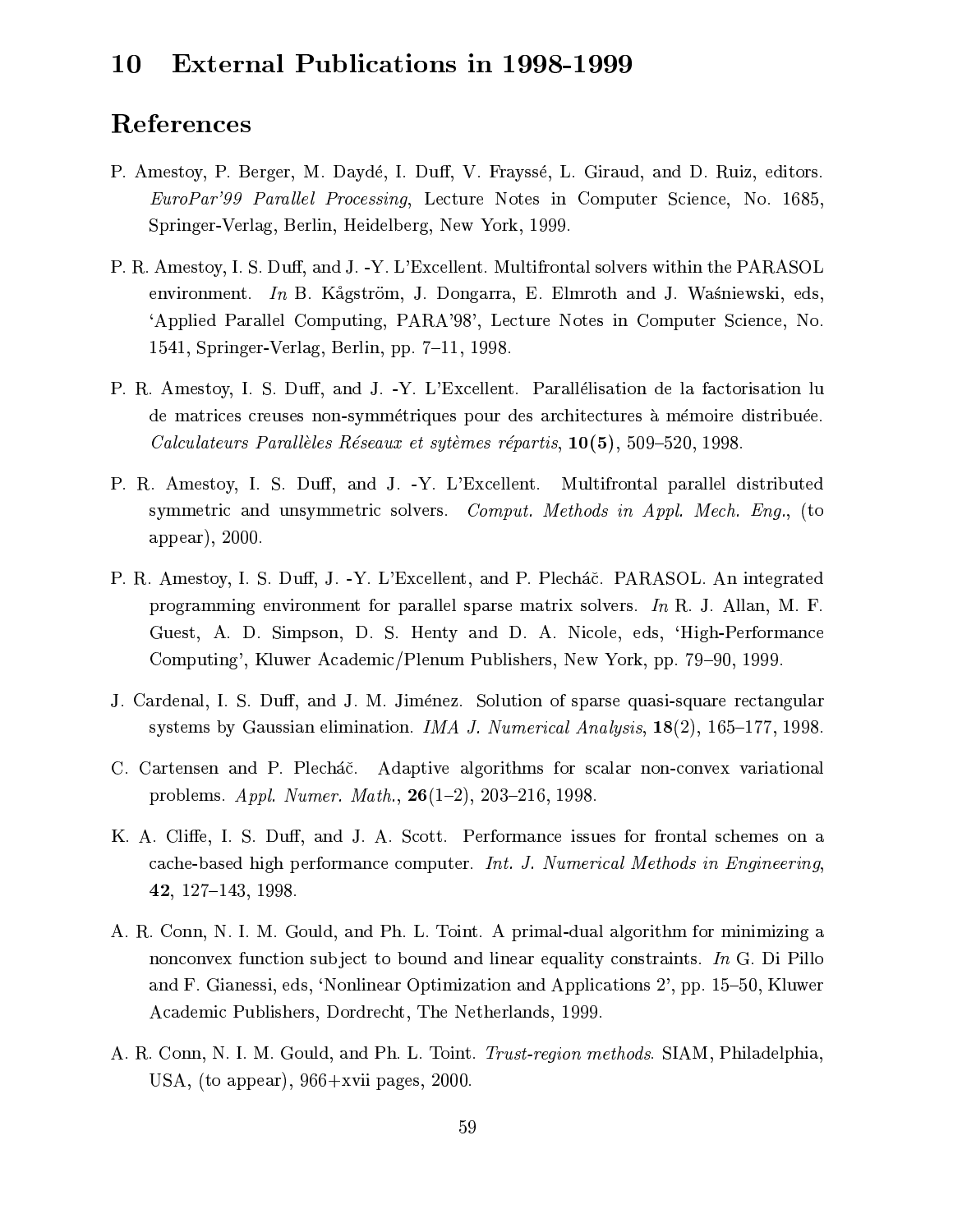# 10 External Publications in 1998-1999

## References

P. Amestoy, P. Berger, M. Daydé, I. Duff, V. Frayssé, L. Giraud, and D. Ruiz, editors. *EuroPar'99 Parallel Processing*, Lecture Notes in Computer Science, No. 1685, Springer-Verlag, Berlin, Heidelberg, New York, 1999.

P. R. Amestoy, I. S. Duff, and J. -Y. L'Excellent. Multifrontal solvers within the PARASOL environment. *In* B. Kågström, J. Dongarra, E. Elmroth and J. Waśniewski, eds, 'Applied Parallel Computing, PARA'98', Lecture Notes in Computer Science, No. 1541, Springer-Verlag, Berlin, pp. 7–11, 1998.

P. R. Amestoy, I. S. Duff, and J. -Y. L'Excellent. Parallélisation de la factorisation lu de matrices creuses non-symmétriques pour des architectures à mémoire distribuée. *Calculateurs Parallèles Réseaux et sytèmes répartis*, **10(5)**, 509–520, 1998.

P. R. Amestoy, I. S. Duff, and J. -Y. L'Excellent. Multifrontal parallel distributed symmetric and unsymmetric solvers. *Comput. Methods in Appl. Mech. Eng.*, (to appear), 2000.

P. R. Amestoy, I. S. Duff, J. -Y. L'Excellent, and P. Plecháč. PARASOL. An integrated programming environment for parallel sparse matrix solvers. *In* R. J. Allan, M. F. Guest, A. D. Simpson, D. S. Henty and D. A. Nicole, eds, 'High-Performance Computing', Kluwer Academic/Plenum Publishers, New York, pp. 79–90, 1999.

J. Cardenal, I. S. Duff, and J. M. Jiménez. Solution of sparse quasi-square rectangular systems by Gaussian elimination. *IMA J. Numerical Analysis*, **18**(2), 165–177, 1998.

C. Cartensen and P. Plecháč. Adaptive algorithms for scalar non-convex variational problems. *Appl. Numer. Math.*, **26**(1–2), 203–216, 1998.

K. A. Cliffe, I. S. Duff, and J. A. Scott. Performance issues for frontal schemes on a cache-based high performance computer. *Int. J. Numerical Methods in Engineering*, **42**, 127–143, 1998.

A. R. Conn, N. I. M. Gould, and Ph. L. Toint. A primal-dual algorithm for minimizing a nonconvex function subject to bound and linear equality constraints. *In* G. Di Pillo and F. Gianessi, eds, 'Nonlinear Optimization and Applications 2', pp. 15–50, Kluwer Academic Publishers, Dordrecht, The Netherlands, 1999.

A. R. Conn, N. I. M. Gould, and Ph. L. Toint. *Trust-region methods*. SIAM, Philadelphia, USA, (to appear), 966+xvii pages, 2000.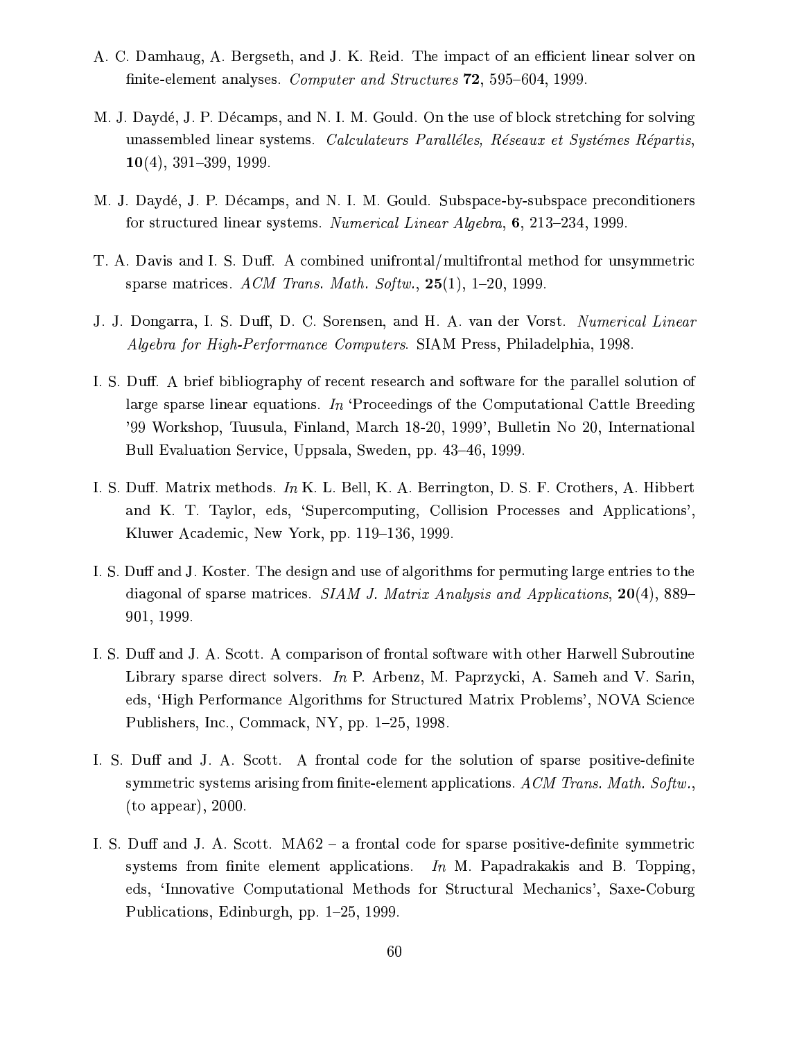A. C. Damhaug, A. Bergseth, and J. K. Reid. The impact of an efficient linear solver on finite-element analyses. *Computer and Structures* **72**, 595–604, 1999.

M. J. Daydé, J. P. Décamps, and N. I. M. Gould. On the use of block stretching for solving unassembled linear systems. *Calculateurs Paralléles, Réseaux et Systémes Répartis*, **10**(4), 391–399, 1999.

M. J. Daydé, J. P. Décamps, and N. I. M. Gould. Subspace-by-subspace preconditioners for structured linear systems. *Numerical Linear Algebra*, **6**, 213–234, 1999.

T. A. Davis and I. S. Duff. A combined unifrontal/multifrontal method for unsymmetric sparse matrices. *ACM Trans. Math. Softw.*, **25**(1), 1–20, 1999.

J. J. Dongarra, I. S. Duff, D. C. Sorensen, and H. A. van der Vorst. *Numerical Linear Algebra for High-Performance Computers*. SIAM Press, Philadelphia, 1998.

I. S. Duff. A brief bibliography of recent research and software for the parallel solution of large sparse linear equations. *In* 'Proceedings of the Computational Cattle Breeding '99 Workshop, Tuusula, Finland, March 18-20, 1999', Bulletin No 20, International Bull Evaluation Service, Uppsala, Sweden, pp. 43–46, 1999.

I. S. Duff. Matrix methods. *In* K. L. Bell, K. A. Berrington, D. S. F. Crothers, A. Hibbert and K. T. Taylor, eds, 'Supercomputing, Collision Processes and Applications', Kluwer Academic, New York, pp. 119–136, 1999.

I. S. Duff and J. Koster. The design and use of algorithms for permuting large entries to the diagonal of sparse matrices. *SIAM J. Matrix Analysis and Applications*, **20**(4), 889–901, 1999.

I. S. Duff and J. A. Scott. A comparison of frontal software with other Harwell Subroutine Library sparse direct solvers. *In* P. Arbenz, M. Paprzycki, A. Sameh and V. Sarin, eds, 'High Performance Algorithms for Structured Matrix Problems', NOVA Science Publishers, Inc., Commack, NY, pp. 1–25, 1998.

I. S. Duff and J. A. Scott. A frontal code for the solution of sparse positive-definite symmetric systems arising from finite-element applications. *ACM Trans. Math. Softw.*, (to appear), 2000.

I. S. Duff and J. A. Scott. MA62 – a frontal code for sparse positive-definite symmetric systems from finite element applications. *In* M. Papadrakakis and B. Topping, eds, 'Innovative Computational Methods for Structural Mechanics', Saxe-Coburg Publications, Edinburgh, pp. 1–25, 1999.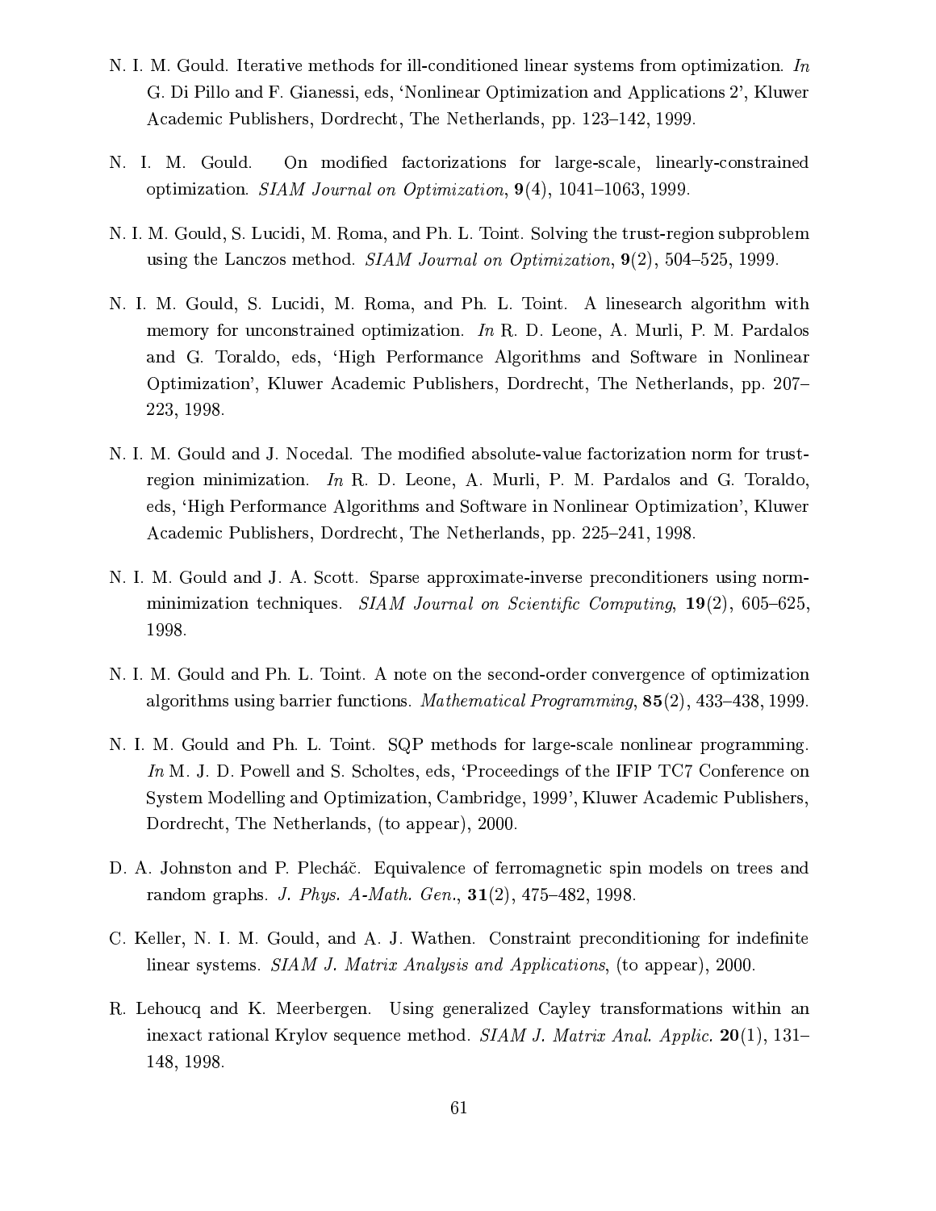N. I. M. Gould. Iterative methods for ill-conditioned linear systems from optimization. *In* G. Di Pillo and F. Gianessi, eds, 'Nonlinear Optimization and Applications 2', Kluwer Academic Publishers, Dordrecht, The Netherlands, pp. 123–142, 1999.

N. I. M. Gould. On modified factorizations for large-scale, linearly-constrained optimization. *SIAM Journal on Optimization*, **9**(4), 1041–1063, 1999.

N. I. M. Gould, S. Lucidi, M. Roma, and Ph. L. Toint. Solving the trust-region subproblem using the Lanczos method. *SIAM Journal on Optimization*, **9**(2), 504–525, 1999.

N. I. M. Gould, S. Lucidi, M. Roma, and Ph. L. Toint. A linesearch algorithm with memory for unconstrained optimization. *In* R. D. Leone, A. Murli, P. M. Pardalos and G. Toraldo, eds, 'High Performance Algorithms and Software in Nonlinear Optimization', Kluwer Academic Publishers, Dordrecht, The Netherlands, pp. 207–223, 1998.

N. I. M. Gould and J. Nocedal. The modified absolute-value factorization norm for trust-region minimization. *In* R. D. Leone, A. Murli, P. M. Pardalos and G. Toraldo, eds, 'High Performance Algorithms and Software in Nonlinear Optimization', Kluwer Academic Publishers, Dordrecht, The Netherlands, pp. 225–241, 1998.

N. I. M. Gould and J. A. Scott. Sparse approximate-inverse preconditioners using norm-minimization techniques. *SIAM Journal on Scientific Computing*, **19**(2), 605–625, 1998.

N. I. M. Gould and Ph. L. Toint. A note on the second-order convergence of optimization algorithms using barrier functions. *Mathematical Programming*, **85**(2), 433–438, 1999.

N. I. M. Gould and Ph. L. Toint. SQP methods for large-scale nonlinear programming. *In* M. J. D. Powell and S. Scholtes, eds, 'Proceedings of the IFIP TC7 Conference on System Modelling and Optimization, Cambridge, 1999', Kluwer Academic Publishers, Dordrecht, The Netherlands, (to appear), 2000.

D. A. Johnston and P. Plecháč. Equivalence of ferromagnetic spin models on trees and random graphs. *J. Phys. A-Math. Gen.*, **31**(2), 475–482, 1998.

C. Keller, N. I. M. Gould, and A. J. Wathen. Constraint preconditioning for indefinite linear systems. *SIAM J. Matrix Analysis and Applications*, (to appear), 2000.

R. Lehoucq and K. Meerbergen. Using generalized Cayley transformations within an inexact rational Krylov sequence method. *SIAM J. Matrix Anal. Applic.* **20**(1), 131–148, 1998.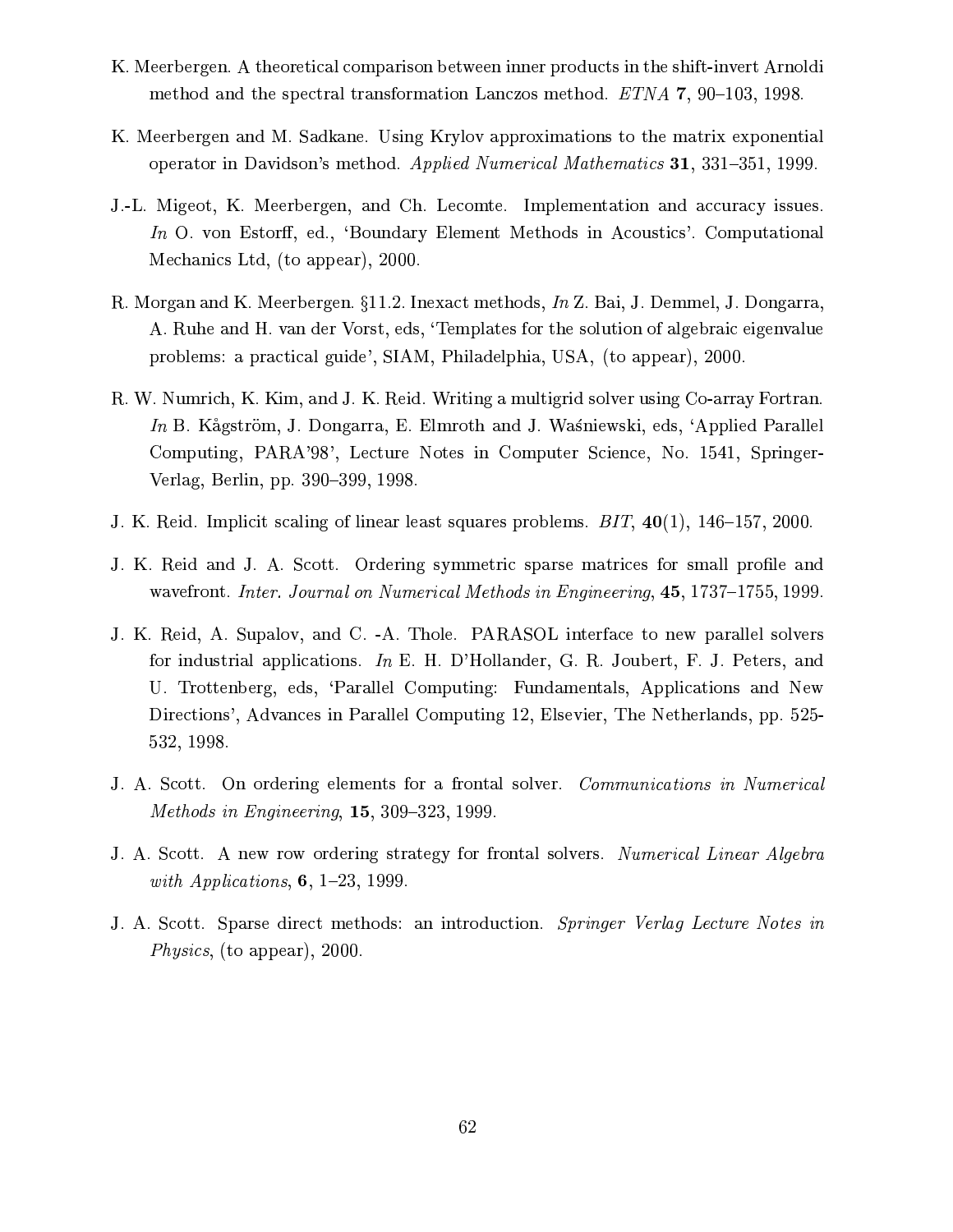K. Meerbergen. A theoretical comparison between inner products in the shift-invert Arnoldi method and the spectral transformation Lanczos method. *ETNA* **7**, 90–103, 1998.

K. Meerbergen and M. Sadkane. Using Krylov approximations to the matrix exponential operator in Davidson's method. *Applied Numerical Mathematics* **31**, 331–351, 1999.

J.-L. Migeot, K. Meerbergen, and Ch. Lecomte. Implementation and accuracy issues. *In* O. von Estorff, ed., 'Boundary Element Methods in Acoustics'. Computational Mechanics Ltd, (to appear), 2000.

R. Morgan and K. Meerbergen. §11.2. Inexact methods, *In* Z. Bai, J. Demmel, J. Dongarra, A. Ruhe and H. van der Vorst, eds, 'Templates for the solution of algebraic eigenvalue problems: a practical guide', SIAM, Philadelphia, USA, (to appear), 2000.

R. W. Numrich, K. Kim, and J. K. Reid. Writing a multigrid solver using Co-array Fortran. *In* B. Kågström, J. Dongarra, E. Elmroth and J. Waśniewski, eds, 'Applied Parallel Computing, PARA'98', Lecture Notes in Computer Science, No. 1541, Springer-Verlag, Berlin, pp. 390–399, 1998.

J. K. Reid. Implicit scaling of linear least squares problems. *BIT*, **40**(1), 146–157, 2000.

J. K. Reid and J. A. Scott. Ordering symmetric sparse matrices for small profile and wavefront. *Inter. Journal on Numerical Methods in Engineering*, **45**, 1737–1755, 1999.

J. K. Reid, A. Supalov, and C. -A. Thole. PARASOL interface to new parallel solvers for industrial applications. *In* E. H. D'Hollander, G. R. Joubert, F. J. Peters, and U. Trottenberg, eds, 'Parallel Computing: Fundamentals, Applications and New Directions', Advances in Parallel Computing 12, Elsevier, The Netherlands, pp. 525-532, 1998.

J. A. Scott. On ordering elements for a frontal solver. *Communications in Numerical Methods in Engineering*, **15**, 309–323, 1999.

J. A. Scott. A new row ordering strategy for frontal solvers. *Numerical Linear Algebra with Applications*, **6**, 1–23, 1999.

J. A. Scott. Sparse direct methods: an introduction. *Springer Verlag Lecture Notes in Physics*, (to appear), 2000.